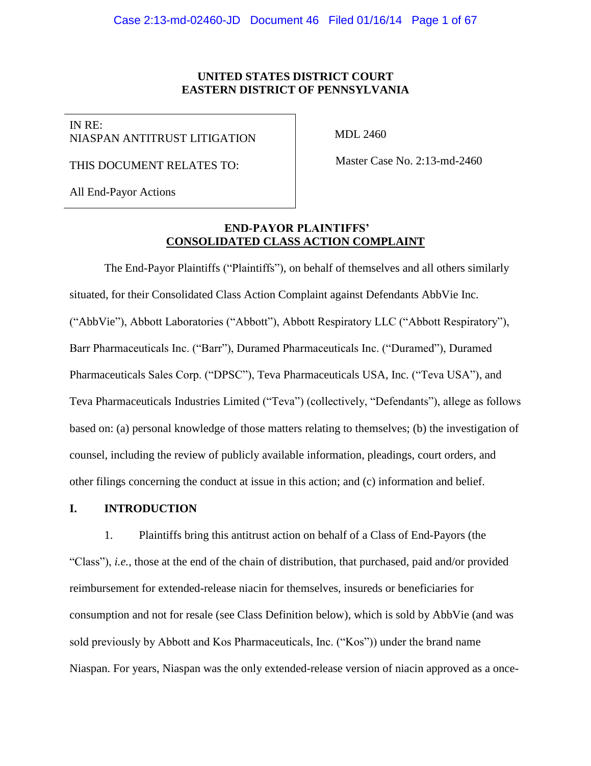**UNITED STATES DISTRICT COURT**
**EASTERN DISTRICT OF PENNSYLVANIA**

| | |
|---|---|
| IN RE: NIASPAN ANTITRUST LITIGATION | MDL 2460 |
| THIS DOCUMENT RELATES TO: | Master Case No. 2:13-md-2460 |
| All End-Payor Actions | |

**END-PAYOR PLAINTIFFS'**
**CONSOLIDATED CLASS ACTION COMPLAINT**

The End-Payor Plaintiffs ("Plaintiffs"), on behalf of themselves and all others similarly situated, for their Consolidated Class Action Complaint against Defendants AbbVie Inc. ("AbbVie"), Abbott Laboratories ("Abbott"), Abbott Respiratory LLC ("Abbott Respiratory"), Barr Pharmaceuticals Inc. ("Barr"), Duramed Pharmaceuticals Inc. ("Duramed"), Duramed Pharmaceuticals Sales Corp. ("DPSC"), Teva Pharmaceuticals USA, Inc. ("Teva USA"), and Teva Pharmaceuticals Industries Limited ("Teva") (collectively, "Defendants"), allege as follows based on: (a) personal knowledge of those matters relating to themselves; (b) the investigation of counsel, including the review of publicly available information, pleadings, court orders, and other filings concerning the conduct at issue in this action; and (c) information and belief.

## I. INTRODUCTION

1. Plaintiffs bring this antitrust action on behalf of a Class of End-Payors (the "Class"), *i.e.*, those at the end of the chain of distribution, that purchased, paid and/or provided reimbursement for extended-release niacin for themselves, insureds or beneficiaries for consumption and not for resale (see Class Definition below), which is sold by AbbVie (and was sold previously by Abbott and Kos Pharmaceuticals, Inc. ("Kos")) under the brand name Niaspan. For years, Niaspan was the only extended-release version of niacin approved as a once-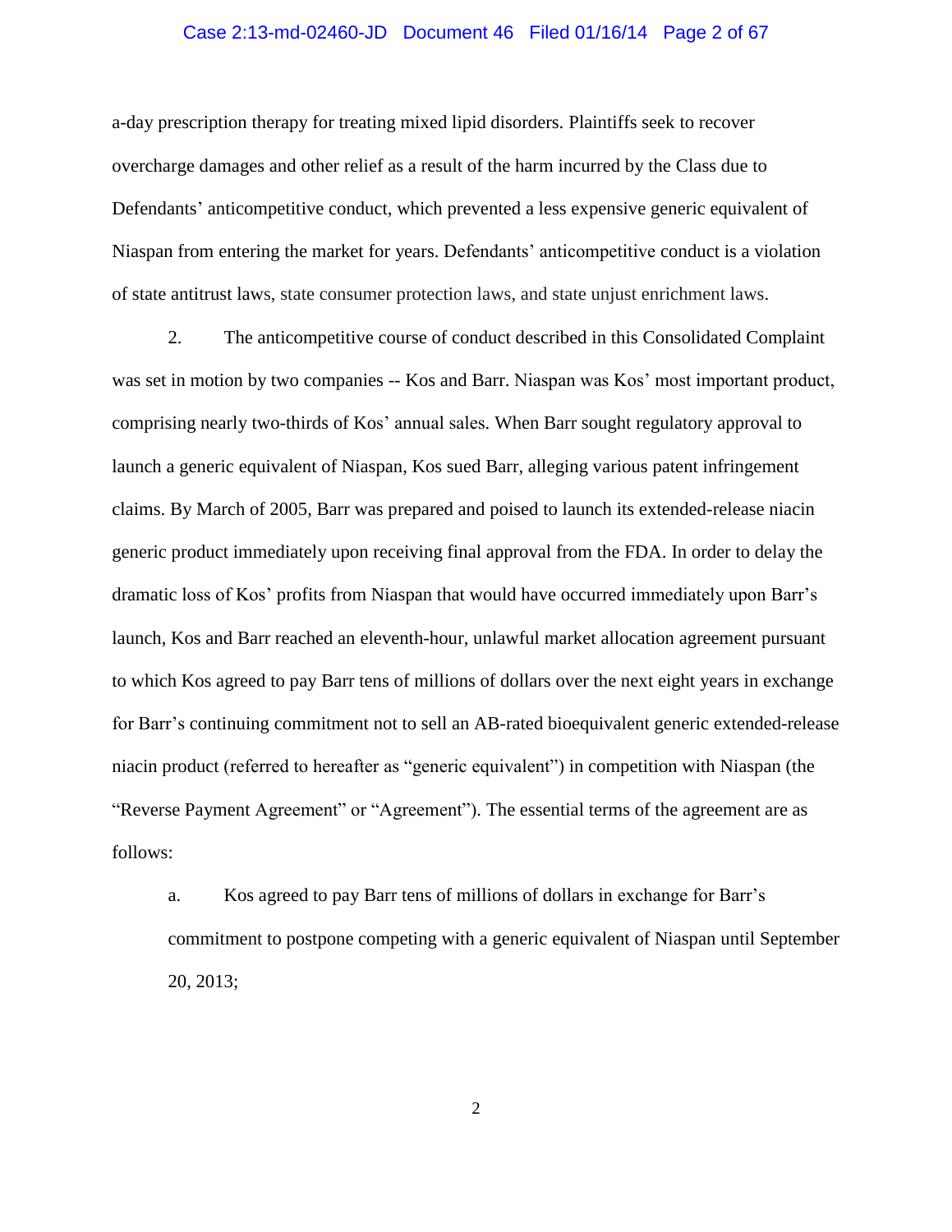a-day prescription therapy for treating mixed lipid disorders. Plaintiffs seek to recover overcharge damages and other relief as a result of the harm incurred by the Class due to Defendants' anticompetitive conduct, which prevented a less expensive generic equivalent of Niaspan from entering the market for years. Defendants' anticompetitive conduct is a violation of state antitrust laws, state consumer protection laws, and state unjust enrichment laws.

2. The anticompetitive course of conduct described in this Consolidated Complaint was set in motion by two companies -- Kos and Barr. Niaspan was Kos' most important product, comprising nearly two-thirds of Kos' annual sales. When Barr sought regulatory approval to launch a generic equivalent of Niaspan, Kos sued Barr, alleging various patent infringement claims. By March of 2005, Barr was prepared and poised to launch its extended-release niacin generic product immediately upon receiving final approval from the FDA. In order to delay the dramatic loss of Kos' profits from Niaspan that would have occurred immediately upon Barr's launch, Kos and Barr reached an eleventh-hour, unlawful market allocation agreement pursuant to which Kos agreed to pay Barr tens of millions of dollars over the next eight years in exchange for Barr's continuing commitment not to sell an AB-rated bioequivalent generic extended-release niacin product (referred to hereafter as "generic equivalent") in competition with Niaspan (the "Reverse Payment Agreement" or "Agreement"). The essential terms of the agreement are as follows:

a. Kos agreed to pay Barr tens of millions of dollars in exchange for Barr's commitment to postpone competing with a generic equivalent of Niaspan until September 20, 2013;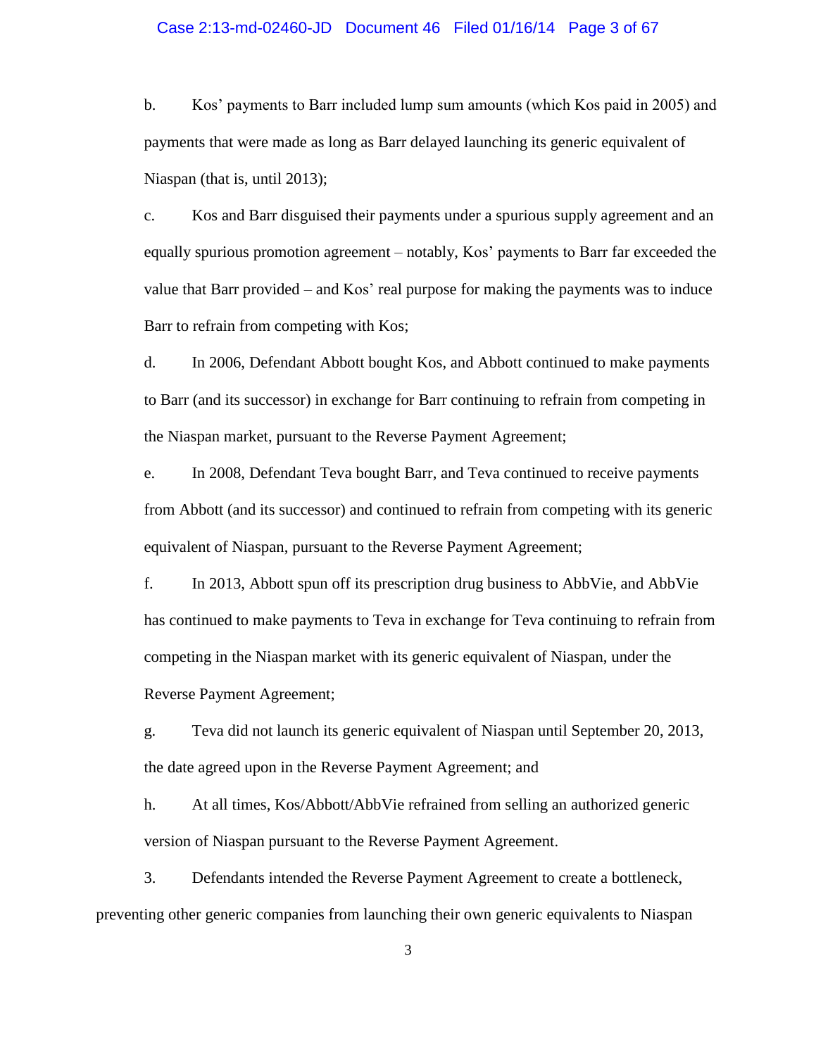b. Kos' payments to Barr included lump sum amounts (which Kos paid in 2005) and payments that were made as long as Barr delayed launching its generic equivalent of Niaspan (that is, until 2013);

c. Kos and Barr disguised their payments under a spurious supply agreement and an equally spurious promotion agreement – notably, Kos' payments to Barr far exceeded the value that Barr provided – and Kos' real purpose for making the payments was to induce Barr to refrain from competing with Kos;

d. In 2006, Defendant Abbott bought Kos, and Abbott continued to make payments to Barr (and its successor) in exchange for Barr continuing to refrain from competing in the Niaspan market, pursuant to the Reverse Payment Agreement;

e. In 2008, Defendant Teva bought Barr, and Teva continued to receive payments from Abbott (and its successor) and continued to refrain from competing with its generic equivalent of Niaspan, pursuant to the Reverse Payment Agreement;

f. In 2013, Abbott spun off its prescription drug business to AbbVie, and AbbVie has continued to make payments to Teva in exchange for Teva continuing to refrain from competing in the Niaspan market with its generic equivalent of Niaspan, under the Reverse Payment Agreement;

g. Teva did not launch its generic equivalent of Niaspan until September 20, 2013, the date agreed upon in the Reverse Payment Agreement; and

h. At all times, Kos/Abbott/AbbVie refrained from selling an authorized generic version of Niaspan pursuant to the Reverse Payment Agreement.

3. Defendants intended the Reverse Payment Agreement to create a bottleneck, preventing other generic companies from launching their own generic equivalents to Niaspan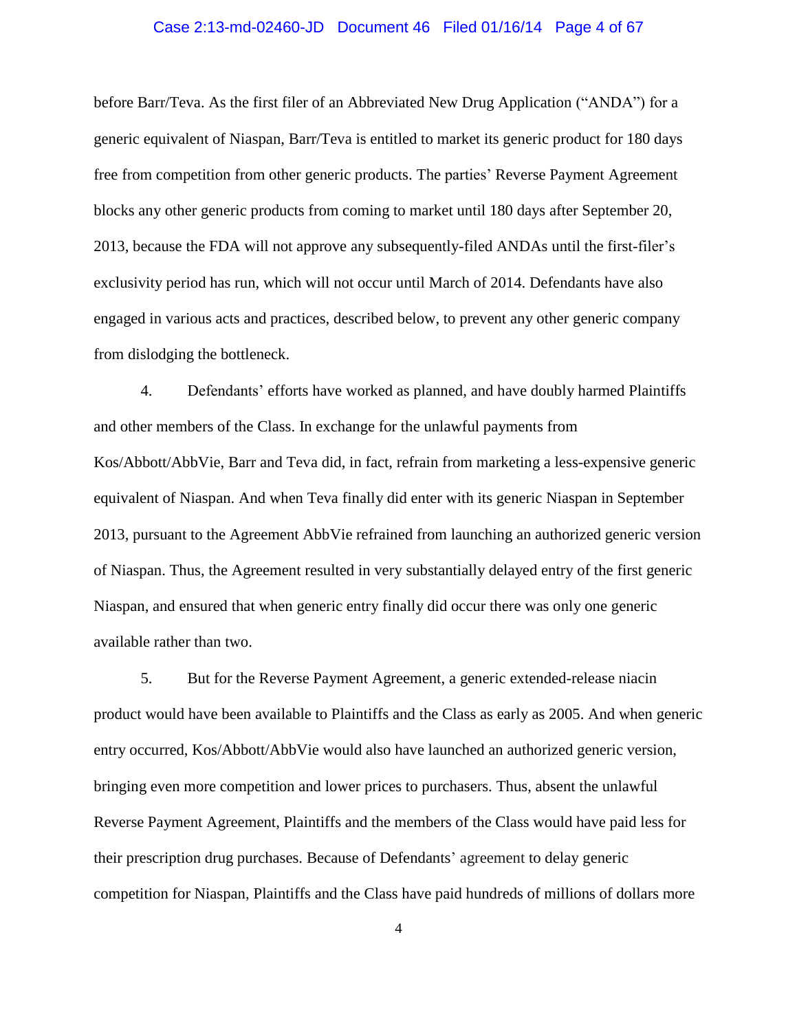before Barr/Teva. As the first filer of an Abbreviated New Drug Application ("ANDA") for a generic equivalent of Niaspan, Barr/Teva is entitled to market its generic product for 180 days free from competition from other generic products. The parties' Reverse Payment Agreement blocks any other generic products from coming to market until 180 days after September 20, 2013, because the FDA will not approve any subsequently-filed ANDAs until the first-filer's exclusivity period has run, which will not occur until March of 2014. Defendants have also engaged in various acts and practices, described below, to prevent any other generic company from dislodging the bottleneck.

4. Defendants' efforts have worked as planned, and have doubly harmed Plaintiffs and other members of the Class. In exchange for the unlawful payments from Kos/Abbott/AbbVie, Barr and Teva did, in fact, refrain from marketing a less-expensive generic equivalent of Niaspan. And when Teva finally did enter with its generic Niaspan in September 2013, pursuant to the Agreement AbbVie refrained from launching an authorized generic version of Niaspan. Thus, the Agreement resulted in very substantially delayed entry of the first generic Niaspan, and ensured that when generic entry finally did occur there was only one generic available rather than two.

5. But for the Reverse Payment Agreement, a generic extended-release niacin product would have been available to Plaintiffs and the Class as early as 2005. And when generic entry occurred, Kos/Abbott/AbbVie would also have launched an authorized generic version, bringing even more competition and lower prices to purchasers. Thus, absent the unlawful Reverse Payment Agreement, Plaintiffs and the members of the Class would have paid less for their prescription drug purchases. Because of Defendants' agreement to delay generic competition for Niaspan, Plaintiffs and the Class have paid hundreds of millions of dollars more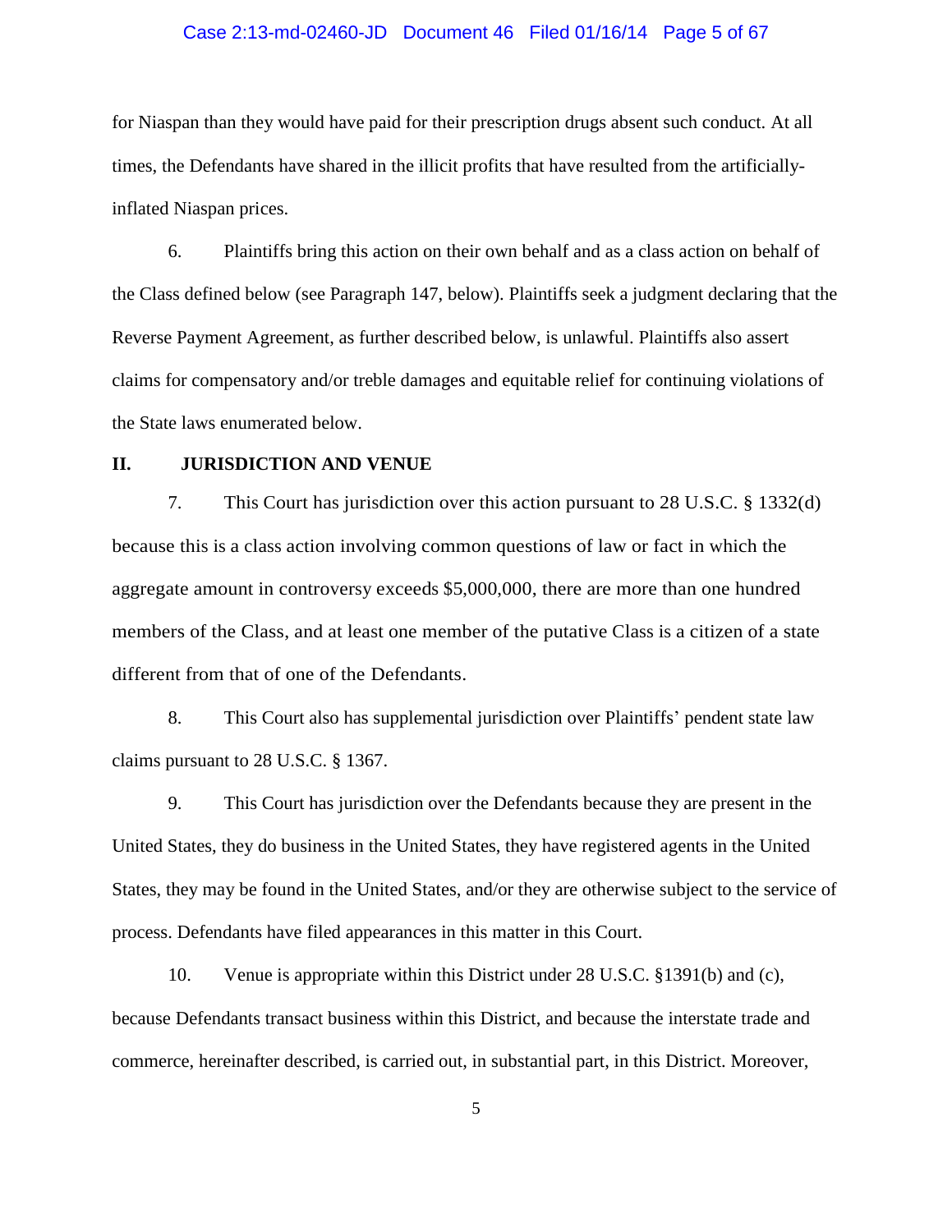for Niaspan than they would have paid for their prescription drugs absent such conduct. At all times, the Defendants have shared in the illicit profits that have resulted from the artificially-inflated Niaspan prices.

6. Plaintiffs bring this action on their own behalf and as a class action on behalf of the Class defined below (see Paragraph 147, below). Plaintiffs seek a judgment declaring that the Reverse Payment Agreement, as further described below, is unlawful. Plaintiffs also assert claims for compensatory and/or treble damages and equitable relief for continuing violations of the State laws enumerated below.

## II. JURISDICTION AND VENUE

7. This Court has jurisdiction over this action pursuant to 28 U.S.C. § 1332(d) because this is a class action involving common questions of law or fact in which the aggregate amount in controversy exceeds $5,000,000, there are more than one hundred members of the Class, and at least one member of the putative Class is a citizen of a state different from that of one of the Defendants.

8. This Court also has supplemental jurisdiction over Plaintiffs' pendent state law claims pursuant to 28 U.S.C. § 1367.

9. This Court has jurisdiction over the Defendants because they are present in the United States, they do business in the United States, they have registered agents in the United States, they may be found in the United States, and/or they are otherwise subject to the service of process. Defendants have filed appearances in this matter in this Court.

10. Venue is appropriate within this District under 28 U.S.C. §1391(b) and (c), because Defendants transact business within this District, and because the interstate trade and commerce, hereinafter described, is carried out, in substantial part, in this District. Moreover,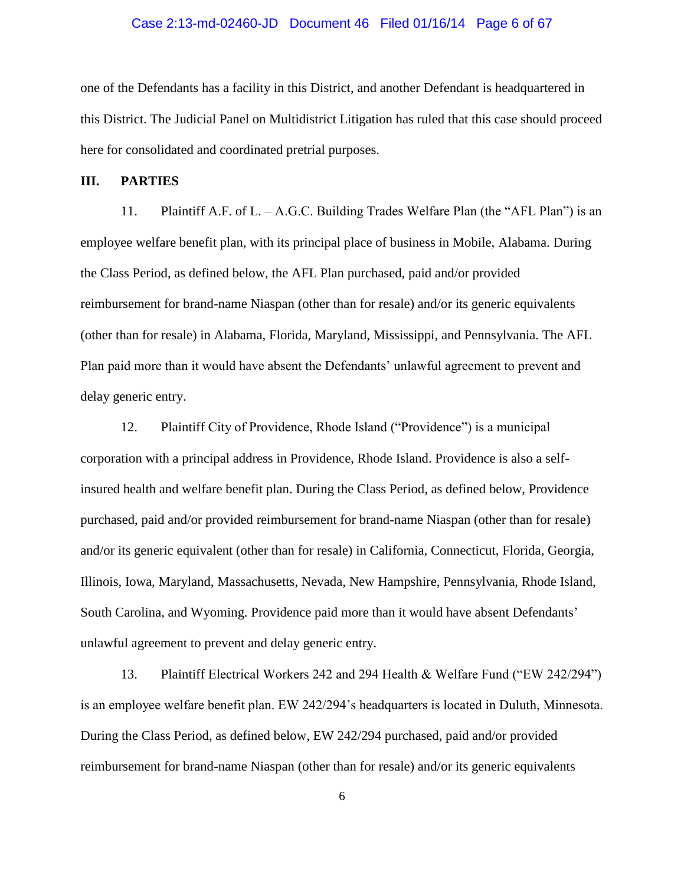one of the Defendants has a facility in this District, and another Defendant is headquartered in this District. The Judicial Panel on Multidistrict Litigation has ruled that this case should proceed here for consolidated and coordinated pretrial purposes.

## III. PARTIES

11. Plaintiff A.F. of L. – A.G.C. Building Trades Welfare Plan (the "AFL Plan") is an employee welfare benefit plan, with its principal place of business in Mobile, Alabama. During the Class Period, as defined below, the AFL Plan purchased, paid and/or provided reimbursement for brand-name Niaspan (other than for resale) and/or its generic equivalents (other than for resale) in Alabama, Florida, Maryland, Mississippi, and Pennsylvania. The AFL Plan paid more than it would have absent the Defendants' unlawful agreement to prevent and delay generic entry.

12. Plaintiff City of Providence, Rhode Island ("Providence") is a municipal corporation with a principal address in Providence, Rhode Island. Providence is also a self-insured health and welfare benefit plan. During the Class Period, as defined below, Providence purchased, paid and/or provided reimbursement for brand-name Niaspan (other than for resale) and/or its generic equivalent (other than for resale) in California, Connecticut, Florida, Georgia, Illinois, Iowa, Maryland, Massachusetts, Nevada, New Hampshire, Pennsylvania, Rhode Island, South Carolina, and Wyoming. Providence paid more than it would have absent Defendants' unlawful agreement to prevent and delay generic entry.

13. Plaintiff Electrical Workers 242 and 294 Health & Welfare Fund ("EW 242/294") is an employee welfare benefit plan. EW 242/294's headquarters is located in Duluth, Minnesota. During the Class Period, as defined below, EW 242/294 purchased, paid and/or provided reimbursement for brand-name Niaspan (other than for resale) and/or its generic equivalents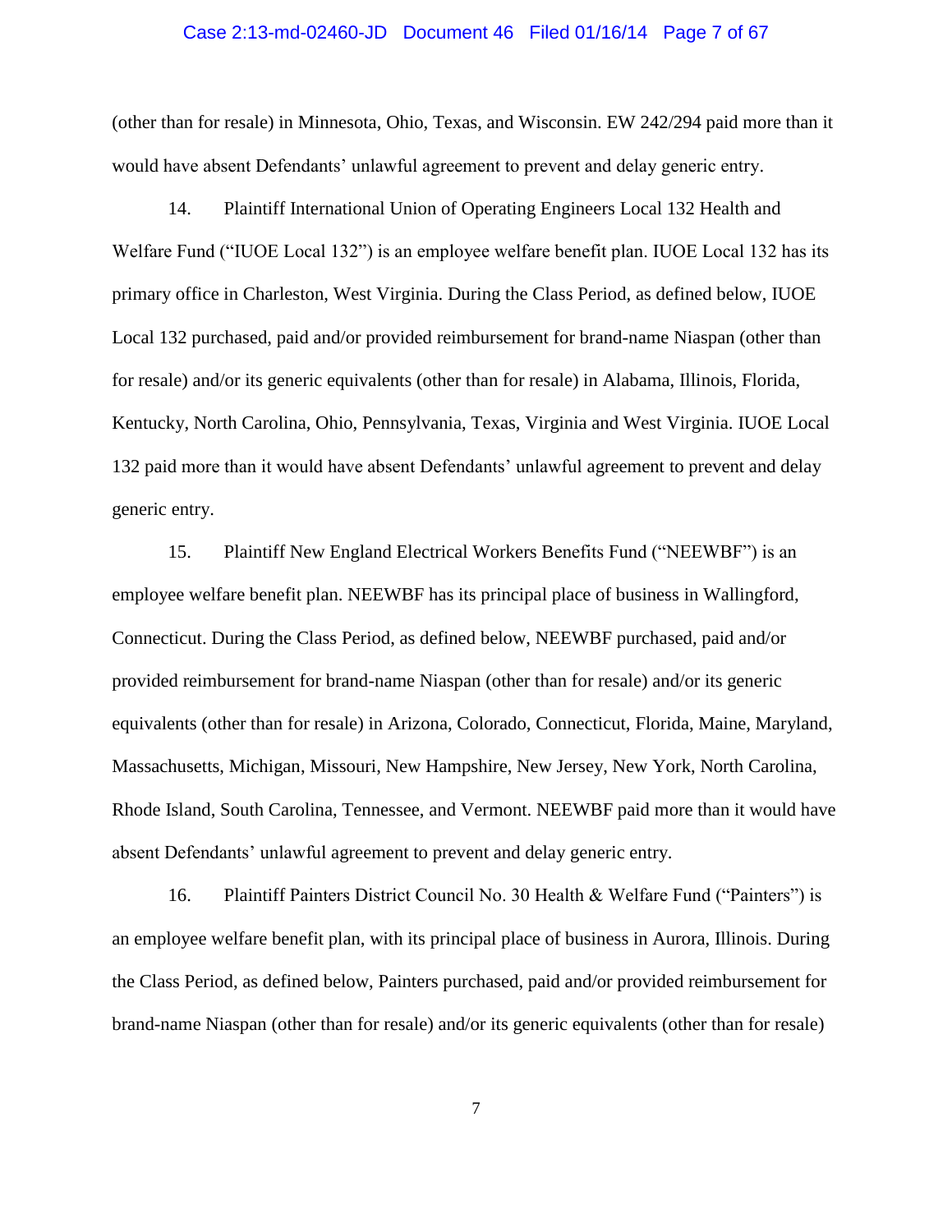(other than for resale) in Minnesota, Ohio, Texas, and Wisconsin. EW 242/294 paid more than it would have absent Defendants' unlawful agreement to prevent and delay generic entry.

14. Plaintiff International Union of Operating Engineers Local 132 Health and Welfare Fund ("IUOE Local 132") is an employee welfare benefit plan. IUOE Local 132 has its primary office in Charleston, West Virginia. During the Class Period, as defined below, IUOE Local 132 purchased, paid and/or provided reimbursement for brand-name Niaspan (other than for resale) and/or its generic equivalents (other than for resale) in Alabama, Illinois, Florida, Kentucky, North Carolina, Ohio, Pennsylvania, Texas, Virginia and West Virginia. IUOE Local 132 paid more than it would have absent Defendants' unlawful agreement to prevent and delay generic entry.

15. Plaintiff New England Electrical Workers Benefits Fund ("NEEWBF") is an employee welfare benefit plan. NEEWBF has its principal place of business in Wallingford, Connecticut. During the Class Period, as defined below, NEEWBF purchased, paid and/or provided reimbursement for brand-name Niaspan (other than for resale) and/or its generic equivalents (other than for resale) in Arizona, Colorado, Connecticut, Florida, Maine, Maryland, Massachusetts, Michigan, Missouri, New Hampshire, New Jersey, New York, North Carolina, Rhode Island, South Carolina, Tennessee, and Vermont. NEEWBF paid more than it would have absent Defendants' unlawful agreement to prevent and delay generic entry.

16. Plaintiff Painters District Council No. 30 Health & Welfare Fund ("Painters") is an employee welfare benefit plan, with its principal place of business in Aurora, Illinois. During the Class Period, as defined below, Painters purchased, paid and/or provided reimbursement for brand-name Niaspan (other than for resale) and/or its generic equivalents (other than for resale)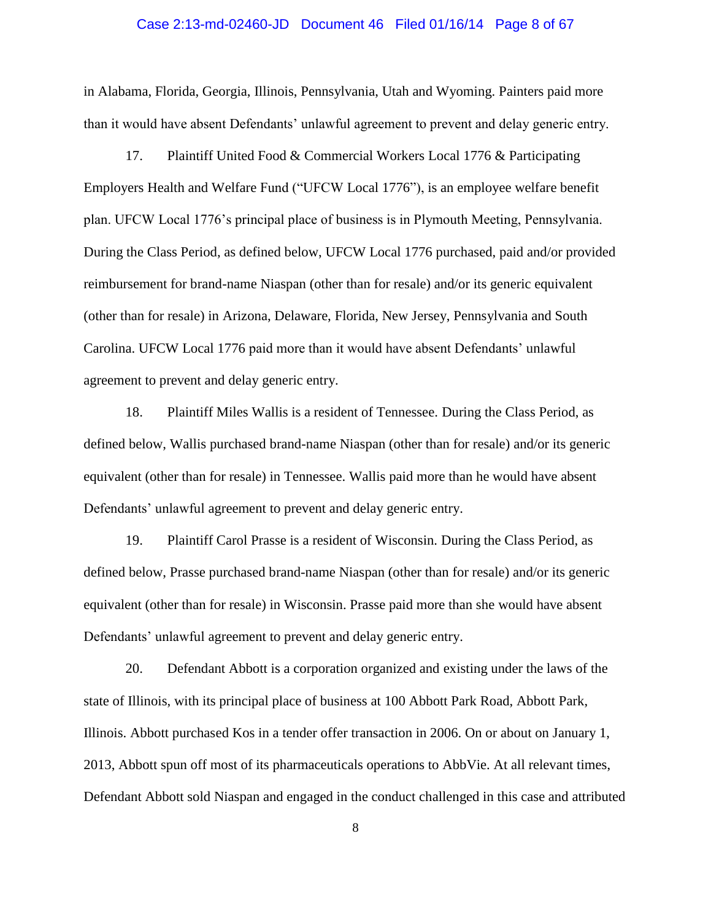in Alabama, Florida, Georgia, Illinois, Pennsylvania, Utah and Wyoming. Painters paid more than it would have absent Defendants' unlawful agreement to prevent and delay generic entry.

17. Plaintiff United Food & Commercial Workers Local 1776 & Participating Employers Health and Welfare Fund ("UFCW Local 1776"), is an employee welfare benefit plan. UFCW Local 1776's principal place of business is in Plymouth Meeting, Pennsylvania. During the Class Period, as defined below, UFCW Local 1776 purchased, paid and/or provided reimbursement for brand-name Niaspan (other than for resale) and/or its generic equivalent (other than for resale) in Arizona, Delaware, Florida, New Jersey, Pennsylvania and South Carolina. UFCW Local 1776 paid more than it would have absent Defendants' unlawful agreement to prevent and delay generic entry.

18. Plaintiff Miles Wallis is a resident of Tennessee. During the Class Period, as defined below, Wallis purchased brand-name Niaspan (other than for resale) and/or its generic equivalent (other than for resale) in Tennessee. Wallis paid more than he would have absent Defendants' unlawful agreement to prevent and delay generic entry.

19. Plaintiff Carol Prasse is a resident of Wisconsin. During the Class Period, as defined below, Prasse purchased brand-name Niaspan (other than for resale) and/or its generic equivalent (other than for resale) in Wisconsin. Prasse paid more than she would have absent Defendants' unlawful agreement to prevent and delay generic entry.

20. Defendant Abbott is a corporation organized and existing under the laws of the state of Illinois, with its principal place of business at 100 Abbott Park Road, Abbott Park, Illinois. Abbott purchased Kos in a tender offer transaction in 2006. On or about on January 1, 2013, Abbott spun off most of its pharmaceuticals operations to AbbVie. At all relevant times, Defendant Abbott sold Niaspan and engaged in the conduct challenged in this case and attributed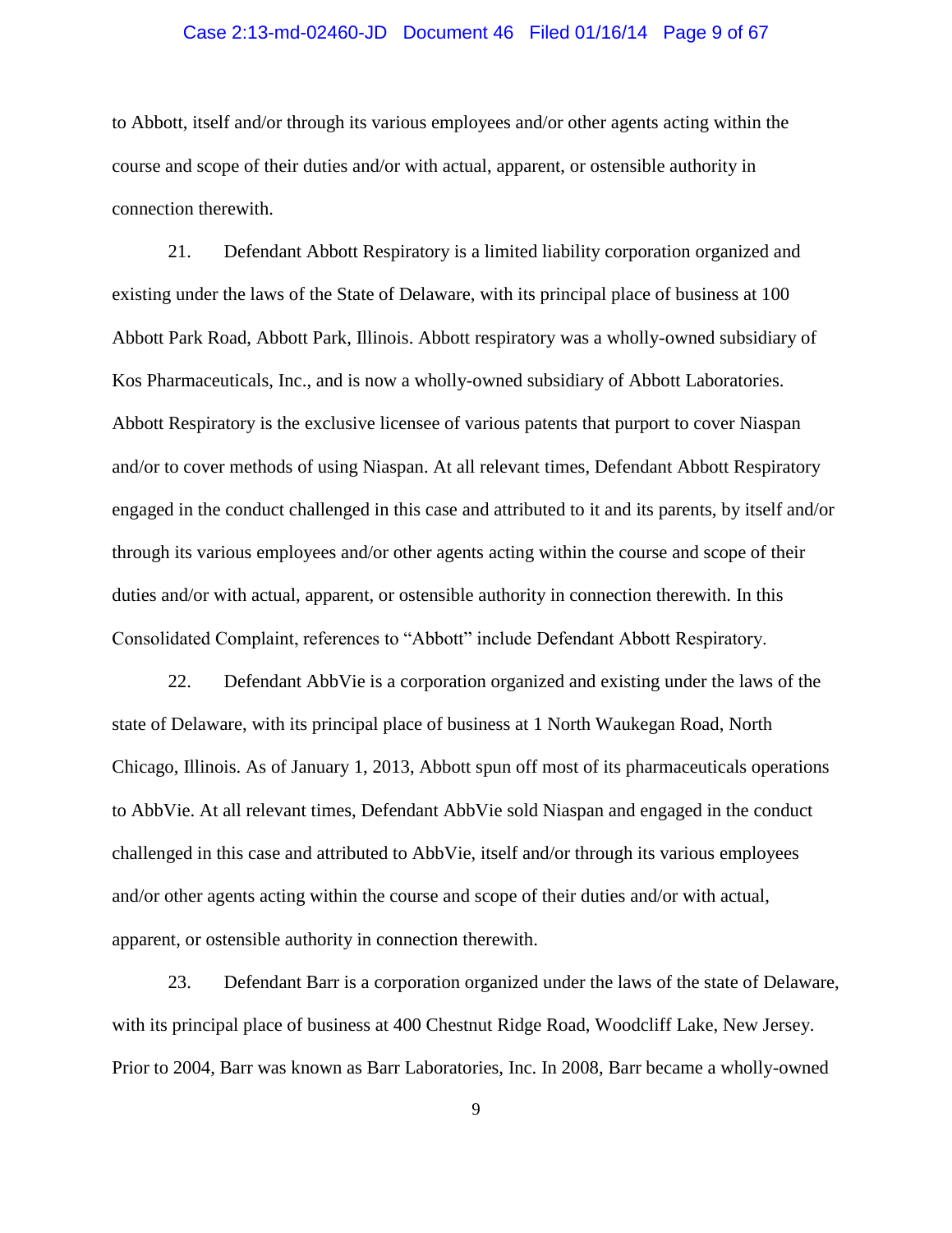to Abbott, itself and/or through its various employees and/or other agents acting within the course and scope of their duties and/or with actual, apparent, or ostensible authority in connection therewith.

21. Defendant Abbott Respiratory is a limited liability corporation organized and existing under the laws of the State of Delaware, with its principal place of business at 100 Abbott Park Road, Abbott Park, Illinois. Abbott respiratory was a wholly-owned subsidiary of Kos Pharmaceuticals, Inc., and is now a wholly-owned subsidiary of Abbott Laboratories. Abbott Respiratory is the exclusive licensee of various patents that purport to cover Niaspan and/or to cover methods of using Niaspan. At all relevant times, Defendant Abbott Respiratory engaged in the conduct challenged in this case and attributed to it and its parents, by itself and/or through its various employees and/or other agents acting within the course and scope of their duties and/or with actual, apparent, or ostensible authority in connection therewith. In this Consolidated Complaint, references to "Abbott" include Defendant Abbott Respiratory.

22. Defendant AbbVie is a corporation organized and existing under the laws of the state of Delaware, with its principal place of business at 1 North Waukegan Road, North Chicago, Illinois. As of January 1, 2013, Abbott spun off most of its pharmaceuticals operations to AbbVie. At all relevant times, Defendant AbbVie sold Niaspan and engaged in the conduct challenged in this case and attributed to AbbVie, itself and/or through its various employees and/or other agents acting within the course and scope of their duties and/or with actual, apparent, or ostensible authority in connection therewith.

23. Defendant Barr is a corporation organized under the laws of the state of Delaware, with its principal place of business at 400 Chestnut Ridge Road, Woodcliff Lake, New Jersey. Prior to 2004, Barr was known as Barr Laboratories, Inc. In 2008, Barr became a wholly-owned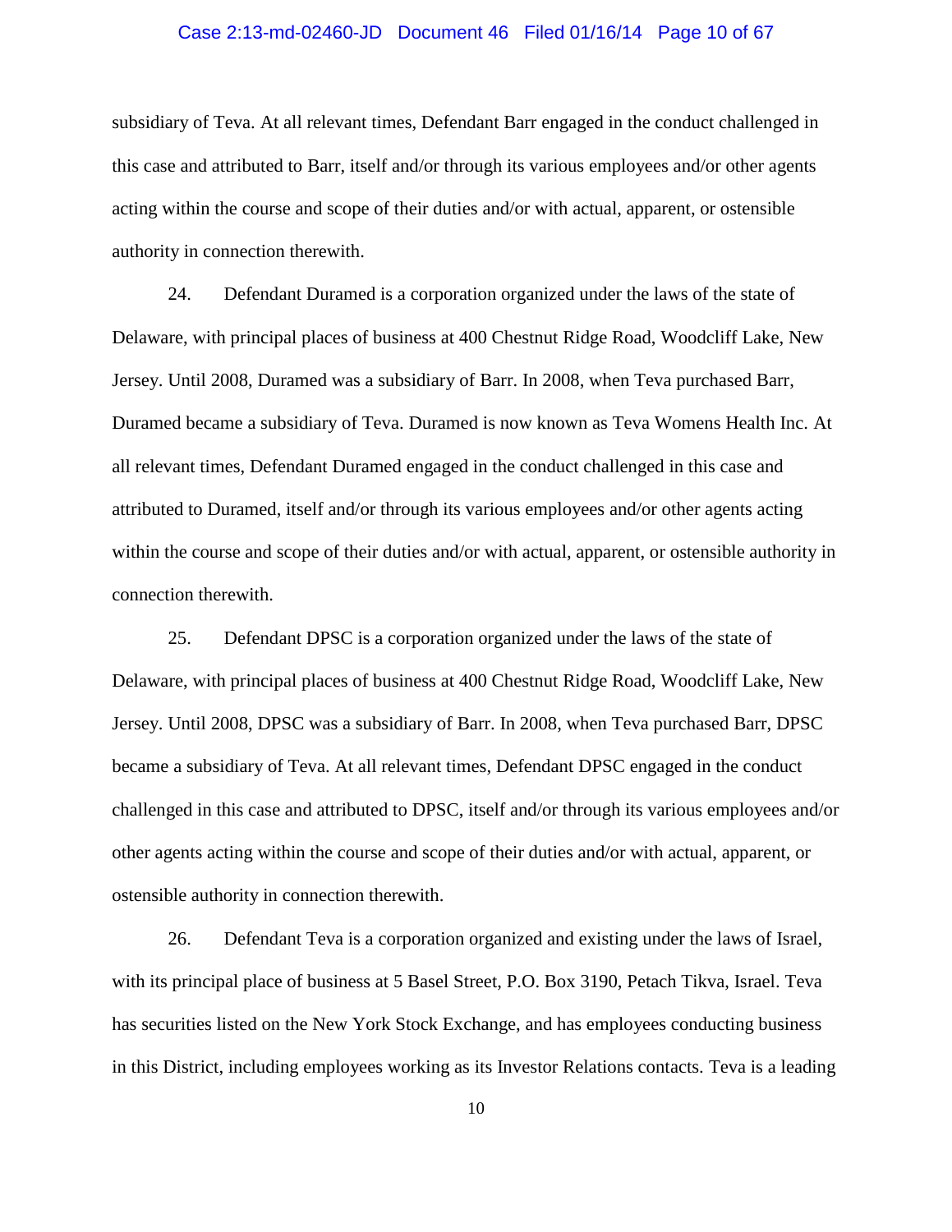subsidiary of Teva. At all relevant times, Defendant Barr engaged in the conduct challenged in this case and attributed to Barr, itself and/or through its various employees and/or other agents acting within the course and scope of their duties and/or with actual, apparent, or ostensible authority in connection therewith.

24. Defendant Duramed is a corporation organized under the laws of the state of Delaware, with principal places of business at 400 Chestnut Ridge Road, Woodcliff Lake, New Jersey. Until 2008, Duramed was a subsidiary of Barr. In 2008, when Teva purchased Barr, Duramed became a subsidiary of Teva. Duramed is now known as Teva Womens Health Inc. At all relevant times, Defendant Duramed engaged in the conduct challenged in this case and attributed to Duramed, itself and/or through its various employees and/or other agents acting within the course and scope of their duties and/or with actual, apparent, or ostensible authority in connection therewith.

25. Defendant DPSC is a corporation organized under the laws of the state of Delaware, with principal places of business at 400 Chestnut Ridge Road, Woodcliff Lake, New Jersey. Until 2008, DPSC was a subsidiary of Barr. In 2008, when Teva purchased Barr, DPSC became a subsidiary of Teva. At all relevant times, Defendant DPSC engaged in the conduct challenged in this case and attributed to DPSC, itself and/or through its various employees and/or other agents acting within the course and scope of their duties and/or with actual, apparent, or ostensible authority in connection therewith.

26. Defendant Teva is a corporation organized and existing under the laws of Israel, with its principal place of business at 5 Basel Street, P.O. Box 3190, Petach Tikva, Israel. Teva has securities listed on the New York Stock Exchange, and has employees conducting business in this District, including employees working as its Investor Relations contacts. Teva is a leading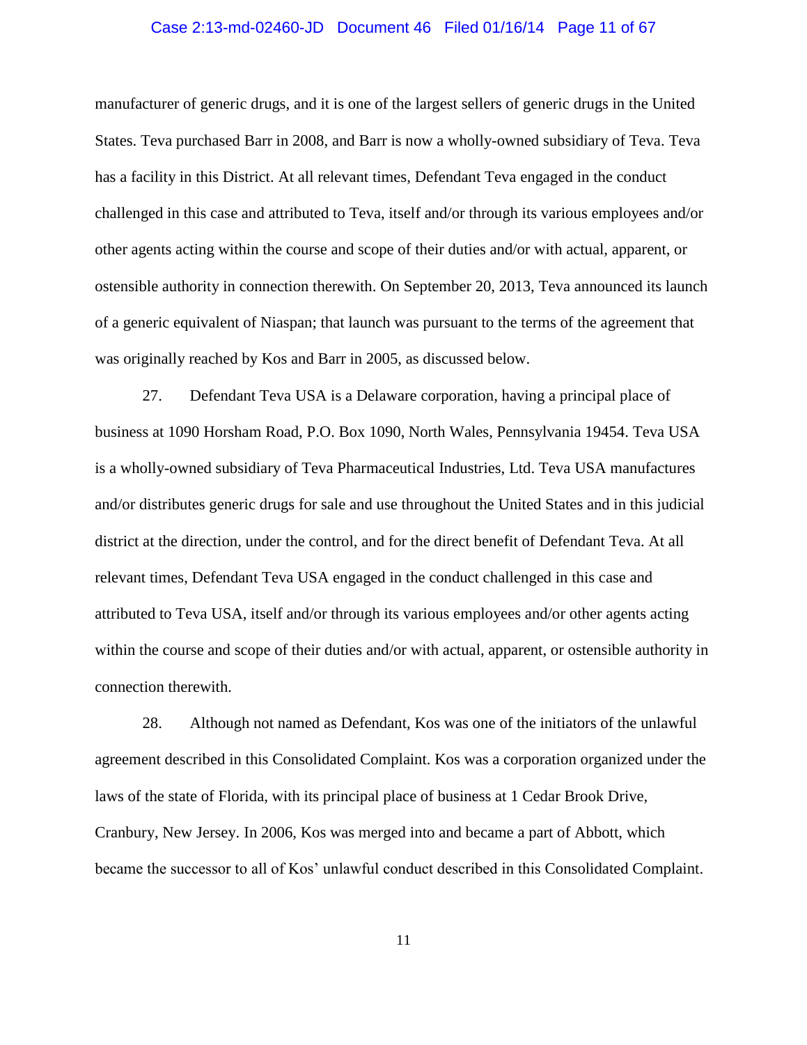manufacturer of generic drugs, and it is one of the largest sellers of generic drugs in the United States. Teva purchased Barr in 2008, and Barr is now a wholly-owned subsidiary of Teva. Teva has a facility in this District. At all relevant times, Defendant Teva engaged in the conduct challenged in this case and attributed to Teva, itself and/or through its various employees and/or other agents acting within the course and scope of their duties and/or with actual, apparent, or ostensible authority in connection therewith. On September 20, 2013, Teva announced its launch of a generic equivalent of Niaspan; that launch was pursuant to the terms of the agreement that was originally reached by Kos and Barr in 2005, as discussed below.

27. Defendant Teva USA is a Delaware corporation, having a principal place of business at 1090 Horsham Road, P.O. Box 1090, North Wales, Pennsylvania 19454. Teva USA is a wholly-owned subsidiary of Teva Pharmaceutical Industries, Ltd. Teva USA manufactures and/or distributes generic drugs for sale and use throughout the United States and in this judicial district at the direction, under the control, and for the direct benefit of Defendant Teva. At all relevant times, Defendant Teva USA engaged in the conduct challenged in this case and attributed to Teva USA, itself and/or through its various employees and/or other agents acting within the course and scope of their duties and/or with actual, apparent, or ostensible authority in connection therewith.

28. Although not named as Defendant, Kos was one of the initiators of the unlawful agreement described in this Consolidated Complaint. Kos was a corporation organized under the laws of the state of Florida, with its principal place of business at 1 Cedar Brook Drive, Cranbury, New Jersey. In 2006, Kos was merged into and became a part of Abbott, which became the successor to all of Kos' unlawful conduct described in this Consolidated Complaint.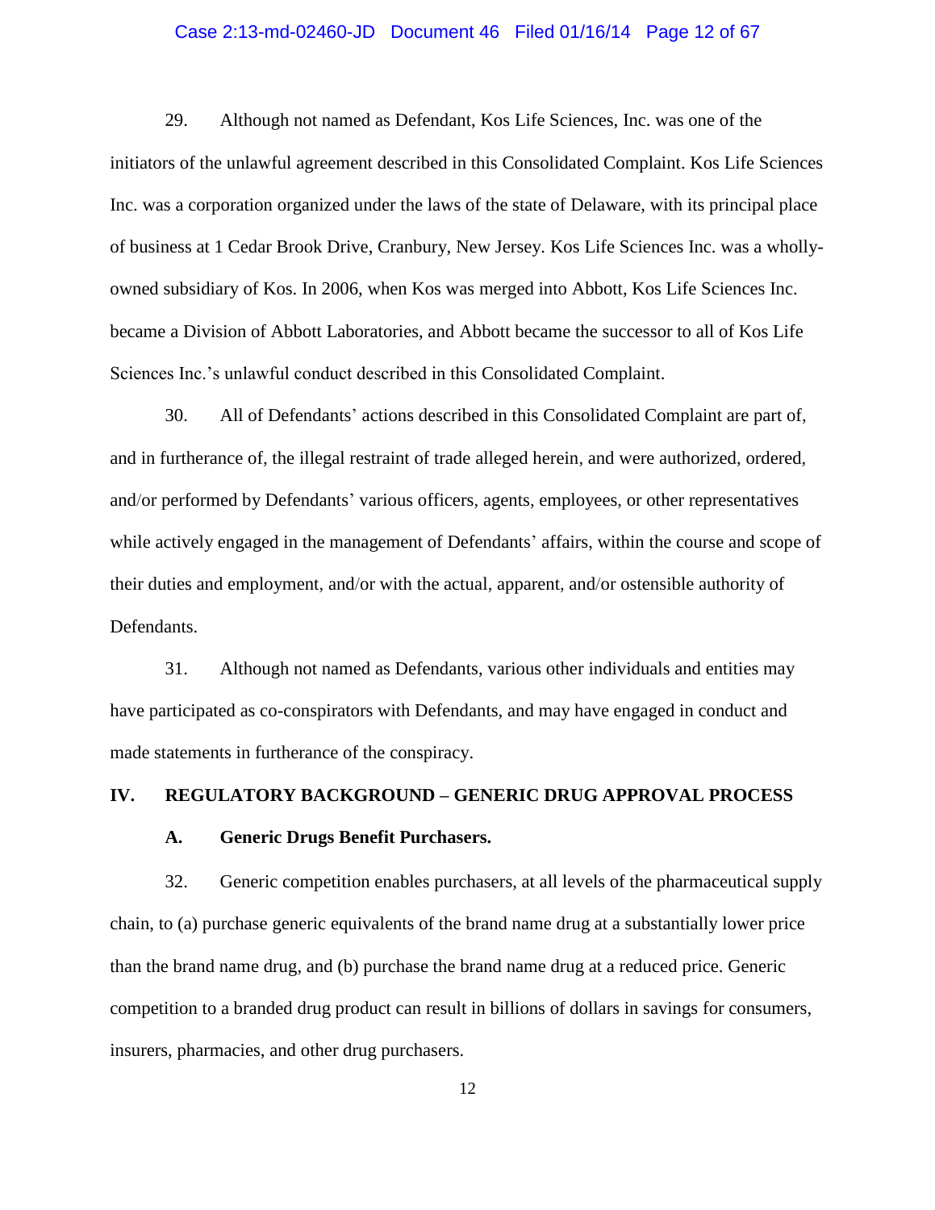29. Although not named as Defendant, Kos Life Sciences, Inc. was one of the initiators of the unlawful agreement described in this Consolidated Complaint. Kos Life Sciences Inc. was a corporation organized under the laws of the state of Delaware, with its principal place of business at 1 Cedar Brook Drive, Cranbury, New Jersey. Kos Life Sciences Inc. was a wholly-owned subsidiary of Kos. In 2006, when Kos was merged into Abbott, Kos Life Sciences Inc. became a Division of Abbott Laboratories, and Abbott became the successor to all of Kos Life Sciences Inc.'s unlawful conduct described in this Consolidated Complaint.

30. All of Defendants' actions described in this Consolidated Complaint are part of, and in furtherance of, the illegal restraint of trade alleged herein, and were authorized, ordered, and/or performed by Defendants' various officers, agents, employees, or other representatives while actively engaged in the management of Defendants' affairs, within the course and scope of their duties and employment, and/or with the actual, apparent, and/or ostensible authority of Defendants.

31. Although not named as Defendants, various other individuals and entities may have participated as co-conspirators with Defendants, and may have engaged in conduct and made statements in furtherance of the conspiracy.

## IV. REGULATORY BACKGROUND – GENERIC DRUG APPROVAL PROCESS

### A. Generic Drugs Benefit Purchasers.

32. Generic competition enables purchasers, at all levels of the pharmaceutical supply chain, to (a) purchase generic equivalents of the brand name drug at a substantially lower price than the brand name drug, and (b) purchase the brand name drug at a reduced price. Generic competition to a branded drug product can result in billions of dollars in savings for consumers, insurers, pharmacies, and other drug purchasers.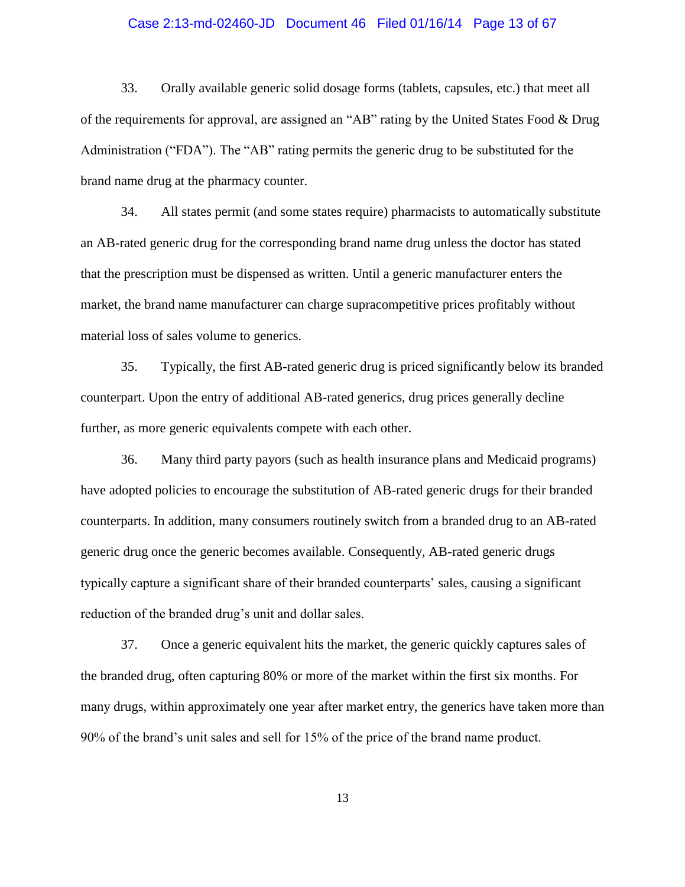33. Orally available generic solid dosage forms (tablets, capsules, etc.) that meet all of the requirements for approval, are assigned an "AB" rating by the United States Food & Drug Administration ("FDA"). The "AB" rating permits the generic drug to be substituted for the brand name drug at the pharmacy counter.

34. All states permit (and some states require) pharmacists to automatically substitute an AB-rated generic drug for the corresponding brand name drug unless the doctor has stated that the prescription must be dispensed as written. Until a generic manufacturer enters the market, the brand name manufacturer can charge supracompetitive prices profitably without material loss of sales volume to generics.

35. Typically, the first AB-rated generic drug is priced significantly below its branded counterpart. Upon the entry of additional AB-rated generics, drug prices generally decline further, as more generic equivalents compete with each other.

36. Many third party payors (such as health insurance plans and Medicaid programs) have adopted policies to encourage the substitution of AB-rated generic drugs for their branded counterparts. In addition, many consumers routinely switch from a branded drug to an AB-rated generic drug once the generic becomes available. Consequently, AB-rated generic drugs typically capture a significant share of their branded counterparts' sales, causing a significant reduction of the branded drug's unit and dollar sales.

37. Once a generic equivalent hits the market, the generic quickly captures sales of the branded drug, often capturing 80% or more of the market within the first six months. For many drugs, within approximately one year after market entry, the generics have taken more than 90% of the brand's unit sales and sell for 15% of the price of the brand name product.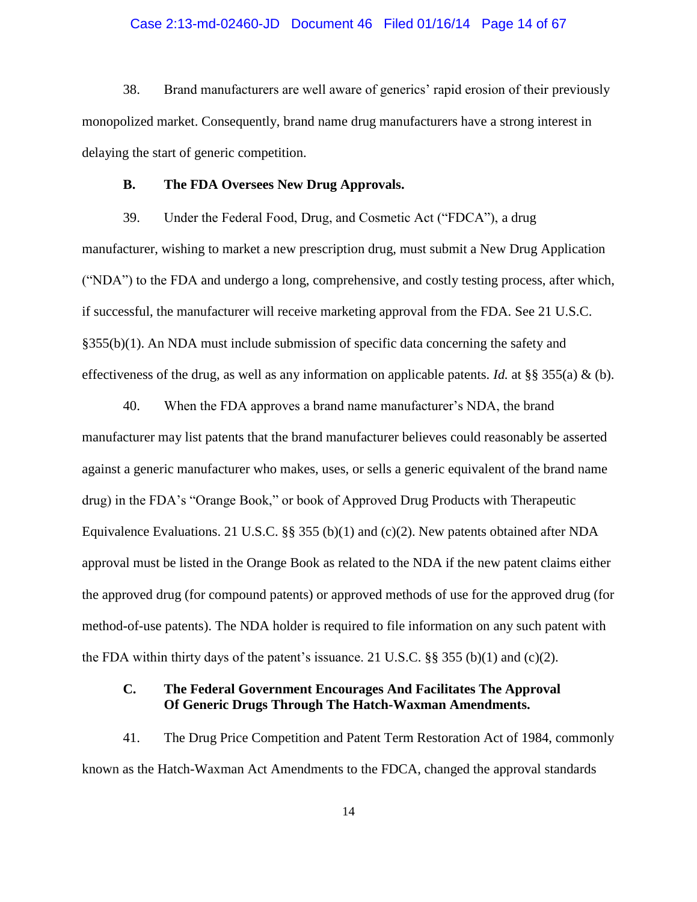38. Brand manufacturers are well aware of generics' rapid erosion of their previously monopolized market. Consequently, brand name drug manufacturers have a strong interest in delaying the start of generic competition.

### B. The FDA Oversees New Drug Approvals.

39. Under the Federal Food, Drug, and Cosmetic Act ("FDCA"), a drug manufacturer, wishing to market a new prescription drug, must submit a New Drug Application ("NDA") to the FDA and undergo a long, comprehensive, and costly testing process, after which, if successful, the manufacturer will receive marketing approval from the FDA. See 21 U.S.C. §355(b)(1). An NDA must include submission of specific data concerning the safety and effectiveness of the drug, as well as any information on applicable patents. *Id.* at §§ 355(a) & (b).

40. When the FDA approves a brand name manufacturer's NDA, the brand manufacturer may list patents that the brand manufacturer believes could reasonably be asserted against a generic manufacturer who makes, uses, or sells a generic equivalent of the brand name drug) in the FDA's "Orange Book," or book of Approved Drug Products with Therapeutic Equivalence Evaluations. 21 U.S.C. §§ 355 (b)(1) and (c)(2). New patents obtained after NDA approval must be listed in the Orange Book as related to the NDA if the new patent claims either the approved drug (for compound patents) or approved methods of use for the approved drug (for method-of-use patents). The NDA holder is required to file information on any such patent with the FDA within thirty days of the patent's issuance. 21 U.S.C. §§ 355 (b)(1) and (c)(2).

### C. The Federal Government Encourages And Facilitates The Approval Of Generic Drugs Through The Hatch-Waxman Amendments.

41. The Drug Price Competition and Patent Term Restoration Act of 1984, commonly known as the Hatch-Waxman Act Amendments to the FDCA, changed the approval standards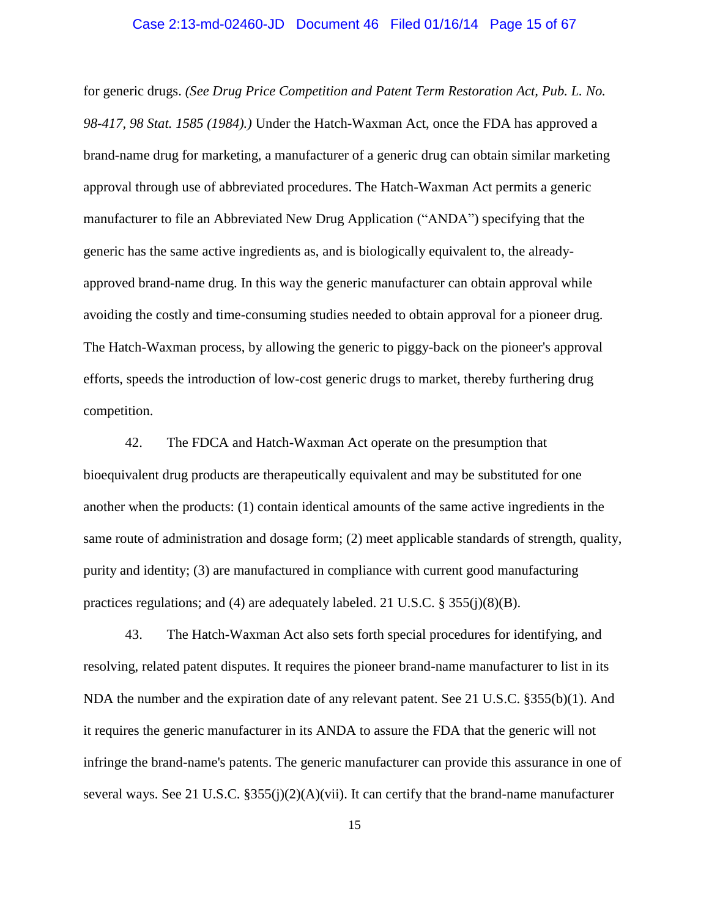for generic drugs. *(See Drug Price Competition and Patent Term Restoration Act, Pub. L. No. 98-417, 98 Stat. 1585 (1984).)* Under the Hatch-Waxman Act, once the FDA has approved a brand-name drug for marketing, a manufacturer of a generic drug can obtain similar marketing approval through use of abbreviated procedures. The Hatch-Waxman Act permits a generic manufacturer to file an Abbreviated New Drug Application ("ANDA") specifying that the generic has the same active ingredients as, and is biologically equivalent to, the already-approved brand-name drug. In this way the generic manufacturer can obtain approval while avoiding the costly and time-consuming studies needed to obtain approval for a pioneer drug. The Hatch-Waxman process, by allowing the generic to piggy-back on the pioneer's approval efforts, speeds the introduction of low-cost generic drugs to market, thereby furthering drug competition.

42. The FDCA and Hatch-Waxman Act operate on the presumption that bioequivalent drug products are therapeutically equivalent and may be substituted for one another when the products: (1) contain identical amounts of the same active ingredients in the same route of administration and dosage form; (2) meet applicable standards of strength, quality, purity and identity; (3) are manufactured in compliance with current good manufacturing practices regulations; and (4) are adequately labeled. 21 U.S.C. § 355(j)(8)(B).

43. The Hatch-Waxman Act also sets forth special procedures for identifying, and resolving, related patent disputes. It requires the pioneer brand-name manufacturer to list in its NDA the number and the expiration date of any relevant patent. See 21 U.S.C. §355(b)(1). And it requires the generic manufacturer in its ANDA to assure the FDA that the generic will not infringe the brand-name's patents. The generic manufacturer can provide this assurance in one of several ways. See 21 U.S.C. §355(j)(2)(A)(vii). It can certify that the brand-name manufacturer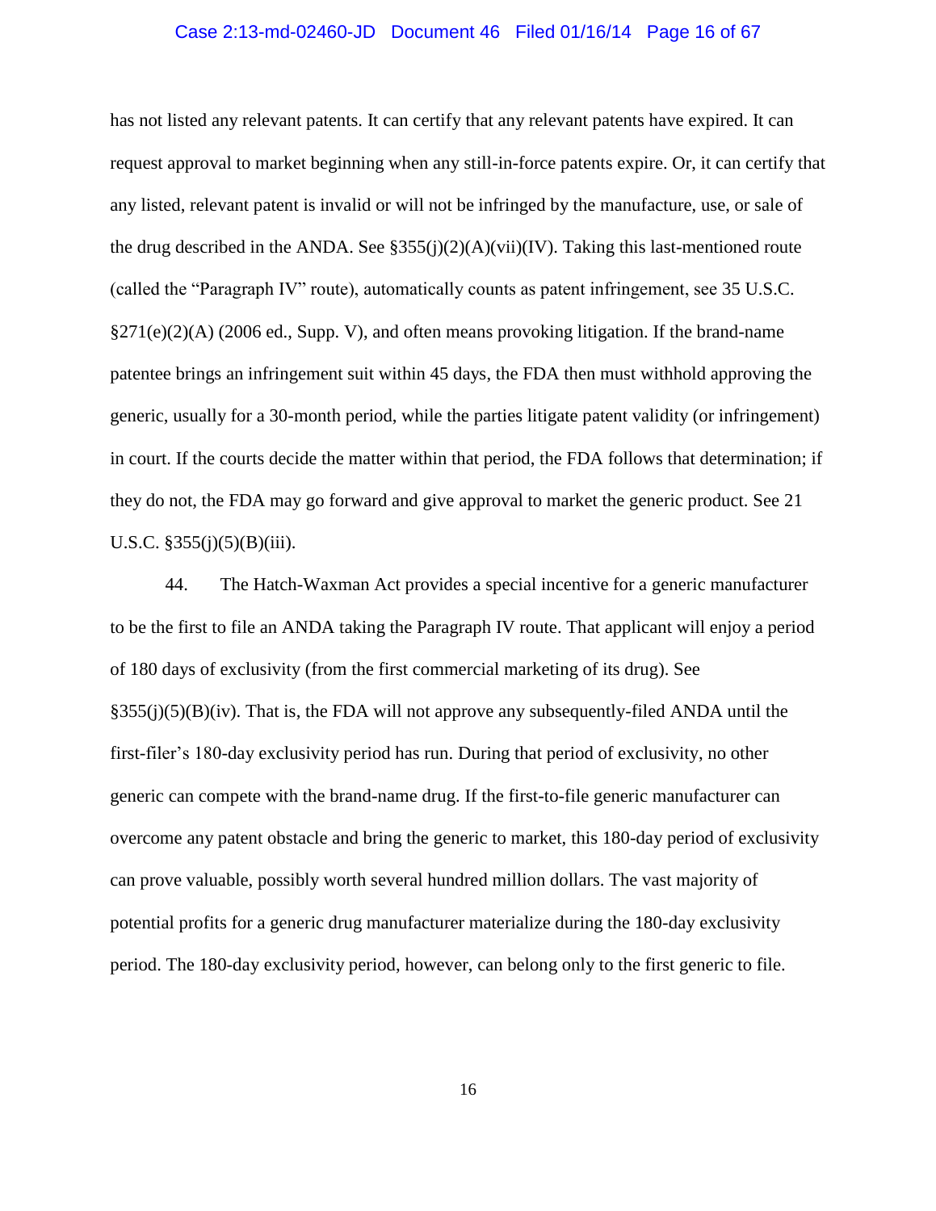has not listed any relevant patents. It can certify that any relevant patents have expired. It can request approval to market beginning when any still-in-force patents expire. Or, it can certify that any listed, relevant patent is invalid or will not be infringed by the manufacture, use, or sale of the drug described in the ANDA. See §355(j)(2)(A)(vii)(IV). Taking this last-mentioned route (called the "Paragraph IV" route), automatically counts as patent infringement, see 35 U.S.C. §271(e)(2)(A) (2006 ed., Supp. V), and often means provoking litigation. If the brand-name patentee brings an infringement suit within 45 days, the FDA then must withhold approving the generic, usually for a 30-month period, while the parties litigate patent validity (or infringement) in court. If the courts decide the matter within that period, the FDA follows that determination; if they do not, the FDA may go forward and give approval to market the generic product. See 21 U.S.C. §355(j)(5)(B)(iii).

44. The Hatch-Waxman Act provides a special incentive for a generic manufacturer to be the first to file an ANDA taking the Paragraph IV route. That applicant will enjoy a period of 180 days of exclusivity (from the first commercial marketing of its drug). See §355(j)(5)(B)(iv). That is, the FDA will not approve any subsequently-filed ANDA until the first-filer's 180-day exclusivity period has run. During that period of exclusivity, no other generic can compete with the brand-name drug. If the first-to-file generic manufacturer can overcome any patent obstacle and bring the generic to market, this 180-day period of exclusivity can prove valuable, possibly worth several hundred million dollars. The vast majority of potential profits for a generic drug manufacturer materialize during the 180-day exclusivity period. The 180-day exclusivity period, however, can belong only to the first generic to file.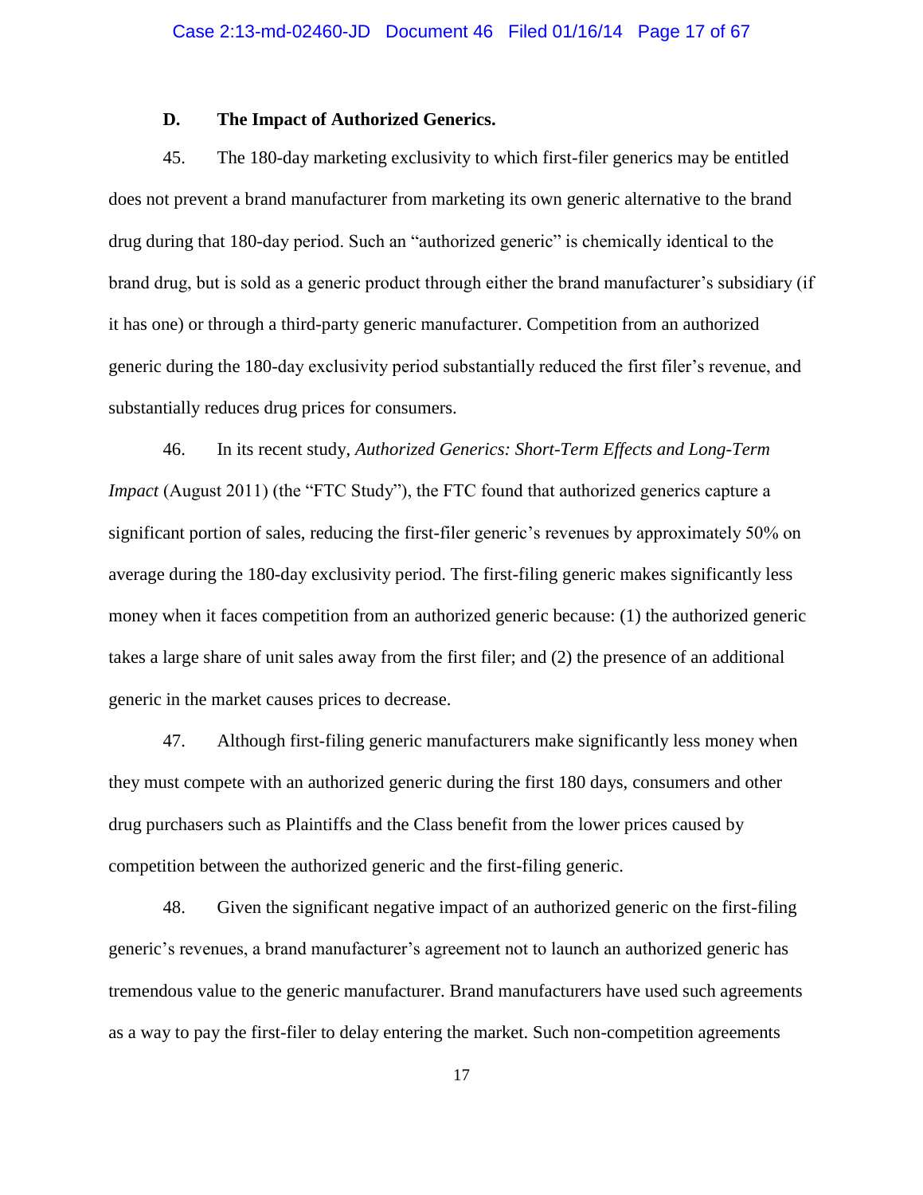### D. The Impact of Authorized Generics.

45. The 180-day marketing exclusivity to which first-filer generics may be entitled does not prevent a brand manufacturer from marketing its own generic alternative to the brand drug during that 180-day period. Such an "authorized generic" is chemically identical to the brand drug, but is sold as a generic product through either the brand manufacturer's subsidiary (if it has one) or through a third-party generic manufacturer. Competition from an authorized generic during the 180-day exclusivity period substantially reduced the first filer's revenue, and substantially reduces drug prices for consumers.

46. In its recent study, *Authorized Generics: Short-Term Effects and Long-Term Impact* (August 2011) (the "FTC Study"), the FTC found that authorized generics capture a significant portion of sales, reducing the first-filer generic's revenues by approximately 50% on average during the 180-day exclusivity period. The first-filing generic makes significantly less money when it faces competition from an authorized generic because: (1) the authorized generic takes a large share of unit sales away from the first filer; and (2) the presence of an additional generic in the market causes prices to decrease.

47. Although first-filing generic manufacturers make significantly less money when they must compete with an authorized generic during the first 180 days, consumers and other drug purchasers such as Plaintiffs and the Class benefit from the lower prices caused by competition between the authorized generic and the first-filing generic.

48. Given the significant negative impact of an authorized generic on the first-filing generic's revenues, a brand manufacturer's agreement not to launch an authorized generic has tremendous value to the generic manufacturer. Brand manufacturers have used such agreements as a way to pay the first-filer to delay entering the market. Such non-competition agreements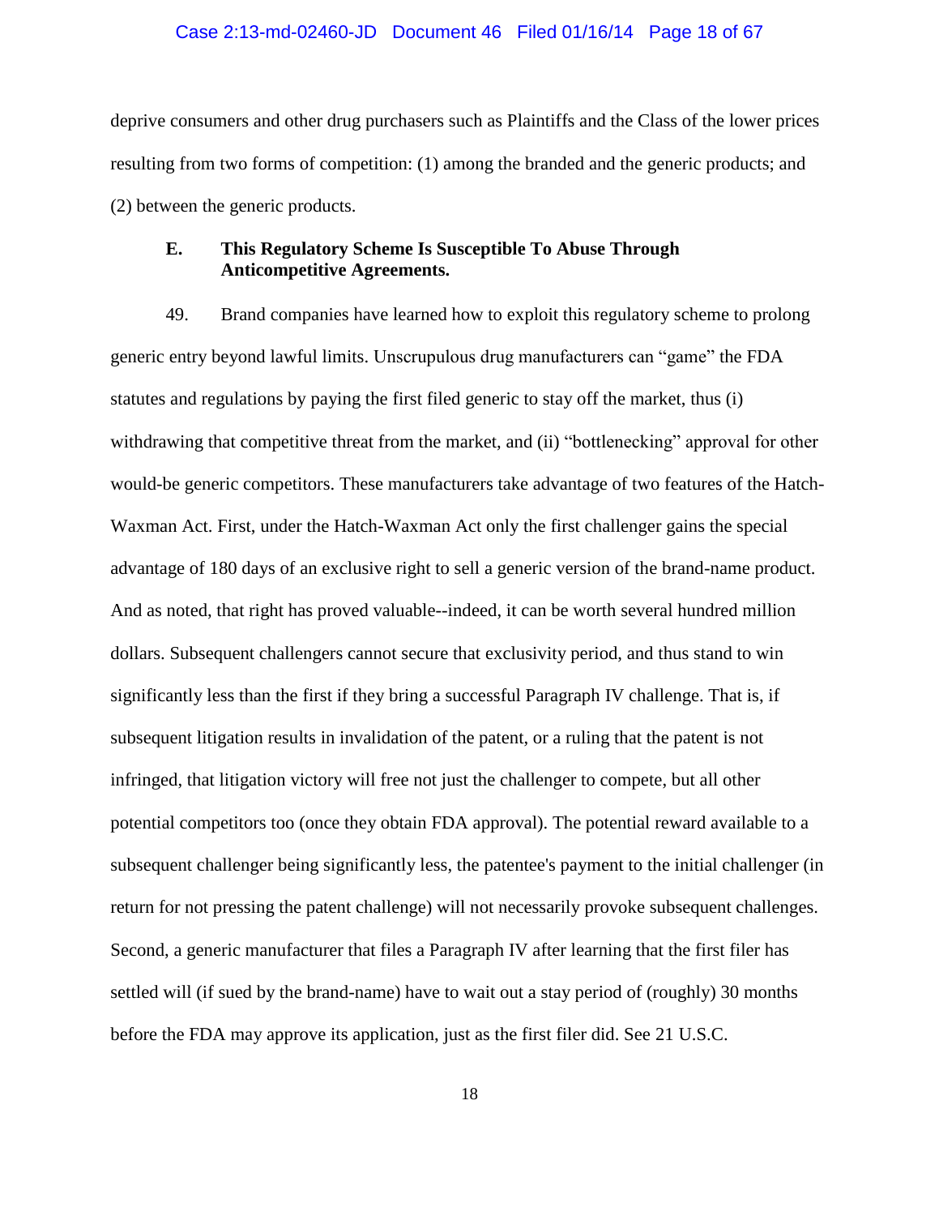deprive consumers and other drug purchasers such as Plaintiffs and the Class of the lower prices resulting from two forms of competition: (1) among the branded and the generic products; and (2) between the generic products.

### E. This Regulatory Scheme Is Susceptible To Abuse Through Anticompetitive Agreements.

49. Brand companies have learned how to exploit this regulatory scheme to prolong generic entry beyond lawful limits. Unscrupulous drug manufacturers can "game" the FDA statutes and regulations by paying the first filed generic to stay off the market, thus (i) withdrawing that competitive threat from the market, and (ii) "bottlenecking" approval for other would-be generic competitors. These manufacturers take advantage of two features of the Hatch-Waxman Act. First, under the Hatch-Waxman Act only the first challenger gains the special advantage of 180 days of an exclusive right to sell a generic version of the brand-name product. And as noted, that right has proved valuable--indeed, it can be worth several hundred million dollars. Subsequent challengers cannot secure that exclusivity period, and thus stand to win significantly less than the first if they bring a successful Paragraph IV challenge. That is, if subsequent litigation results in invalidation of the patent, or a ruling that the patent is not infringed, that litigation victory will free not just the challenger to compete, but all other potential competitors too (once they obtain FDA approval). The potential reward available to a subsequent challenger being significantly less, the patentee's payment to the initial challenger (in return for not pressing the patent challenge) will not necessarily provoke subsequent challenges. Second, a generic manufacturer that files a Paragraph IV after learning that the first filer has settled will (if sued by the brand-name) have to wait out a stay period of (roughly) 30 months before the FDA may approve its application, just as the first filer did. See 21 U.S.C.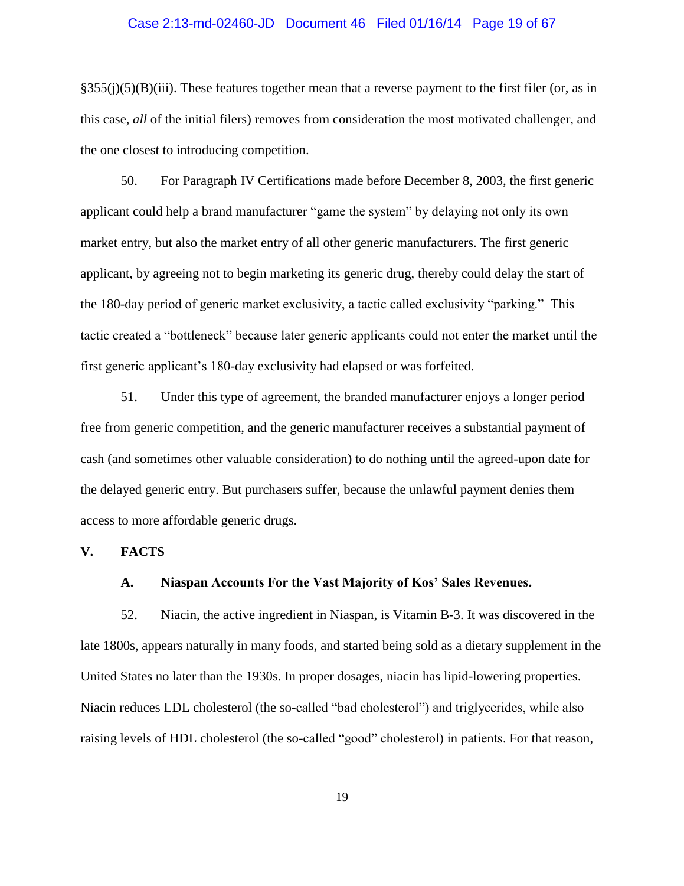§355(j)(5)(B)(iii). These features together mean that a reverse payment to the first filer (or, as in this case, *all* of the initial filers) removes from consideration the most motivated challenger, and the one closest to introducing competition.

50. For Paragraph IV Certifications made before December 8, 2003, the first generic applicant could help a brand manufacturer "game the system" by delaying not only its own market entry, but also the market entry of all other generic manufacturers. The first generic applicant, by agreeing not to begin marketing its generic drug, thereby could delay the start of the 180-day period of generic market exclusivity, a tactic called exclusivity "parking." This tactic created a "bottleneck" because later generic applicants could not enter the market until the first generic applicant's 180-day exclusivity had elapsed or was forfeited.

51. Under this type of agreement, the branded manufacturer enjoys a longer period free from generic competition, and the generic manufacturer receives a substantial payment of cash (and sometimes other valuable consideration) to do nothing until the agreed-upon date for the delayed generic entry. But purchasers suffer, because the unlawful payment denies them access to more affordable generic drugs.

## V. FACTS

### A. Niaspan Accounts For the Vast Majority of Kos' Sales Revenues.

52. Niacin, the active ingredient in Niaspan, is Vitamin B-3. It was discovered in the late 1800s, appears naturally in many foods, and started being sold as a dietary supplement in the United States no later than the 1930s. In proper dosages, niacin has lipid-lowering properties. Niacin reduces LDL cholesterol (the so-called "bad cholesterol") and triglycerides, while also raising levels of HDL cholesterol (the so-called "good" cholesterol) in patients. For that reason,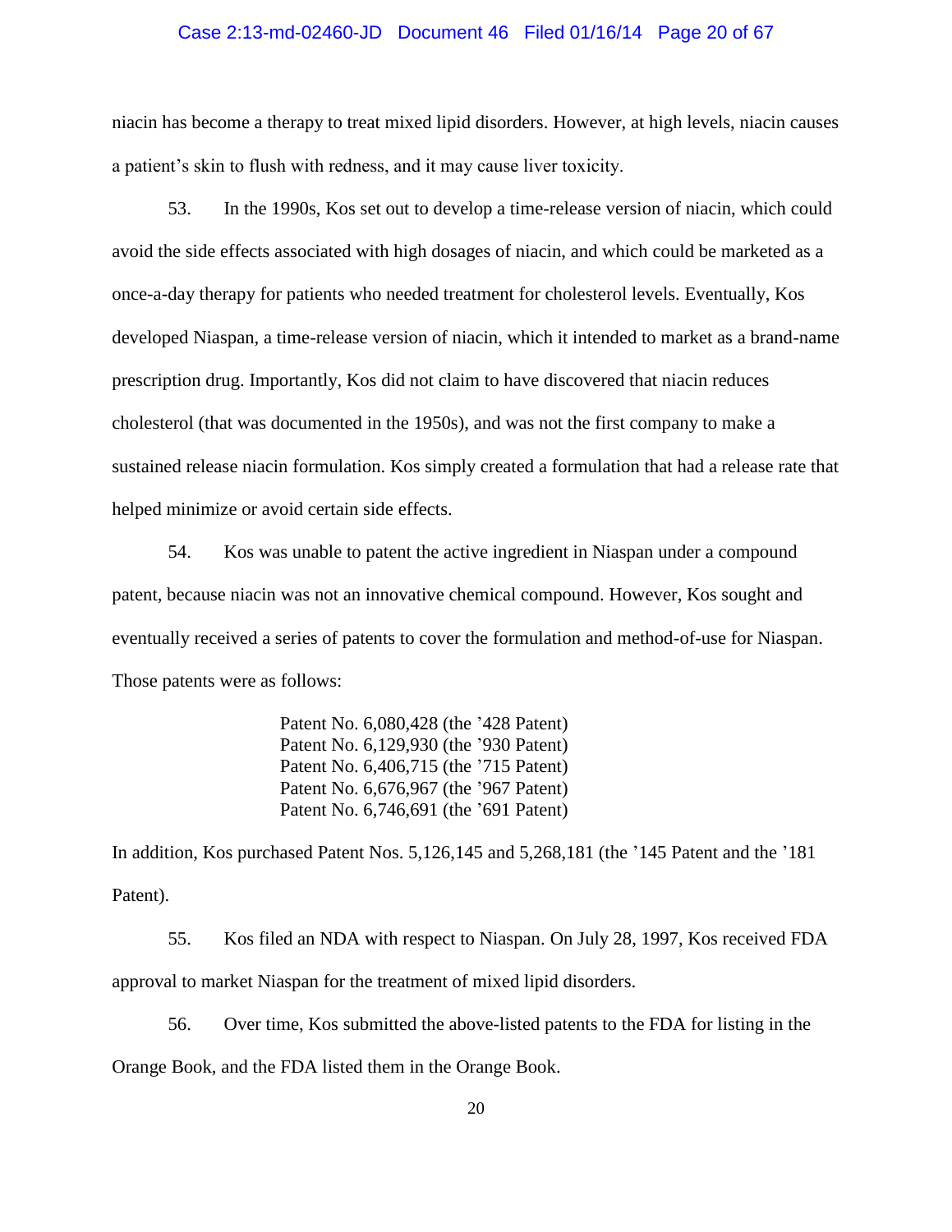niacin has become a therapy to treat mixed lipid disorders. However, at high levels, niacin causes a patient's skin to flush with redness, and it may cause liver toxicity.

53. In the 1990s, Kos set out to develop a time-release version of niacin, which could avoid the side effects associated with high dosages of niacin, and which could be marketed as a once-a-day therapy for patients who needed treatment for cholesterol levels. Eventually, Kos developed Niaspan, a time-release version of niacin, which it intended to market as a brand-name prescription drug. Importantly, Kos did not claim to have discovered that niacin reduces cholesterol (that was documented in the 1950s), and was not the first company to make a sustained release niacin formulation. Kos simply created a formulation that had a release rate that helped minimize or avoid certain side effects.

54. Kos was unable to patent the active ingredient in Niaspan under a compound patent, because niacin was not an innovative chemical compound. However, Kos sought and eventually received a series of patents to cover the formulation and method-of-use for Niaspan. Those patents were as follows:

Patent No. 6,080,428 (the '428 Patent)
Patent No. 6,129,930 (the '930 Patent)
Patent No. 6,406,715 (the '715 Patent)
Patent No. 6,676,967 (the '967 Patent)
Patent No. 6,746,691 (the '691 Patent)

In addition, Kos purchased Patent Nos. 5,126,145 and 5,268,181 (the '145 Patent and the '181 Patent).

55. Kos filed an NDA with respect to Niaspan. On July 28, 1997, Kos received FDA approval to market Niaspan for the treatment of mixed lipid disorders.

56. Over time, Kos submitted the above-listed patents to the FDA for listing in the Orange Book, and the FDA listed them in the Orange Book.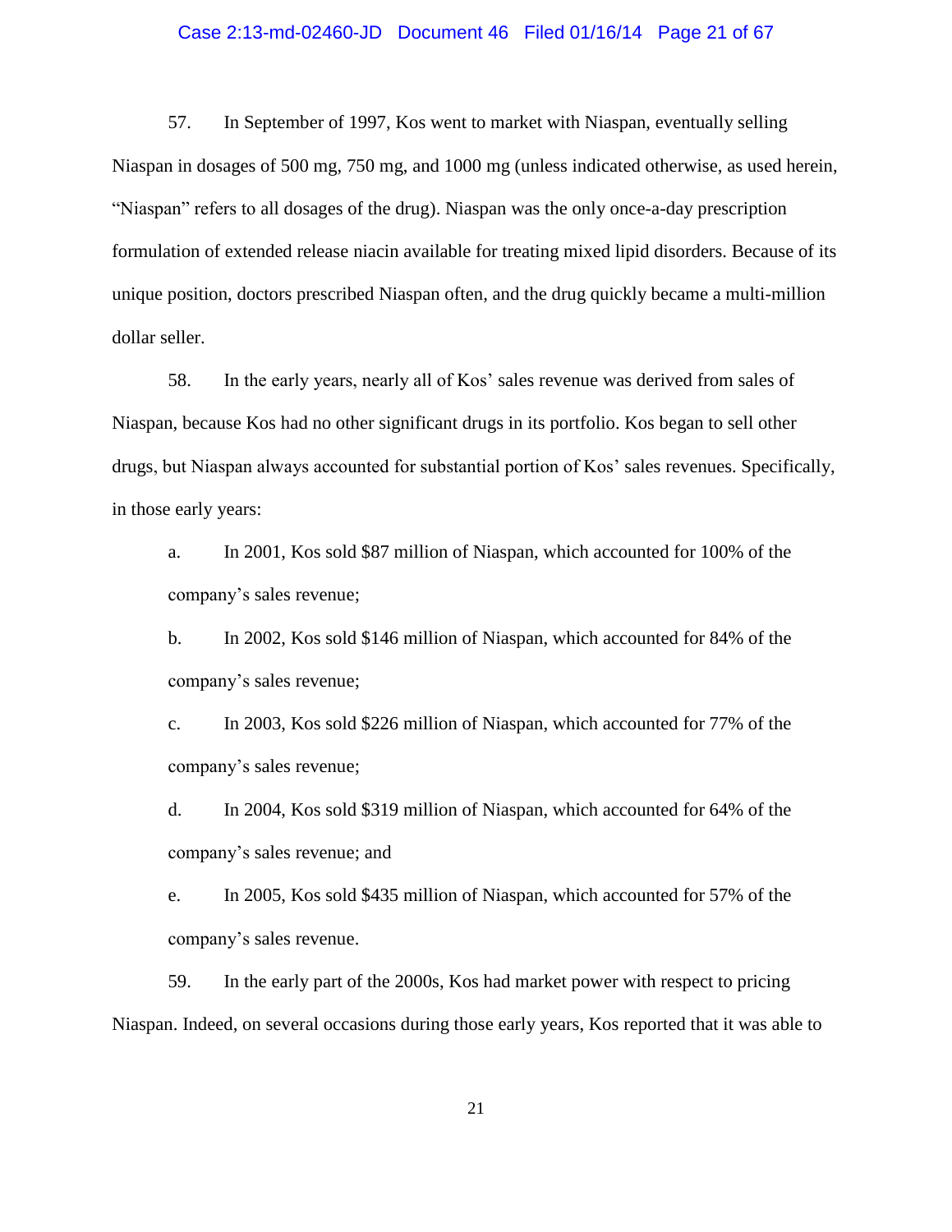57. In September of 1997, Kos went to market with Niaspan, eventually selling Niaspan in dosages of 500 mg, 750 mg, and 1000 mg (unless indicated otherwise, as used herein, "Niaspan" refers to all dosages of the drug). Niaspan was the only once-a-day prescription formulation of extended release niacin available for treating mixed lipid disorders. Because of its unique position, doctors prescribed Niaspan often, and the drug quickly became a multi-million dollar seller.

58. In the early years, nearly all of Kos' sales revenue was derived from sales of Niaspan, because Kos had no other significant drugs in its portfolio. Kos began to sell other drugs, but Niaspan always accounted for substantial portion of Kos' sales revenues. Specifically, in those early years:

a. In 2001, Kos sold $87 million of Niaspan, which accounted for 100% of the company's sales revenue;

b. In 2002, Kos sold $146 million of Niaspan, which accounted for 84% of the company's sales revenue;

c. In 2003, Kos sold $226 million of Niaspan, which accounted for 77% of the company's sales revenue;

d. In 2004, Kos sold $319 million of Niaspan, which accounted for 64% of the company's sales revenue; and

e. In 2005, Kos sold $435 million of Niaspan, which accounted for 57% of the company's sales revenue.

59. In the early part of the 2000s, Kos had market power with respect to pricing Niaspan. Indeed, on several occasions during those early years, Kos reported that it was able to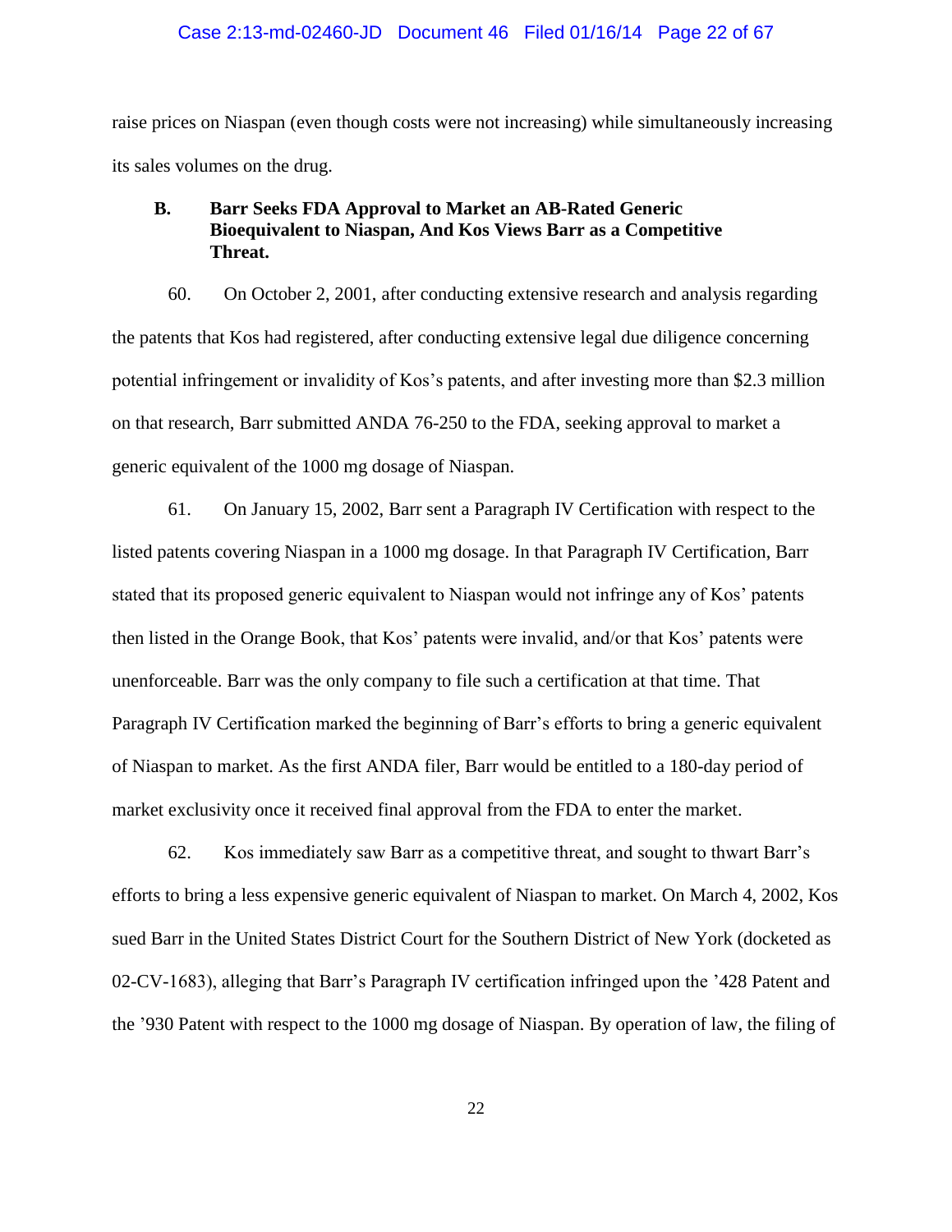raise prices on Niaspan (even though costs were not increasing) while simultaneously increasing its sales volumes on the drug.

### B. Barr Seeks FDA Approval to Market an AB-Rated Generic Bioequivalent to Niaspan, And Kos Views Barr as a Competitive Threat.

60. On October 2, 2001, after conducting extensive research and analysis regarding the patents that Kos had registered, after conducting extensive legal due diligence concerning potential infringement or invalidity of Kos's patents, and after investing more than $2.3 million on that research, Barr submitted ANDA 76-250 to the FDA, seeking approval to market a generic equivalent of the 1000 mg dosage of Niaspan.

61. On January 15, 2002, Barr sent a Paragraph IV Certification with respect to the listed patents covering Niaspan in a 1000 mg dosage. In that Paragraph IV Certification, Barr stated that its proposed generic equivalent to Niaspan would not infringe any of Kos' patents then listed in the Orange Book, that Kos' patents were invalid, and/or that Kos' patents were unenforceable. Barr was the only company to file such a certification at that time. That Paragraph IV Certification marked the beginning of Barr's efforts to bring a generic equivalent of Niaspan to market. As the first ANDA filer, Barr would be entitled to a 180-day period of market exclusivity once it received final approval from the FDA to enter the market.

62. Kos immediately saw Barr as a competitive threat, and sought to thwart Barr's efforts to bring a less expensive generic equivalent of Niaspan to market. On March 4, 2002, Kos sued Barr in the United States District Court for the Southern District of New York (docketed as 02-CV-1683), alleging that Barr's Paragraph IV certification infringed upon the '428 Patent and the '930 Patent with respect to the 1000 mg dosage of Niaspan. By operation of law, the filing of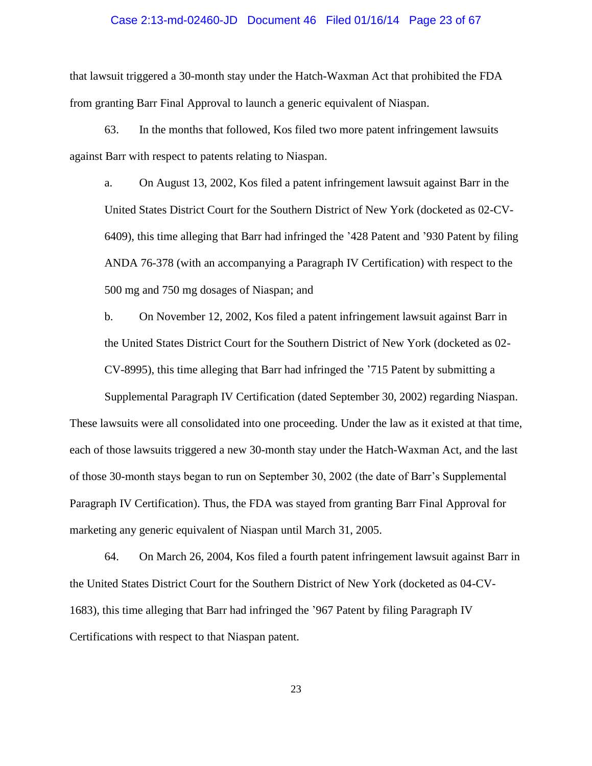that lawsuit triggered a 30-month stay under the Hatch-Waxman Act that prohibited the FDA from granting Barr Final Approval to launch a generic equivalent of Niaspan.

63. In the months that followed, Kos filed two more patent infringement lawsuits against Barr with respect to patents relating to Niaspan.

a. On August 13, 2002, Kos filed a patent infringement lawsuit against Barr in the United States District Court for the Southern District of New York (docketed as 02-CV-6409), this time alleging that Barr had infringed the ’428 Patent and ’930 Patent by filing ANDA 76-378 (with an accompanying a Paragraph IV Certification) with respect to the 500 mg and 750 mg dosages of Niaspan; and

b. On November 12, 2002, Kos filed a patent infringement lawsuit against Barr in the United States District Court for the Southern District of New York (docketed as 02-CV-8995), this time alleging that Barr had infringed the ’715 Patent by submitting a Supplemental Paragraph IV Certification (dated September 30, 2002) regarding Niaspan.

These lawsuits were all consolidated into one proceeding. Under the law as it existed at that time, each of those lawsuits triggered a new 30-month stay under the Hatch-Waxman Act, and the last of those 30-month stays began to run on September 30, 2002 (the date of Barr’s Supplemental Paragraph IV Certification). Thus, the FDA was stayed from granting Barr Final Approval for marketing any generic equivalent of Niaspan until March 31, 2005.

64. On March 26, 2004, Kos filed a fourth patent infringement lawsuit against Barr in the United States District Court for the Southern District of New York (docketed as 04-CV-1683), this time alleging that Barr had infringed the ’967 Patent by filing Paragraph IV Certifications with respect to that Niaspan patent.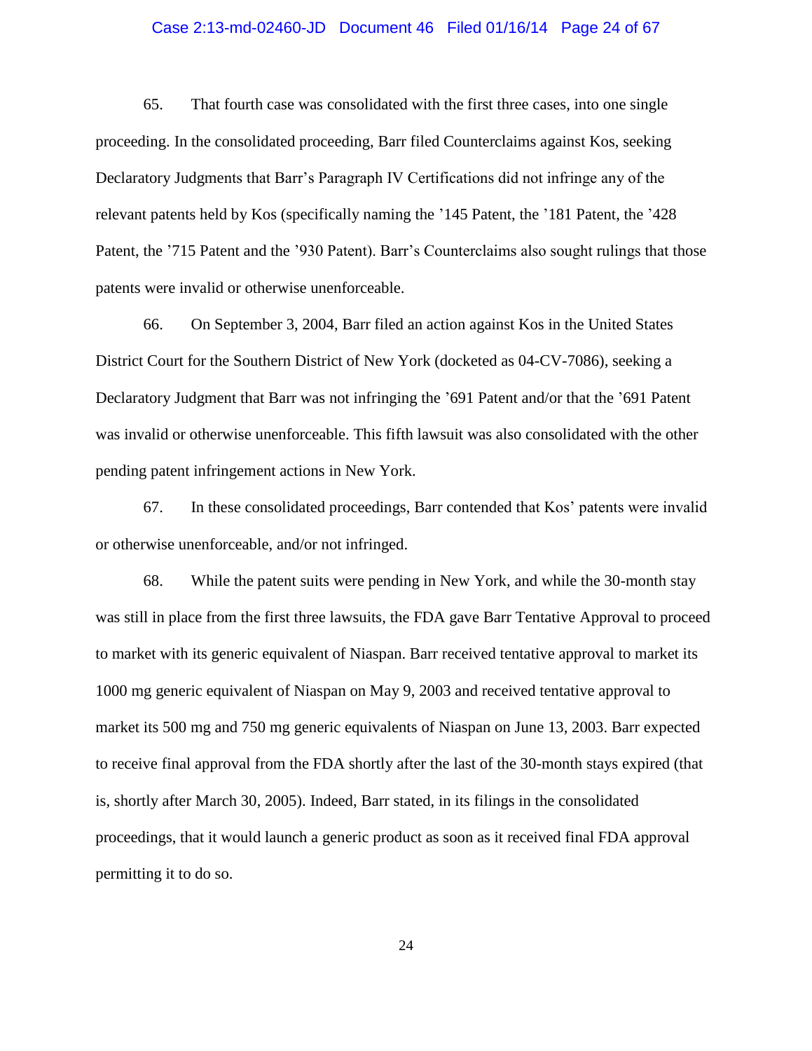65. That fourth case was consolidated with the first three cases, into one single proceeding. In the consolidated proceeding, Barr filed Counterclaims against Kos, seeking Declaratory Judgments that Barr's Paragraph IV Certifications did not infringe any of the relevant patents held by Kos (specifically naming the '145 Patent, the '181 Patent, the '428 Patent, the '715 Patent and the '930 Patent). Barr's Counterclaims also sought rulings that those patents were invalid or otherwise unenforceable.

66. On September 3, 2004, Barr filed an action against Kos in the United States District Court for the Southern District of New York (docketed as 04-CV-7086), seeking a Declaratory Judgment that Barr was not infringing the '691 Patent and/or that the '691 Patent was invalid or otherwise unenforceable. This fifth lawsuit was also consolidated with the other pending patent infringement actions in New York.

67. In these consolidated proceedings, Barr contended that Kos' patents were invalid or otherwise unenforceable, and/or not infringed.

68. While the patent suits were pending in New York, and while the 30-month stay was still in place from the first three lawsuits, the FDA gave Barr Tentative Approval to proceed to market with its generic equivalent of Niaspan. Barr received tentative approval to market its 1000 mg generic equivalent of Niaspan on May 9, 2003 and received tentative approval to market its 500 mg and 750 mg generic equivalents of Niaspan on June 13, 2003. Barr expected to receive final approval from the FDA shortly after the last of the 30-month stays expired (that is, shortly after March 30, 2005). Indeed, Barr stated, in its filings in the consolidated proceedings, that it would launch a generic product as soon as it received final FDA approval permitting it to do so.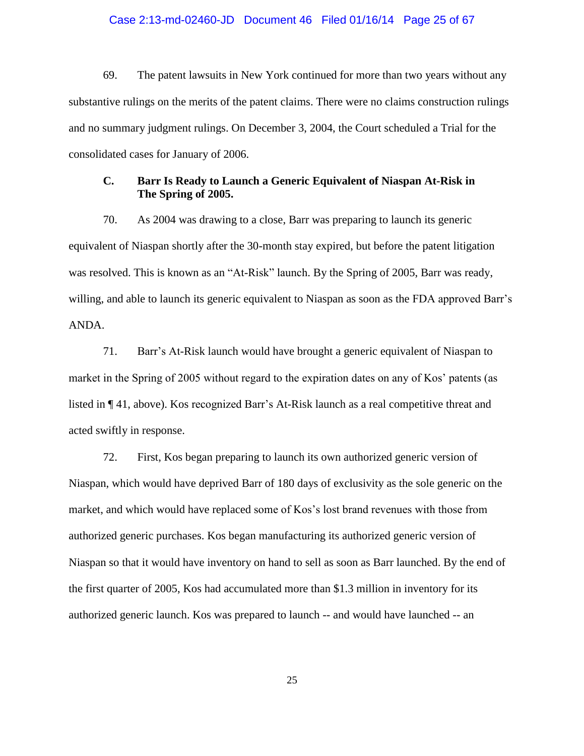69. The patent lawsuits in New York continued for more than two years without any substantive rulings on the merits of the patent claims. There were no claims construction rulings and no summary judgment rulings. On December 3, 2004, the Court scheduled a Trial for the consolidated cases for January of 2006.

### C. Barr Is Ready to Launch a Generic Equivalent of Niaspan At-Risk in The Spring of 2005.

70. As 2004 was drawing to a close, Barr was preparing to launch its generic equivalent of Niaspan shortly after the 30-month stay expired, but before the patent litigation was resolved. This is known as an "At-Risk" launch. By the Spring of 2005, Barr was ready, willing, and able to launch its generic equivalent to Niaspan as soon as the FDA approved Barr's ANDA.

71. Barr's At-Risk launch would have brought a generic equivalent of Niaspan to market in the Spring of 2005 without regard to the expiration dates on any of Kos' patents (as listed in ¶ 41, above). Kos recognized Barr's At-Risk launch as a real competitive threat and acted swiftly in response.

72. First, Kos began preparing to launch its own authorized generic version of Niaspan, which would have deprived Barr of 180 days of exclusivity as the sole generic on the market, and which would have replaced some of Kos's lost brand revenues with those from authorized generic purchases. Kos began manufacturing its authorized generic version of Niaspan so that it would have inventory on hand to sell as soon as Barr launched. By the end of the first quarter of 2005, Kos had accumulated more than $1.3 million in inventory for its authorized generic launch. Kos was prepared to launch -- and would have launched -- an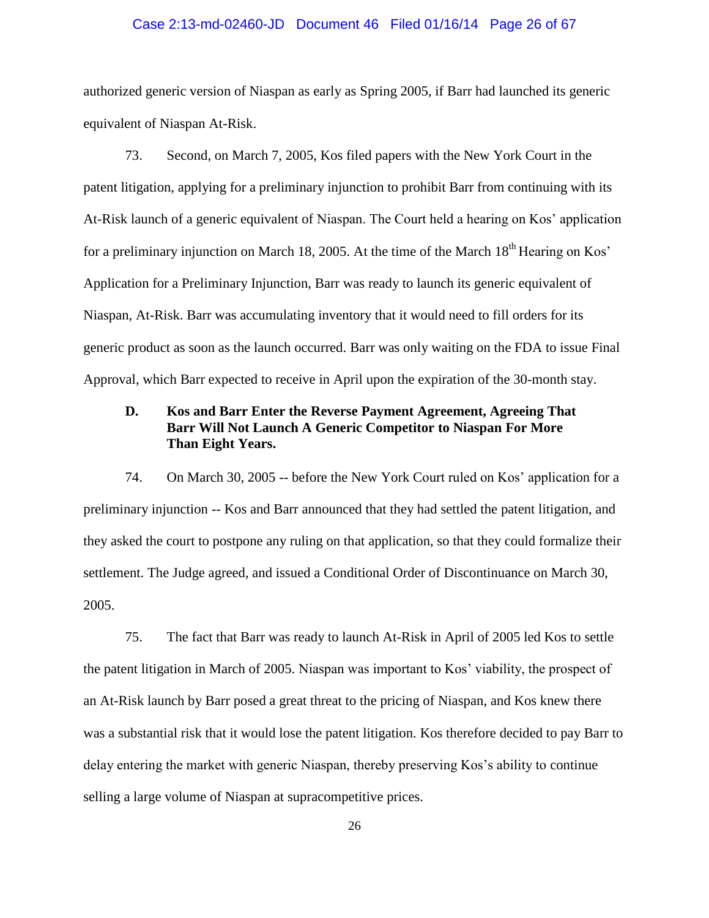authorized generic version of Niaspan as early as Spring 2005, if Barr had launched its generic equivalent of Niaspan At-Risk.

73. Second, on March 7, 2005, Kos filed papers with the New York Court in the patent litigation, applying for a preliminary injunction to prohibit Barr from continuing with its At-Risk launch of a generic equivalent of Niaspan. The Court held a hearing on Kos' application for a preliminary injunction on March 18, 2005. At the time of the March 18th Hearing on Kos' Application for a Preliminary Injunction, Barr was ready to launch its generic equivalent of Niaspan, At-Risk. Barr was accumulating inventory that it would need to fill orders for its generic product as soon as the launch occurred. Barr was only waiting on the FDA to issue Final Approval, which Barr expected to receive in April upon the expiration of the 30-month stay.

### D. Kos and Barr Enter the Reverse Payment Agreement, Agreeing That Barr Will Not Launch A Generic Competitor to Niaspan For More Than Eight Years.

74. On March 30, 2005 -- before the New York Court ruled on Kos' application for a preliminary injunction -- Kos and Barr announced that they had settled the patent litigation, and they asked the court to postpone any ruling on that application, so that they could formalize their settlement. The Judge agreed, and issued a Conditional Order of Discontinuance on March 30, 2005.

75. The fact that Barr was ready to launch At-Risk in April of 2005 led Kos to settle the patent litigation in March of 2005. Niaspan was important to Kos' viability, the prospect of an At-Risk launch by Barr posed a great threat to the pricing of Niaspan, and Kos knew there was a substantial risk that it would lose the patent litigation. Kos therefore decided to pay Barr to delay entering the market with generic Niaspan, thereby preserving Kos's ability to continue selling a large volume of Niaspan at supracompetitive prices.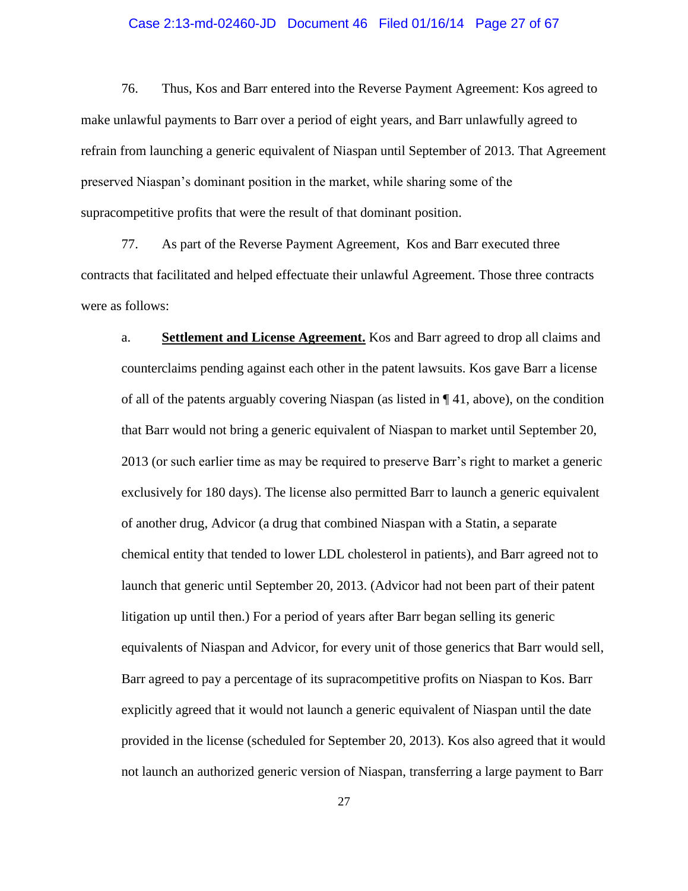76. Thus, Kos and Barr entered into the Reverse Payment Agreement: Kos agreed to make unlawful payments to Barr over a period of eight years, and Barr unlawfully agreed to refrain from launching a generic equivalent of Niaspan until September of 2013. That Agreement preserved Niaspan's dominant position in the market, while sharing some of the supracompetitive profits that were the result of that dominant position.

77. As part of the Reverse Payment Agreement, Kos and Barr executed three contracts that facilitated and helped effectuate their unlawful Agreement. Those three contracts were as follows:

a. **Settlement and License Agreement.** Kos and Barr agreed to drop all claims and counterclaims pending against each other in the patent lawsuits. Kos gave Barr a license of all of the patents arguably covering Niaspan (as listed in ¶ 41, above), on the condition that Barr would not bring a generic equivalent of Niaspan to market until September 20, 2013 (or such earlier time as may be required to preserve Barr's right to market a generic exclusively for 180 days). The license also permitted Barr to launch a generic equivalent of another drug, Advicor (a drug that combined Niaspan with a Statin, a separate chemical entity that tended to lower LDL cholesterol in patients), and Barr agreed not to launch that generic until September 20, 2013. (Advicor had not been part of their patent litigation up until then.) For a period of years after Barr began selling its generic equivalents of Niaspan and Advicor, for every unit of those generics that Barr would sell, Barr agreed to pay a percentage of its supracompetitive profits on Niaspan to Kos. Barr explicitly agreed that it would not launch a generic equivalent of Niaspan until the date provided in the license (scheduled for September 20, 2013). Kos also agreed that it would not launch an authorized generic version of Niaspan, transferring a large payment to Barr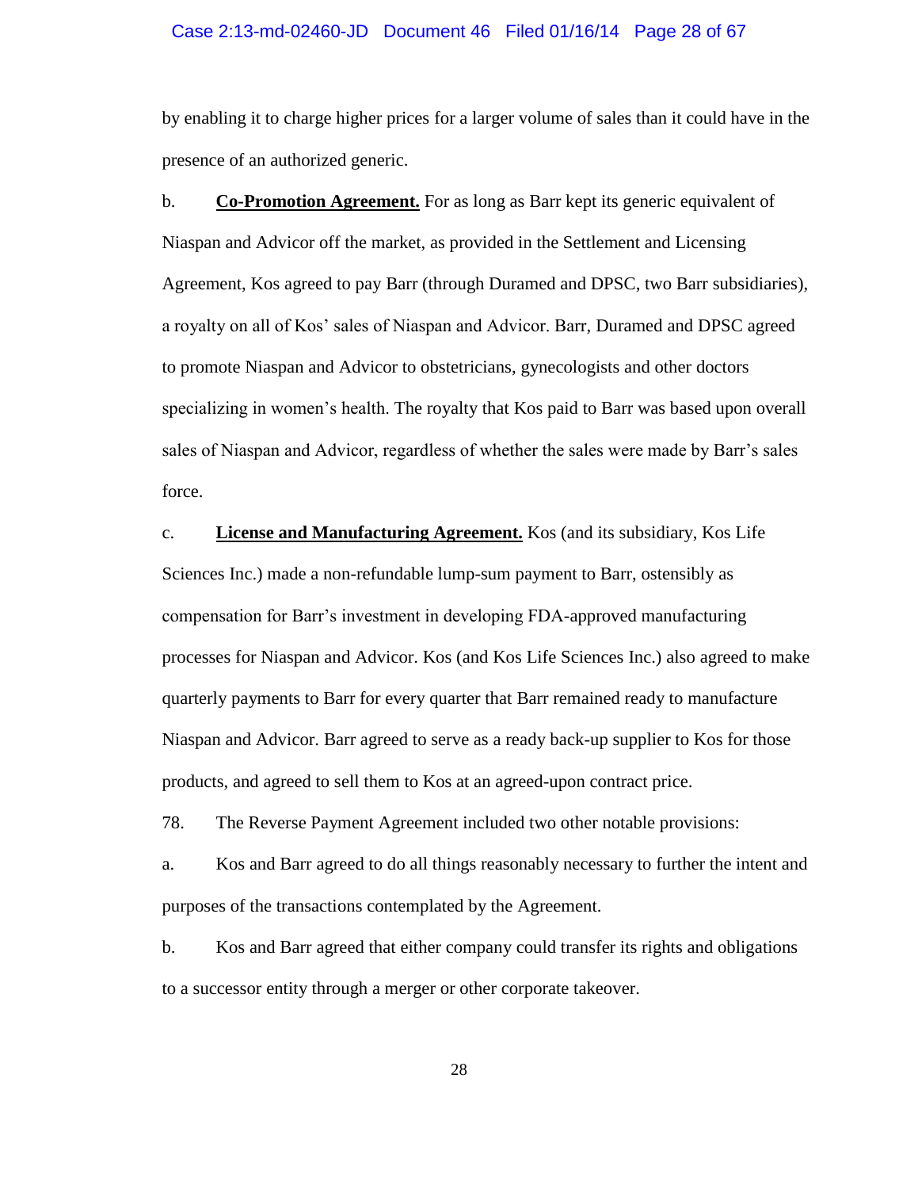by enabling it to charge higher prices for a larger volume of sales than it could have in the presence of an authorized generic.

b. **<u>Co-Promotion Agreement.</u>** For as long as Barr kept its generic equivalent of Niaspan and Advicor off the market, as provided in the Settlement and Licensing Agreement, Kos agreed to pay Barr (through Duramed and DPSC, two Barr subsidiaries), a royalty on all of Kos' sales of Niaspan and Advicor. Barr, Duramed and DPSC agreed to promote Niaspan and Advicor to obstetricians, gynecologists and other doctors specializing in women's health. The royalty that Kos paid to Barr was based upon overall sales of Niaspan and Advicor, regardless of whether the sales were made by Barr's sales force.

c. **<u>License and Manufacturing Agreement.</u>** Kos (and its subsidiary, Kos Life Sciences Inc.) made a non-refundable lump-sum payment to Barr, ostensibly as compensation for Barr's investment in developing FDA-approved manufacturing processes for Niaspan and Advicor. Kos (and Kos Life Sciences Inc.) also agreed to make quarterly payments to Barr for every quarter that Barr remained ready to manufacture Niaspan and Advicor. Barr agreed to serve as a ready back-up supplier to Kos for those products, and agreed to sell them to Kos at an agreed-upon contract price.

78. The Reverse Payment Agreement included two other notable provisions:

a. Kos and Barr agreed to do all things reasonably necessary to further the intent and purposes of the transactions contemplated by the Agreement.

b. Kos and Barr agreed that either company could transfer its rights and obligations to a successor entity through a merger or other corporate takeover.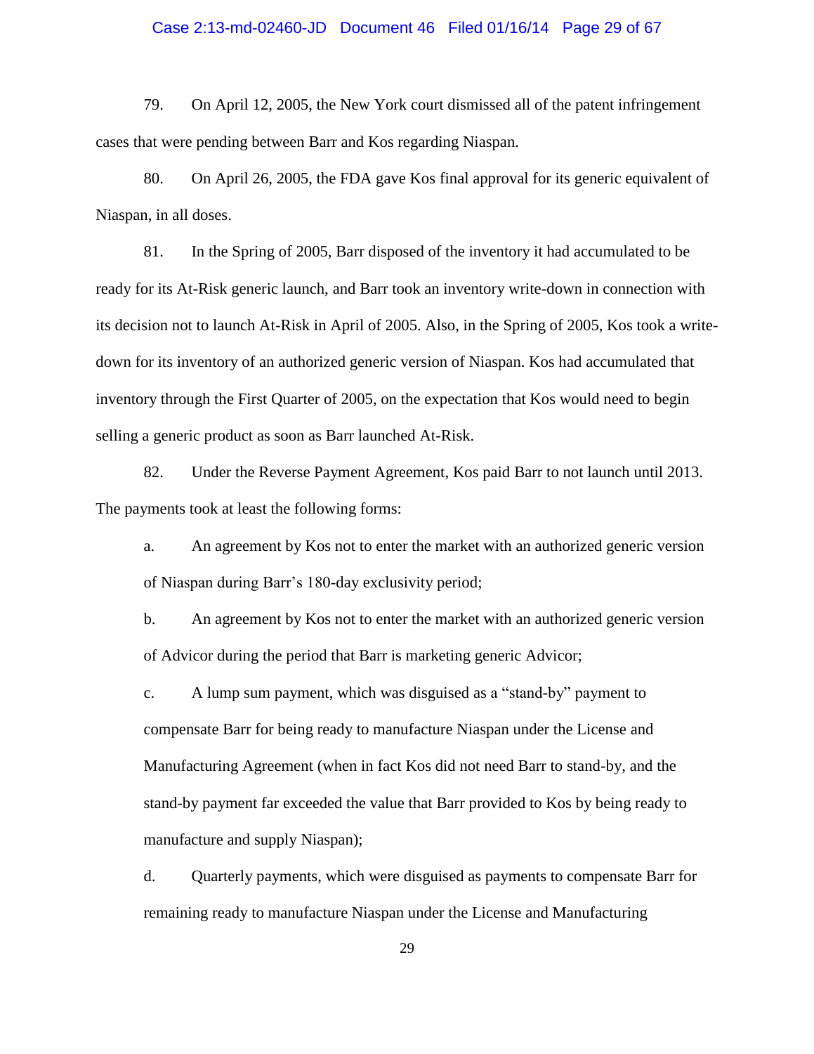79. On April 12, 2005, the New York court dismissed all of the patent infringement cases that were pending between Barr and Kos regarding Niaspan.

80. On April 26, 2005, the FDA gave Kos final approval for its generic equivalent of Niaspan, in all doses.

81. In the Spring of 2005, Barr disposed of the inventory it had accumulated to be ready for its At-Risk generic launch, and Barr took an inventory write-down in connection with its decision not to launch At-Risk in April of 2005. Also, in the Spring of 2005, Kos took a write-down for its inventory of an authorized generic version of Niaspan. Kos had accumulated that inventory through the First Quarter of 2005, on the expectation that Kos would need to begin selling a generic product as soon as Barr launched At-Risk.

82. Under the Reverse Payment Agreement, Kos paid Barr to not launch until 2013. The payments took at least the following forms:

a. An agreement by Kos not to enter the market with an authorized generic version of Niaspan during Barr's 180-day exclusivity period;

b. An agreement by Kos not to enter the market with an authorized generic version of Advicor during the period that Barr is marketing generic Advicor;

c. A lump sum payment, which was disguised as a "stand-by" payment to compensate Barr for being ready to manufacture Niaspan under the License and Manufacturing Agreement (when in fact Kos did not need Barr to stand-by, and the stand-by payment far exceeded the value that Barr provided to Kos by being ready to manufacture and supply Niaspan);

d. Quarterly payments, which were disguised as payments to compensate Barr for remaining ready to manufacture Niaspan under the License and Manufacturing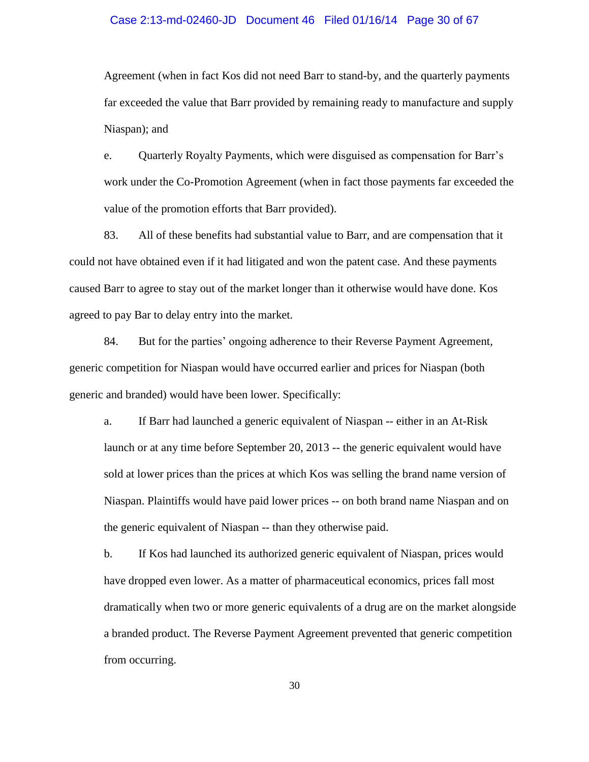Agreement (when in fact Kos did not need Barr to stand-by, and the quarterly payments far exceeded the value that Barr provided by remaining ready to manufacture and supply Niaspan); and

e. Quarterly Royalty Payments, which were disguised as compensation for Barr's work under the Co-Promotion Agreement (when in fact those payments far exceeded the value of the promotion efforts that Barr provided).

83. All of these benefits had substantial value to Barr, and are compensation that it could not have obtained even if it had litigated and won the patent case. And these payments caused Barr to agree to stay out of the market longer than it otherwise would have done. Kos agreed to pay Bar to delay entry into the market.

84. But for the parties' ongoing adherence to their Reverse Payment Agreement, generic competition for Niaspan would have occurred earlier and prices for Niaspan (both generic and branded) would have been lower. Specifically:

a. If Barr had launched a generic equivalent of Niaspan -- either in an At-Risk launch or at any time before September 20, 2013 -- the generic equivalent would have sold at lower prices than the prices at which Kos was selling the brand name version of Niaspan. Plaintiffs would have paid lower prices -- on both brand name Niaspan and on the generic equivalent of Niaspan -- than they otherwise paid.

b. If Kos had launched its authorized generic equivalent of Niaspan, prices would have dropped even lower. As a matter of pharmaceutical economics, prices fall most dramatically when two or more generic equivalents of a drug are on the market alongside a branded product. The Reverse Payment Agreement prevented that generic competition from occurring.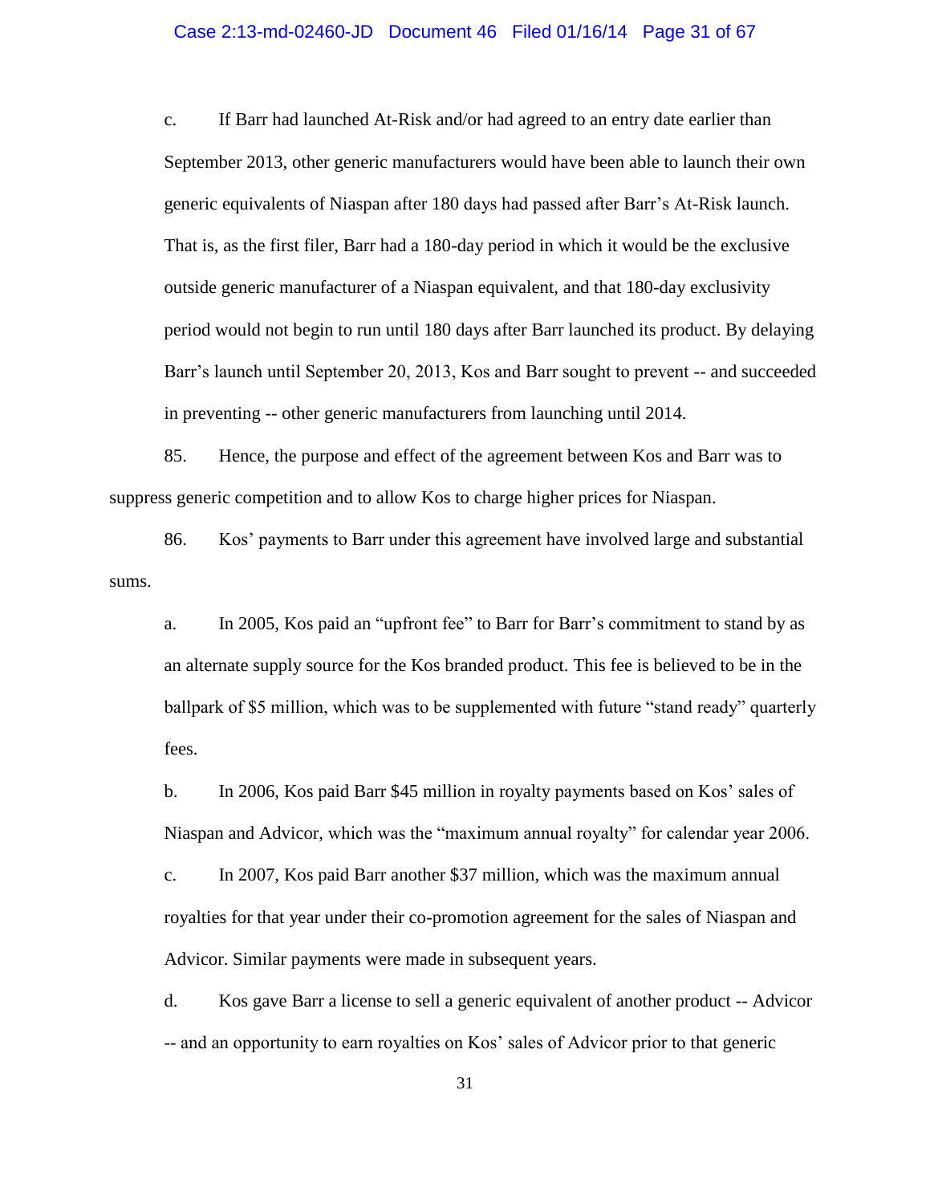c. If Barr had launched At-Risk and/or had agreed to an entry date earlier than September 2013, other generic manufacturers would have been able to launch their own generic equivalents of Niaspan after 180 days had passed after Barr's At-Risk launch. That is, as the first filer, Barr had a 180-day period in which it would be the exclusive outside generic manufacturer of a Niaspan equivalent, and that 180-day exclusivity period would not begin to run until 180 days after Barr launched its product. By delaying Barr's launch until September 20, 2013, Kos and Barr sought to prevent -- and succeeded in preventing -- other generic manufacturers from launching until 2014.

85. Hence, the purpose and effect of the agreement between Kos and Barr was to suppress generic competition and to allow Kos to charge higher prices for Niaspan.

86. Kos' payments to Barr under this agreement have involved large and substantial sums.

a. In 2005, Kos paid an "upfront fee" to Barr for Barr's commitment to stand by as an alternate supply source for the Kos branded product. This fee is believed to be in the ballpark of $5 million, which was to be supplemented with future "stand ready" quarterly fees.

b. In 2006, Kos paid Barr $45 million in royalty payments based on Kos' sales of Niaspan and Advicor, which was the "maximum annual royalty" for calendar year 2006.

c. In 2007, Kos paid Barr another $37 million, which was the maximum annual royalties for that year under their co-promotion agreement for the sales of Niaspan and Advicor. Similar payments were made in subsequent years.

d. Kos gave Barr a license to sell a generic equivalent of another product -- Advicor -- and an opportunity to earn royalties on Kos' sales of Advicor prior to that generic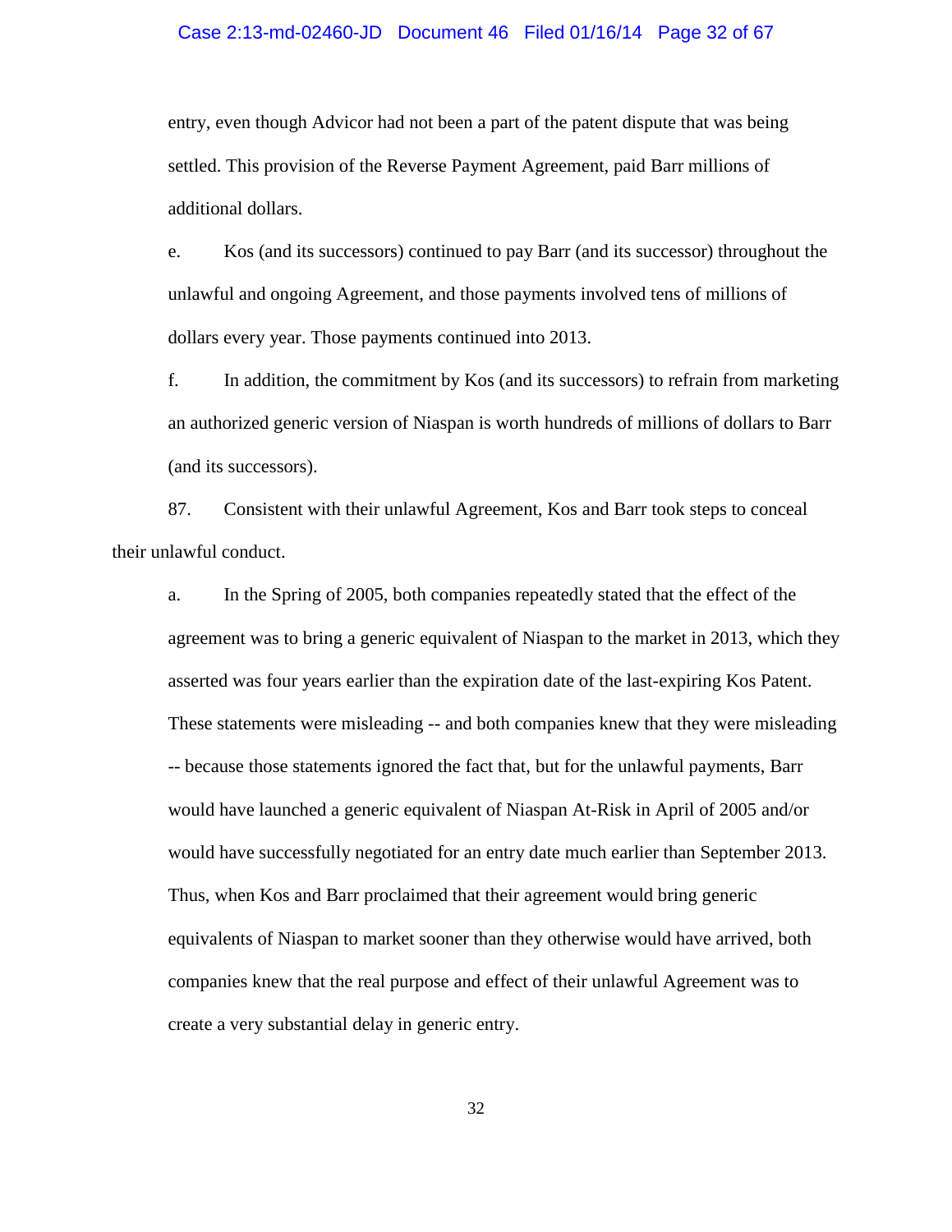entry, even though Advicor had not been a part of the patent dispute that was being settled. This provision of the Reverse Payment Agreement, paid Barr millions of additional dollars.

e. Kos (and its successors) continued to pay Barr (and its successor) throughout the unlawful and ongoing Agreement, and those payments involved tens of millions of dollars every year. Those payments continued into 2013.

f. In addition, the commitment by Kos (and its successors) to refrain from marketing an authorized generic version of Niaspan is worth hundreds of millions of dollars to Barr (and its successors).

87. Consistent with their unlawful Agreement, Kos and Barr took steps to conceal their unlawful conduct.

a. In the Spring of 2005, both companies repeatedly stated that the effect of the agreement was to bring a generic equivalent of Niaspan to the market in 2013, which they asserted was four years earlier than the expiration date of the last-expiring Kos Patent. These statements were misleading -- and both companies knew that they were misleading -- because those statements ignored the fact that, but for the unlawful payments, Barr would have launched a generic equivalent of Niaspan At-Risk in April of 2005 and/or would have successfully negotiated for an entry date much earlier than September 2013. Thus, when Kos and Barr proclaimed that their agreement would bring generic equivalents of Niaspan to market sooner than they otherwise would have arrived, both companies knew that the real purpose and effect of their unlawful Agreement was to create a very substantial delay in generic entry.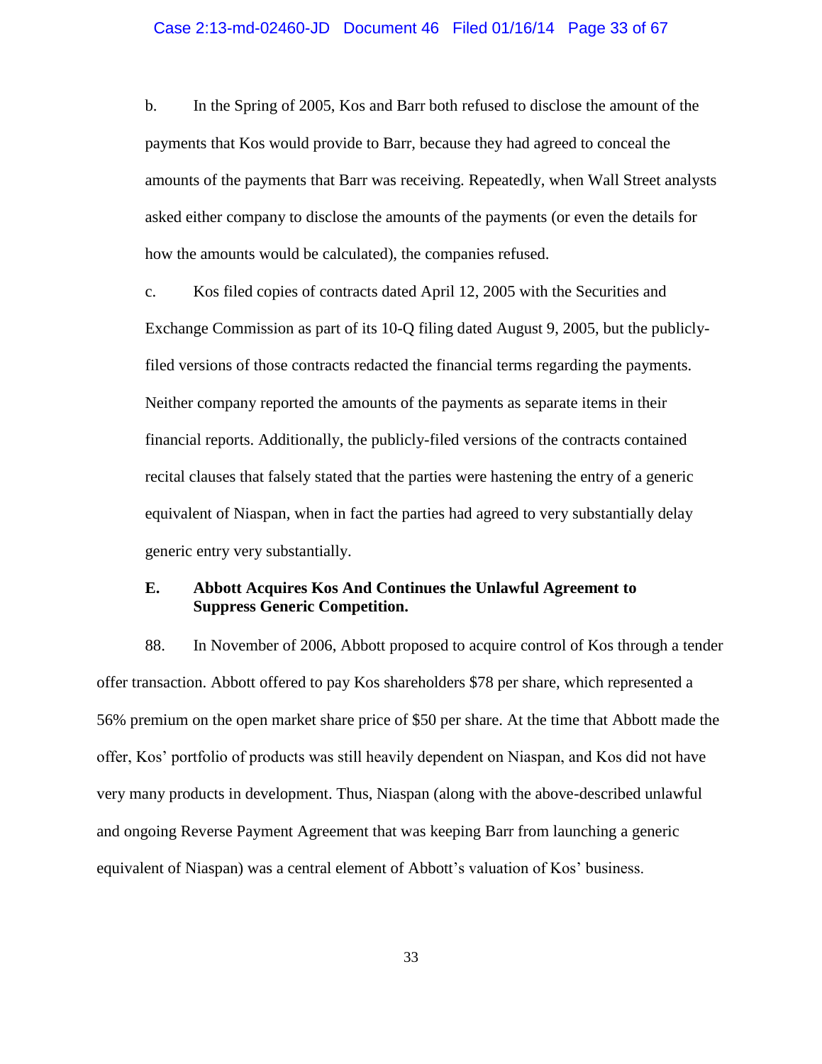b. In the Spring of 2005, Kos and Barr both refused to disclose the amount of the payments that Kos would provide to Barr, because they had agreed to conceal the amounts of the payments that Barr was receiving. Repeatedly, when Wall Street analysts asked either company to disclose the amounts of the payments (or even the details for how the amounts would be calculated), the companies refused.

c. Kos filed copies of contracts dated April 12, 2005 with the Securities and Exchange Commission as part of its 10-Q filing dated August 9, 2005, but the publicly-filed versions of those contracts redacted the financial terms regarding the payments. Neither company reported the amounts of the payments as separate items in their financial reports. Additionally, the publicly-filed versions of the contracts contained recital clauses that falsely stated that the parties were hastening the entry of a generic equivalent of Niaspan, when in fact the parties had agreed to very substantially delay generic entry very substantially.

### E. Abbott Acquires Kos And Continues the Unlawful Agreement to Suppress Generic Competition.

88. In November of 2006, Abbott proposed to acquire control of Kos through a tender offer transaction. Abbott offered to pay Kos shareholders $78 per share, which represented a 56% premium on the open market share price of $50 per share. At the time that Abbott made the offer, Kos' portfolio of products was still heavily dependent on Niaspan, and Kos did not have very many products in development. Thus, Niaspan (along with the above-described unlawful and ongoing Reverse Payment Agreement that was keeping Barr from launching a generic equivalent of Niaspan) was a central element of Abbott's valuation of Kos' business.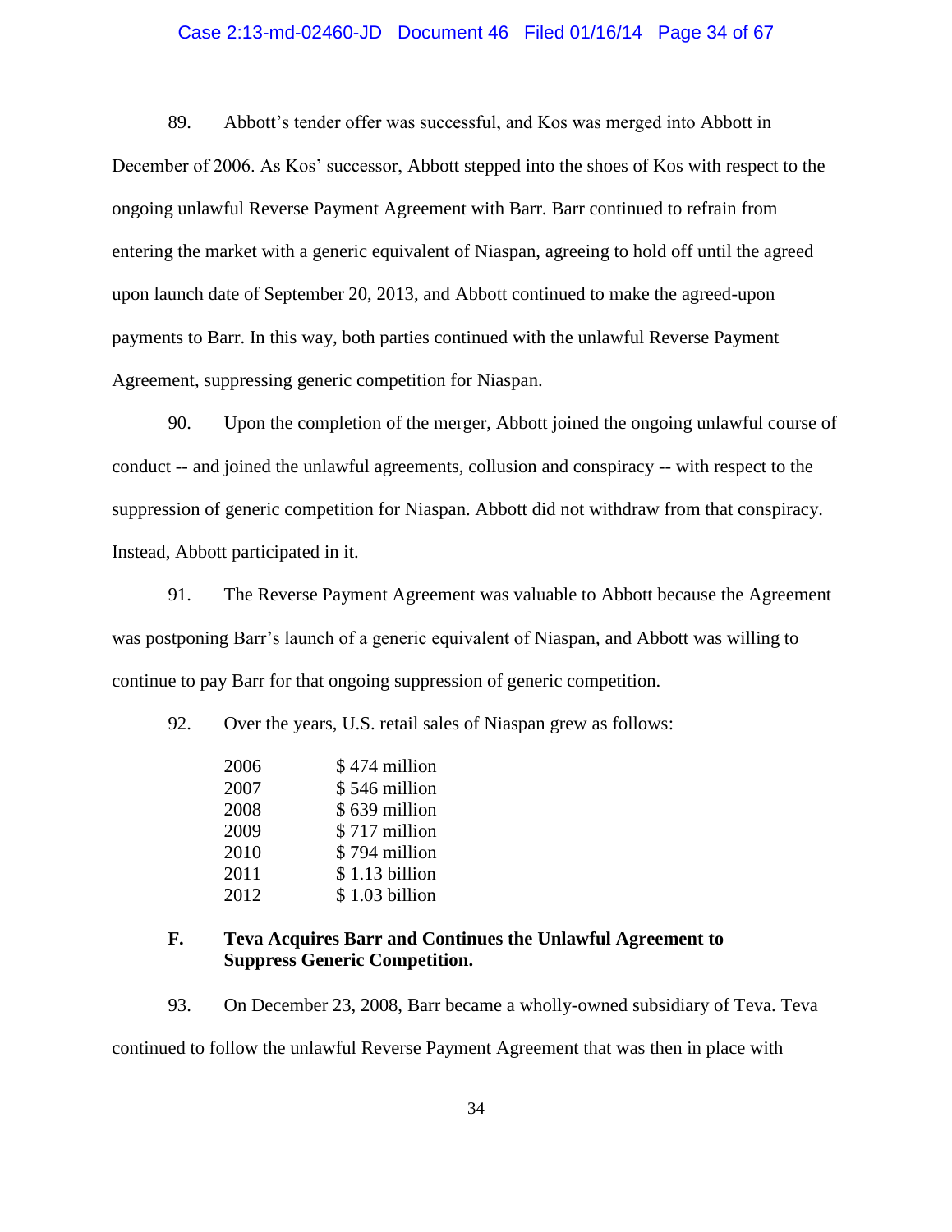89. Abbott's tender offer was successful, and Kos was merged into Abbott in December of 2006. As Kos' successor, Abbott stepped into the shoes of Kos with respect to the ongoing unlawful Reverse Payment Agreement with Barr. Barr continued to refrain from entering the market with a generic equivalent of Niaspan, agreeing to hold off until the agreed upon launch date of September 20, 2013, and Abbott continued to make the agreed-upon payments to Barr. In this way, both parties continued with the unlawful Reverse Payment Agreement, suppressing generic competition for Niaspan.

90. Upon the completion of the merger, Abbott joined the ongoing unlawful course of conduct -- and joined the unlawful agreements, collusion and conspiracy -- with respect to the suppression of generic competition for Niaspan. Abbott did not withdraw from that conspiracy. Instead, Abbott participated in it.

91. The Reverse Payment Agreement was valuable to Abbott because the Agreement was postponing Barr's launch of a generic equivalent of Niaspan, and Abbott was willing to continue to pay Barr for that ongoing suppression of generic competition.

92. Over the years, U.S. retail sales of Niaspan grew as follows:

| | |
|---|---|
| 2006 | $ 474 million |
| 2007 | $ 546 million |
| 2008 | $ 639 million |
| 2009 | $ 717 million |
| 2010 | $ 794 million |
| 2011 | $ 1.13 billion |
| 2012 | $ 1.03 billion |

## F. Teva Acquires Barr and Continues the Unlawful Agreement to Suppress Generic Competition.

93. On December 23, 2008, Barr became a wholly-owned subsidiary of Teva. Teva continued to follow the unlawful Reverse Payment Agreement that was then in place with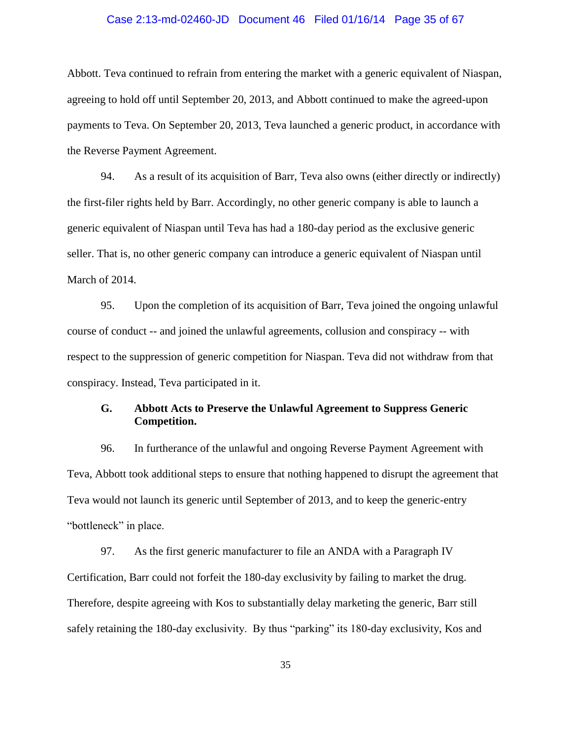Abbott. Teva continued to refrain from entering the market with a generic equivalent of Niaspan, agreeing to hold off until September 20, 2013, and Abbott continued to make the agreed-upon payments to Teva. On September 20, 2013, Teva launched a generic product, in accordance with the Reverse Payment Agreement.

94. As a result of its acquisition of Barr, Teva also owns (either directly or indirectly) the first-filer rights held by Barr. Accordingly, no other generic company is able to launch a generic equivalent of Niaspan until Teva has had a 180-day period as the exclusive generic seller. That is, no other generic company can introduce a generic equivalent of Niaspan until March of 2014.

95. Upon the completion of its acquisition of Barr, Teva joined the ongoing unlawful course of conduct -- and joined the unlawful agreements, collusion and conspiracy -- with respect to the suppression of generic competition for Niaspan. Teva did not withdraw from that conspiracy. Instead, Teva participated in it.

### G. Abbott Acts to Preserve the Unlawful Agreement to Suppress Generic Competition.

96. In furtherance of the unlawful and ongoing Reverse Payment Agreement with Teva, Abbott took additional steps to ensure that nothing happened to disrupt the agreement that Teva would not launch its generic until September of 2013, and to keep the generic-entry "bottleneck" in place.

97. As the first generic manufacturer to file an ANDA with a Paragraph IV Certification, Barr could not forfeit the 180-day exclusivity by failing to market the drug. Therefore, despite agreeing with Kos to substantially delay marketing the generic, Barr still safely retaining the 180-day exclusivity. By thus "parking" its 180-day exclusivity, Kos and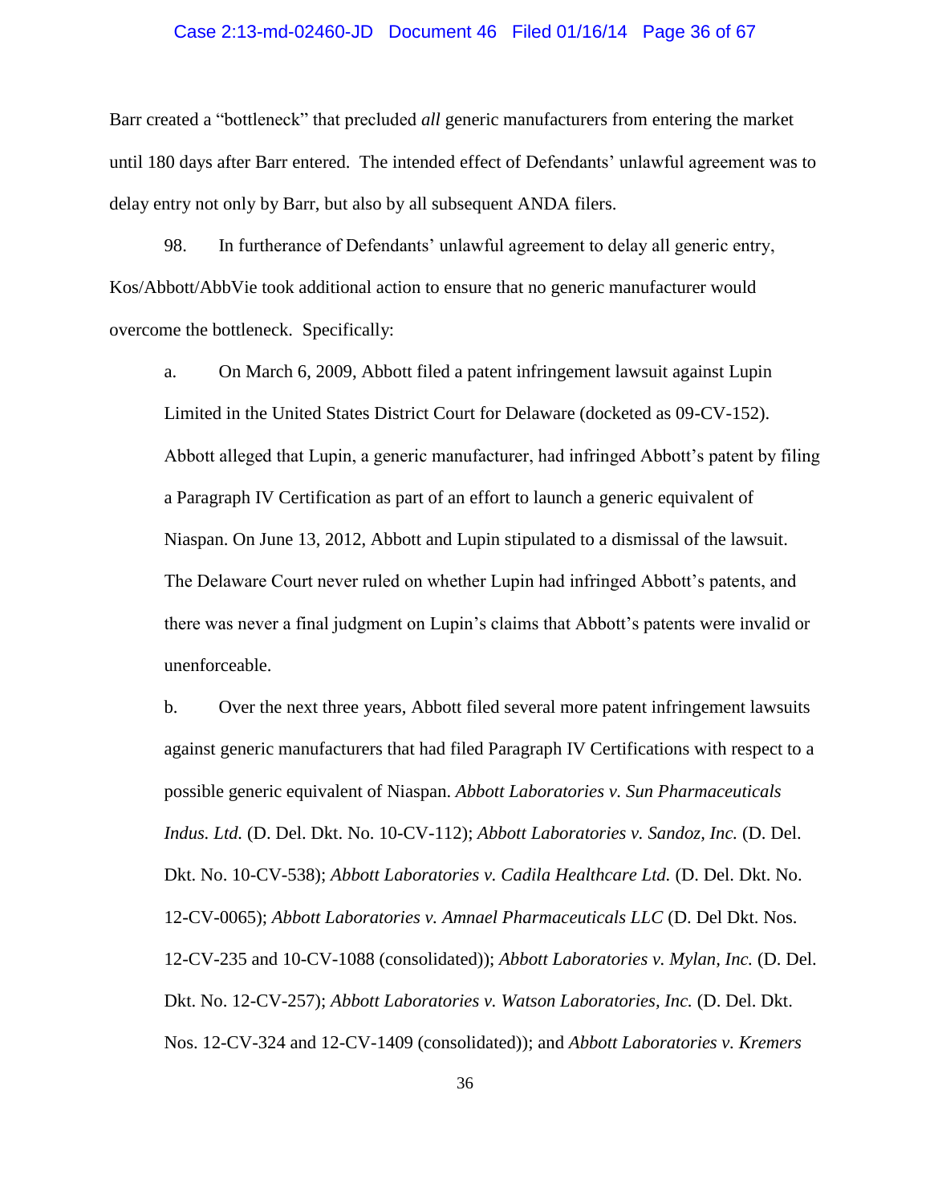Barr created a "bottleneck" that precluded *all* generic manufacturers from entering the market until 180 days after Barr entered. The intended effect of Defendants' unlawful agreement was to delay entry not only by Barr, but also by all subsequent ANDA filers.

98. In furtherance of Defendants' unlawful agreement to delay all generic entry, Kos/Abbott/AbbVie took additional action to ensure that no generic manufacturer would overcome the bottleneck. Specifically:

a. On March 6, 2009, Abbott filed a patent infringement lawsuit against Lupin Limited in the United States District Court for Delaware (docketed as 09-CV-152). Abbott alleged that Lupin, a generic manufacturer, had infringed Abbott's patent by filing a Paragraph IV Certification as part of an effort to launch a generic equivalent of Niaspan. On June 13, 2012, Abbott and Lupin stipulated to a dismissal of the lawsuit. The Delaware Court never ruled on whether Lupin had infringed Abbott's patents, and there was never a final judgment on Lupin's claims that Abbott's patents were invalid or unenforceable.

b. Over the next three years, Abbott filed several more patent infringement lawsuits against generic manufacturers that had filed Paragraph IV Certifications with respect to a possible generic equivalent of Niaspan. *Abbott Laboratories v. Sun Pharmaceuticals Indus. Ltd.* (D. Del. Dkt. No. 10-CV-112); *Abbott Laboratories v. Sandoz, Inc.* (D. Del. Dkt. No. 10-CV-538); *Abbott Laboratories v. Cadila Healthcare Ltd.* (D. Del. Dkt. No. 12-CV-0065); *Abbott Laboratories v. Amnael Pharmaceuticals LLC* (D. Del Dkt. Nos. 12-CV-235 and 10-CV-1088 (consolidated)); *Abbott Laboratories v. Mylan, Inc.* (D. Del. Dkt. No. 12-CV-257); *Abbott Laboratories v. Watson Laboratories, Inc.* (D. Del. Dkt. Nos. 12-CV-324 and 12-CV-1409 (consolidated)); and *Abbott Laboratories v. Kremers*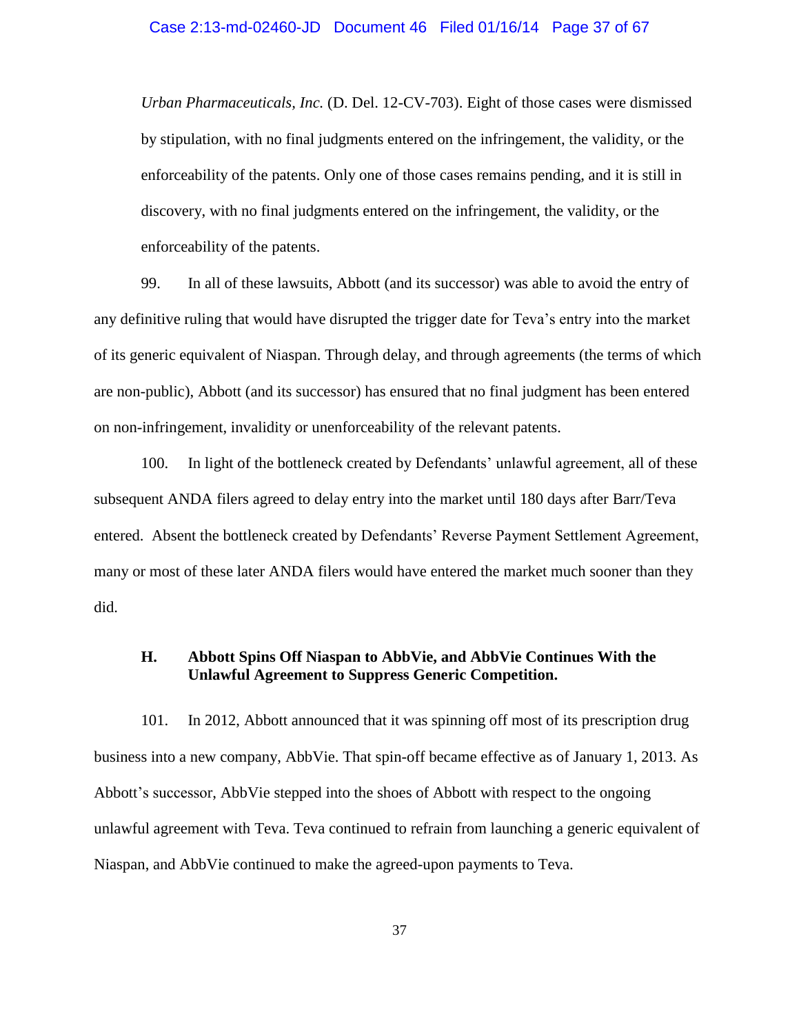*Urban Pharmaceuticals, Inc.* (D. Del. 12-CV-703). Eight of those cases were dismissed by stipulation, with no final judgments entered on the infringement, the validity, or the enforceability of the patents. Only one of those cases remains pending, and it is still in discovery, with no final judgments entered on the infringement, the validity, or the enforceability of the patents.

99. In all of these lawsuits, Abbott (and its successor) was able to avoid the entry of any definitive ruling that would have disrupted the trigger date for Teva's entry into the market of its generic equivalent of Niaspan. Through delay, and through agreements (the terms of which are non-public), Abbott (and its successor) has ensured that no final judgment has been entered on non-infringement, invalidity or unenforceability of the relevant patents.

100. In light of the bottleneck created by Defendants' unlawful agreement, all of these subsequent ANDA filers agreed to delay entry into the market until 180 days after Barr/Teva entered. Absent the bottleneck created by Defendants' Reverse Payment Settlement Agreement, many or most of these later ANDA filers would have entered the market much sooner than they did.

### H. Abbott Spins Off Niaspan to AbbVie, and AbbVie Continues With the Unlawful Agreement to Suppress Generic Competition.

101. In 2012, Abbott announced that it was spinning off most of its prescription drug business into a new company, AbbVie. That spin-off became effective as of January 1, 2013. As Abbott's successor, AbbVie stepped into the shoes of Abbott with respect to the ongoing unlawful agreement with Teva. Teva continued to refrain from launching a generic equivalent of Niaspan, and AbbVie continued to make the agreed-upon payments to Teva.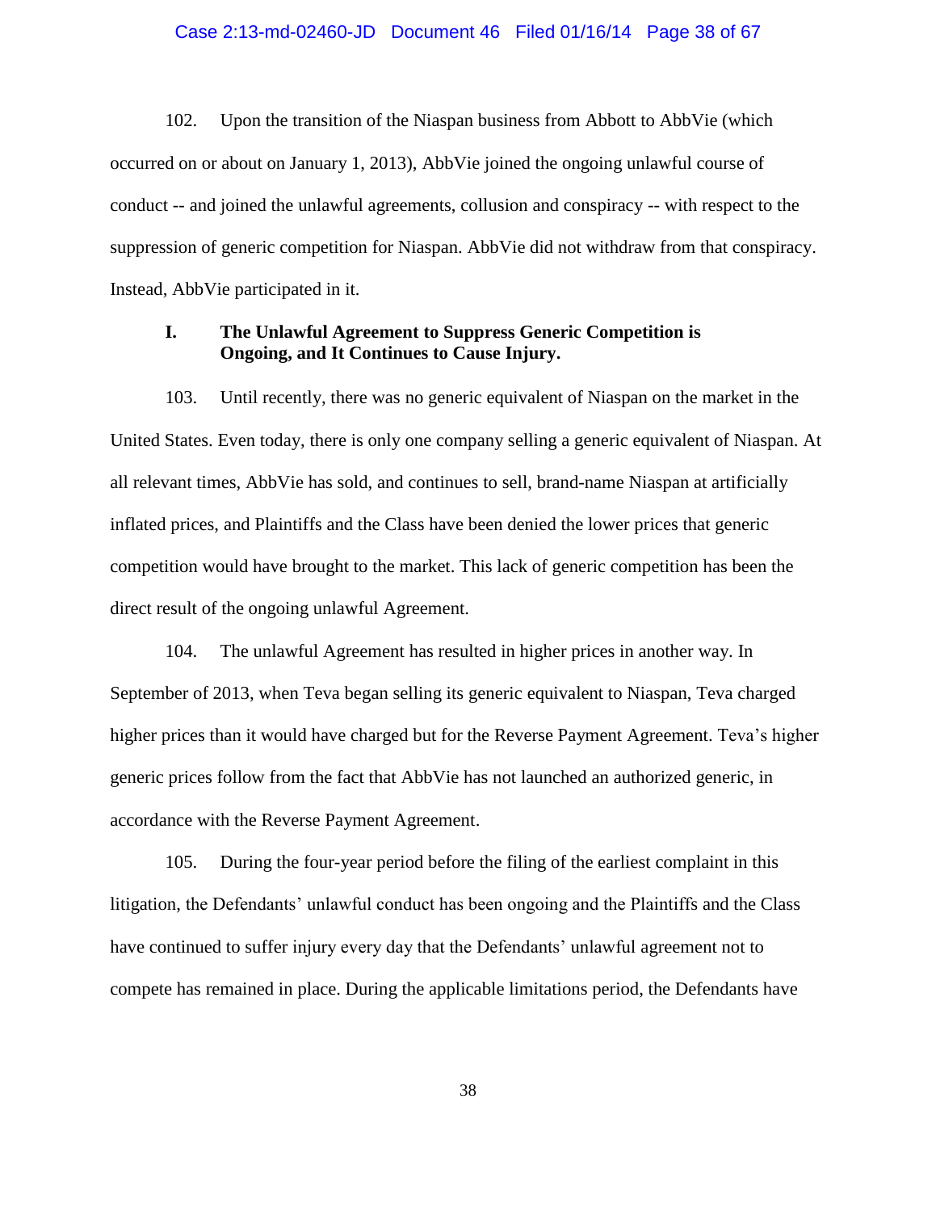102. Upon the transition of the Niaspan business from Abbott to AbbVie (which occurred on or about on January 1, 2013), AbbVie joined the ongoing unlawful course of conduct -- and joined the unlawful agreements, collusion and conspiracy -- with respect to the suppression of generic competition for Niaspan. AbbVie did not withdraw from that conspiracy. Instead, AbbVie participated in it.

### I. The Unlawful Agreement to Suppress Generic Competition is Ongoing, and It Continues to Cause Injury.

103. Until recently, there was no generic equivalent of Niaspan on the market in the United States. Even today, there is only one company selling a generic equivalent of Niaspan. At all relevant times, AbbVie has sold, and continues to sell, brand-name Niaspan at artificially inflated prices, and Plaintiffs and the Class have been denied the lower prices that generic competition would have brought to the market. This lack of generic competition has been the direct result of the ongoing unlawful Agreement.

104. The unlawful Agreement has resulted in higher prices in another way. In September of 2013, when Teva began selling its generic equivalent to Niaspan, Teva charged higher prices than it would have charged but for the Reverse Payment Agreement. Teva's higher generic prices follow from the fact that AbbVie has not launched an authorized generic, in accordance with the Reverse Payment Agreement.

105. During the four-year period before the filing of the earliest complaint in this litigation, the Defendants' unlawful conduct has been ongoing and the Plaintiffs and the Class have continued to suffer injury every day that the Defendants' unlawful agreement not to compete has remained in place. During the applicable limitations period, the Defendants have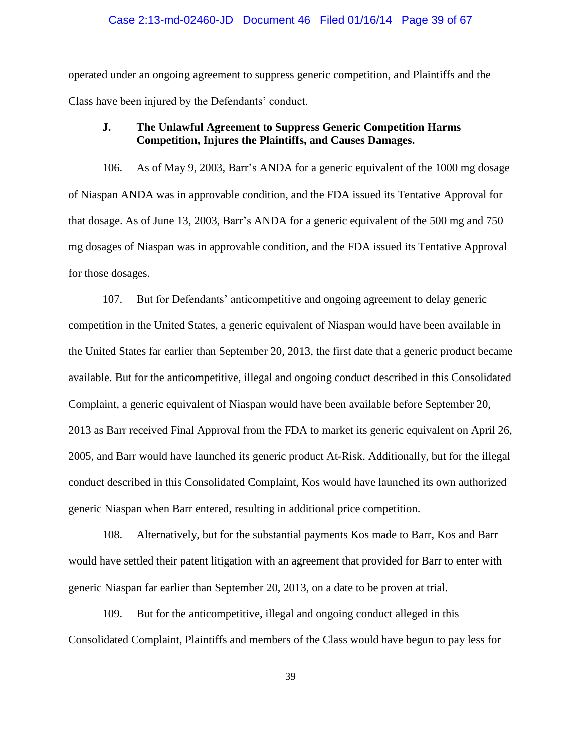operated under an ongoing agreement to suppress generic competition, and Plaintiffs and the Class have been injured by the Defendants' conduct.

### J. The Unlawful Agreement to Suppress Generic Competition Harms Competition, Injures the Plaintiffs, and Causes Damages.

106. As of May 9, 2003, Barr's ANDA for a generic equivalent of the 1000 mg dosage of Niaspan ANDA was in approvable condition, and the FDA issued its Tentative Approval for that dosage. As of June 13, 2003, Barr's ANDA for a generic equivalent of the 500 mg and 750 mg dosages of Niaspan was in approvable condition, and the FDA issued its Tentative Approval for those dosages.

107. But for Defendants' anticompetitive and ongoing agreement to delay generic competition in the United States, a generic equivalent of Niaspan would have been available in the United States far earlier than September 20, 2013, the first date that a generic product became available. But for the anticompetitive, illegal and ongoing conduct described in this Consolidated Complaint, a generic equivalent of Niaspan would have been available before September 20, 2013 as Barr received Final Approval from the FDA to market its generic equivalent on April 26, 2005, and Barr would have launched its generic product At-Risk. Additionally, but for the illegal conduct described in this Consolidated Complaint, Kos would have launched its own authorized generic Niaspan when Barr entered, resulting in additional price competition.

108. Alternatively, but for the substantial payments Kos made to Barr, Kos and Barr would have settled their patent litigation with an agreement that provided for Barr to enter with generic Niaspan far earlier than September 20, 2013, on a date to be proven at trial.

109. But for the anticompetitive, illegal and ongoing conduct alleged in this Consolidated Complaint, Plaintiffs and members of the Class would have begun to pay less for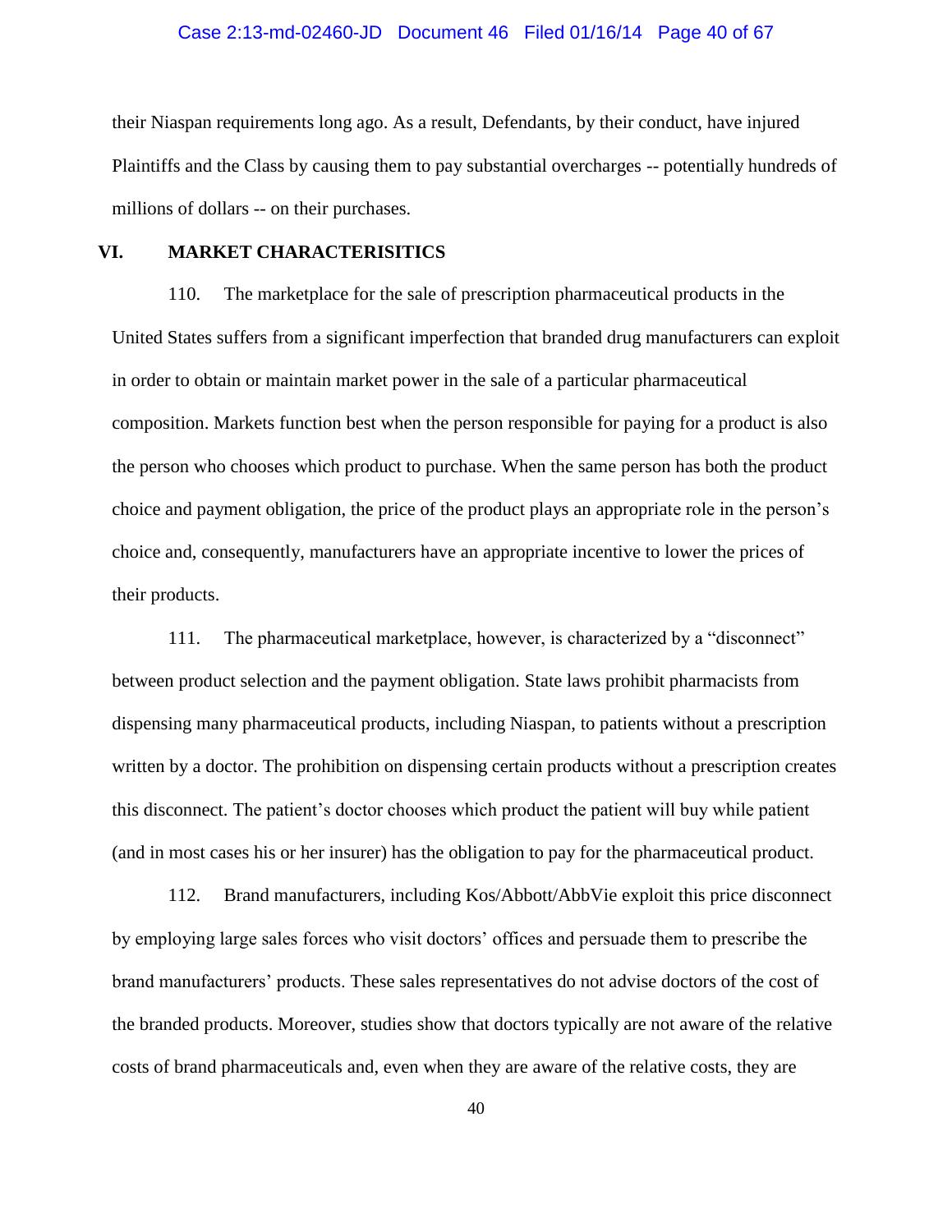their Niaspan requirements long ago. As a result, Defendants, by their conduct, have injured Plaintiffs and the Class by causing them to pay substantial overcharges -- potentially hundreds of millions of dollars -- on their purchases.

## VI. MARKET CHARACTERISITICS

110. The marketplace for the sale of prescription pharmaceutical products in the United States suffers from a significant imperfection that branded drug manufacturers can exploit in order to obtain or maintain market power in the sale of a particular pharmaceutical composition. Markets function best when the person responsible for paying for a product is also the person who chooses which product to purchase. When the same person has both the product choice and payment obligation, the price of the product plays an appropriate role in the person's choice and, consequently, manufacturers have an appropriate incentive to lower the prices of their products.

111. The pharmaceutical marketplace, however, is characterized by a "disconnect" between product selection and the payment obligation. State laws prohibit pharmacists from dispensing many pharmaceutical products, including Niaspan, to patients without a prescription written by a doctor. The prohibition on dispensing certain products without a prescription creates this disconnect. The patient's doctor chooses which product the patient will buy while patient (and in most cases his or her insurer) has the obligation to pay for the pharmaceutical product.

112. Brand manufacturers, including Kos/Abbott/AbbVie exploit this price disconnect by employing large sales forces who visit doctors' offices and persuade them to prescribe the brand manufacturers' products. These sales representatives do not advise doctors of the cost of the branded products. Moreover, studies show that doctors typically are not aware of the relative costs of brand pharmaceuticals and, even when they are aware of the relative costs, they are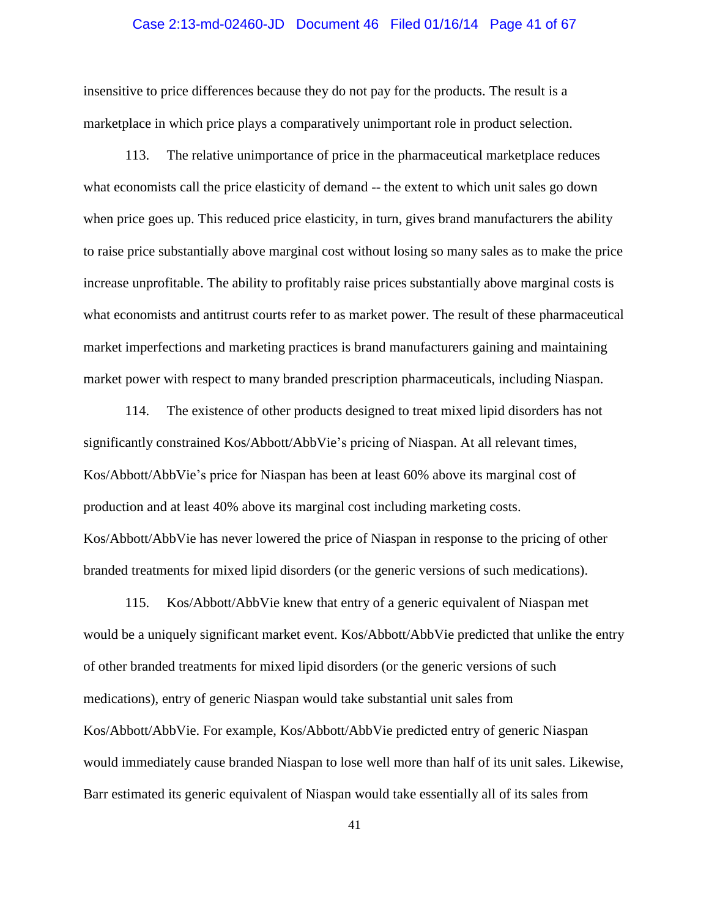insensitive to price differences because they do not pay for the products. The result is a marketplace in which price plays a comparatively unimportant role in product selection.

113. The relative unimportance of price in the pharmaceutical marketplace reduces what economists call the price elasticity of demand -- the extent to which unit sales go down when price goes up. This reduced price elasticity, in turn, gives brand manufacturers the ability to raise price substantially above marginal cost without losing so many sales as to make the price increase unprofitable. The ability to profitably raise prices substantially above marginal costs is what economists and antitrust courts refer to as market power. The result of these pharmaceutical market imperfections and marketing practices is brand manufacturers gaining and maintaining market power with respect to many branded prescription pharmaceuticals, including Niaspan.

114. The existence of other products designed to treat mixed lipid disorders has not significantly constrained Kos/Abbott/AbbVie's pricing of Niaspan. At all relevant times, Kos/Abbott/AbbVie's price for Niaspan has been at least 60% above its marginal cost of production and at least 40% above its marginal cost including marketing costs. Kos/Abbott/AbbVie has never lowered the price of Niaspan in response to the pricing of other branded treatments for mixed lipid disorders (or the generic versions of such medications).

115. Kos/Abbott/AbbVie knew that entry of a generic equivalent of Niaspan met would be a uniquely significant market event. Kos/Abbott/AbbVie predicted that unlike the entry of other branded treatments for mixed lipid disorders (or the generic versions of such medications), entry of generic Niaspan would take substantial unit sales from Kos/Abbott/AbbVie. For example, Kos/Abbott/AbbVie predicted entry of generic Niaspan would immediately cause branded Niaspan to lose well more than half of its unit sales. Likewise, Barr estimated its generic equivalent of Niaspan would take essentially all of its sales from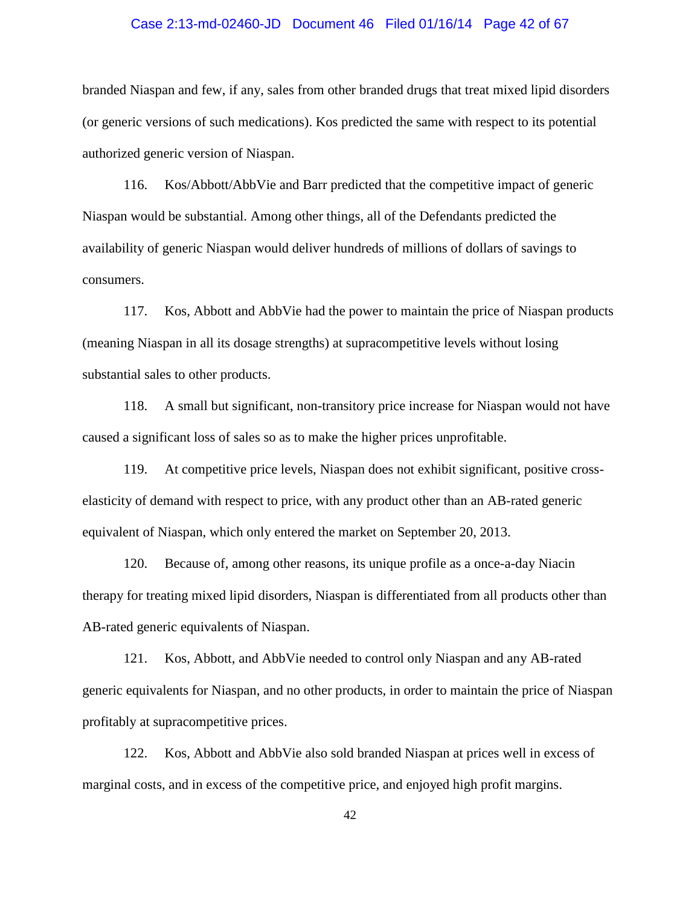branded Niaspan and few, if any, sales from other branded drugs that treat mixed lipid disorders (or generic versions of such medications). Kos predicted the same with respect to its potential authorized generic version of Niaspan.

116. Kos/Abbott/AbbVie and Barr predicted that the competitive impact of generic Niaspan would be substantial. Among other things, all of the Defendants predicted the availability of generic Niaspan would deliver hundreds of millions of dollars of savings to consumers.

117. Kos, Abbott and AbbVie had the power to maintain the price of Niaspan products (meaning Niaspan in all its dosage strengths) at supracompetitive levels without losing substantial sales to other products.

118. A small but significant, non-transitory price increase for Niaspan would not have caused a significant loss of sales so as to make the higher prices unprofitable.

119. At competitive price levels, Niaspan does not exhibit significant, positive cross-elasticity of demand with respect to price, with any product other than an AB-rated generic equivalent of Niaspan, which only entered the market on September 20, 2013.

120. Because of, among other reasons, its unique profile as a once-a-day Niacin therapy for treating mixed lipid disorders, Niaspan is differentiated from all products other than AB-rated generic equivalents of Niaspan.

121. Kos, Abbott, and AbbVie needed to control only Niaspan and any AB-rated generic equivalents for Niaspan, and no other products, in order to maintain the price of Niaspan profitably at supracompetitive prices.

122. Kos, Abbott and AbbVie also sold branded Niaspan at prices well in excess of marginal costs, and in excess of the competitive price, and enjoyed high profit margins.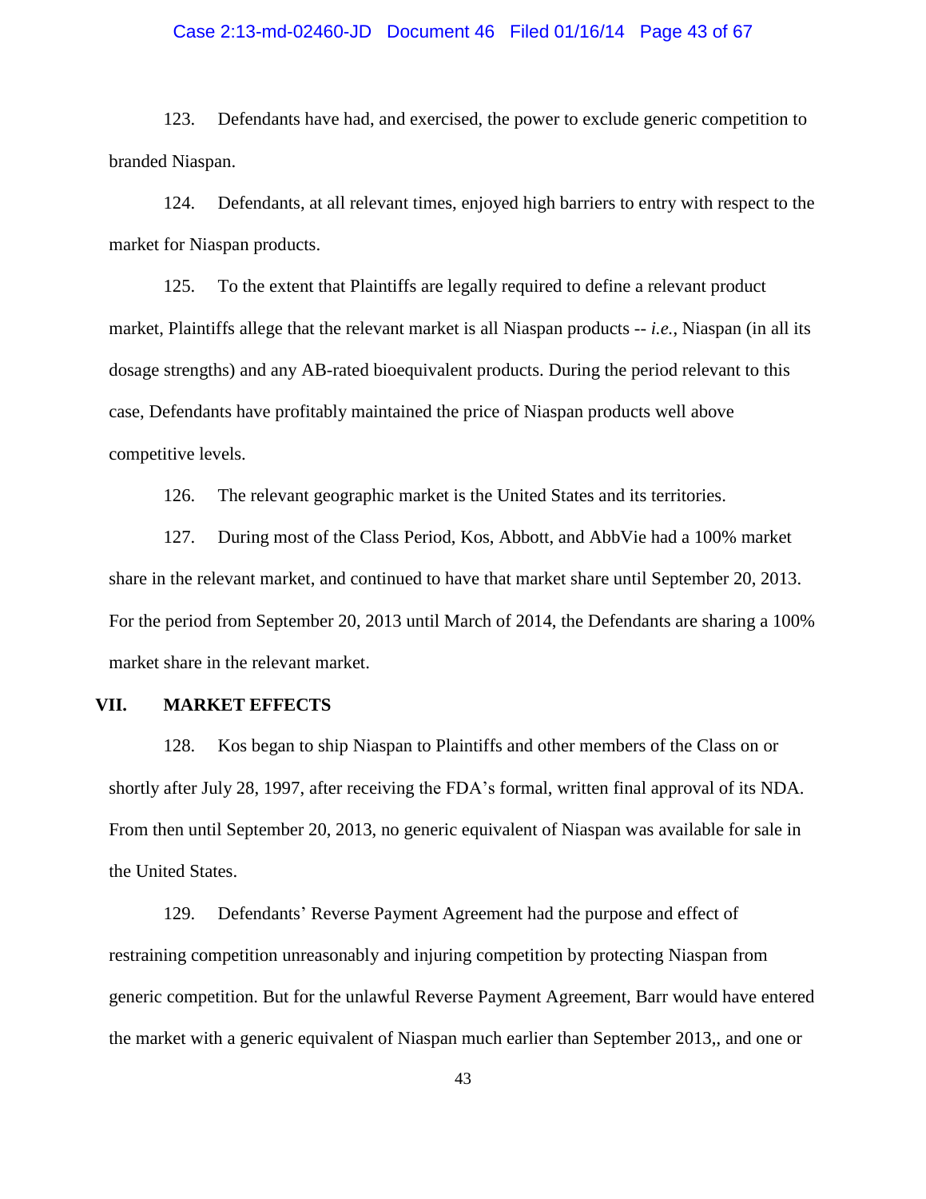123. Defendants have had, and exercised, the power to exclude generic competition to branded Niaspan.

124. Defendants, at all relevant times, enjoyed high barriers to entry with respect to the market for Niaspan products.

125. To the extent that Plaintiffs are legally required to define a relevant product market, Plaintiffs allege that the relevant market is all Niaspan products -- *i.e.*, Niaspan (in all its dosage strengths) and any AB-rated bioequivalent products. During the period relevant to this case, Defendants have profitably maintained the price of Niaspan products well above competitive levels.

126. The relevant geographic market is the United States and its territories.

127. During most of the Class Period, Kos, Abbott, and AbbVie had a 100% market share in the relevant market, and continued to have that market share until September 20, 2013. For the period from September 20, 2013 until March of 2014, the Defendants are sharing a 100% market share in the relevant market.

## VII. MARKET EFFECTS

128. Kos began to ship Niaspan to Plaintiffs and other members of the Class on or shortly after July 28, 1997, after receiving the FDA's formal, written final approval of its NDA. From then until September 20, 2013, no generic equivalent of Niaspan was available for sale in the United States.

129. Defendants' Reverse Payment Agreement had the purpose and effect of restraining competition unreasonably and injuring competition by protecting Niaspan from generic competition. But for the unlawful Reverse Payment Agreement, Barr would have entered the market with a generic equivalent of Niaspan much earlier than September 2013,, and one or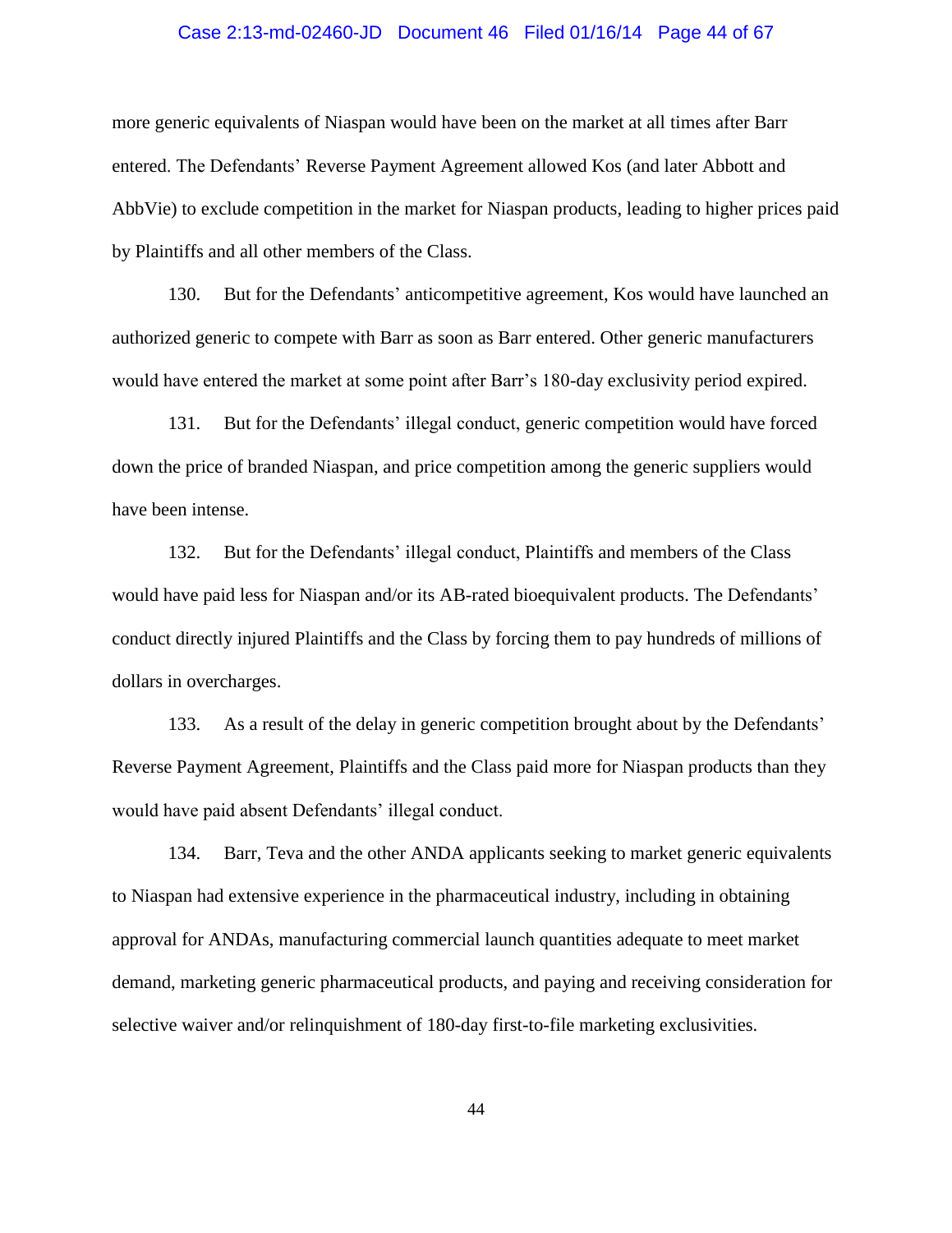more generic equivalents of Niaspan would have been on the market at all times after Barr entered. The Defendants' Reverse Payment Agreement allowed Kos (and later Abbott and AbbVie) to exclude competition in the market for Niaspan products, leading to higher prices paid by Plaintiffs and all other members of the Class.

130. But for the Defendants' anticompetitive agreement, Kos would have launched an authorized generic to compete with Barr as soon as Barr entered. Other generic manufacturers would have entered the market at some point after Barr's 180-day exclusivity period expired.

131. But for the Defendants' illegal conduct, generic competition would have forced down the price of branded Niaspan, and price competition among the generic suppliers would have been intense.

132. But for the Defendants' illegal conduct, Plaintiffs and members of the Class would have paid less for Niaspan and/or its AB-rated bioequivalent products. The Defendants' conduct directly injured Plaintiffs and the Class by forcing them to pay hundreds of millions of dollars in overcharges.

133. As a result of the delay in generic competition brought about by the Defendants' Reverse Payment Agreement, Plaintiffs and the Class paid more for Niaspan products than they would have paid absent Defendants' illegal conduct.

134. Barr, Teva and the other ANDA applicants seeking to market generic equivalents to Niaspan had extensive experience in the pharmaceutical industry, including in obtaining approval for ANDAs, manufacturing commercial launch quantities adequate to meet market demand, marketing generic pharmaceutical products, and paying and receiving consideration for selective waiver and/or relinquishment of 180-day first-to-file marketing exclusivities.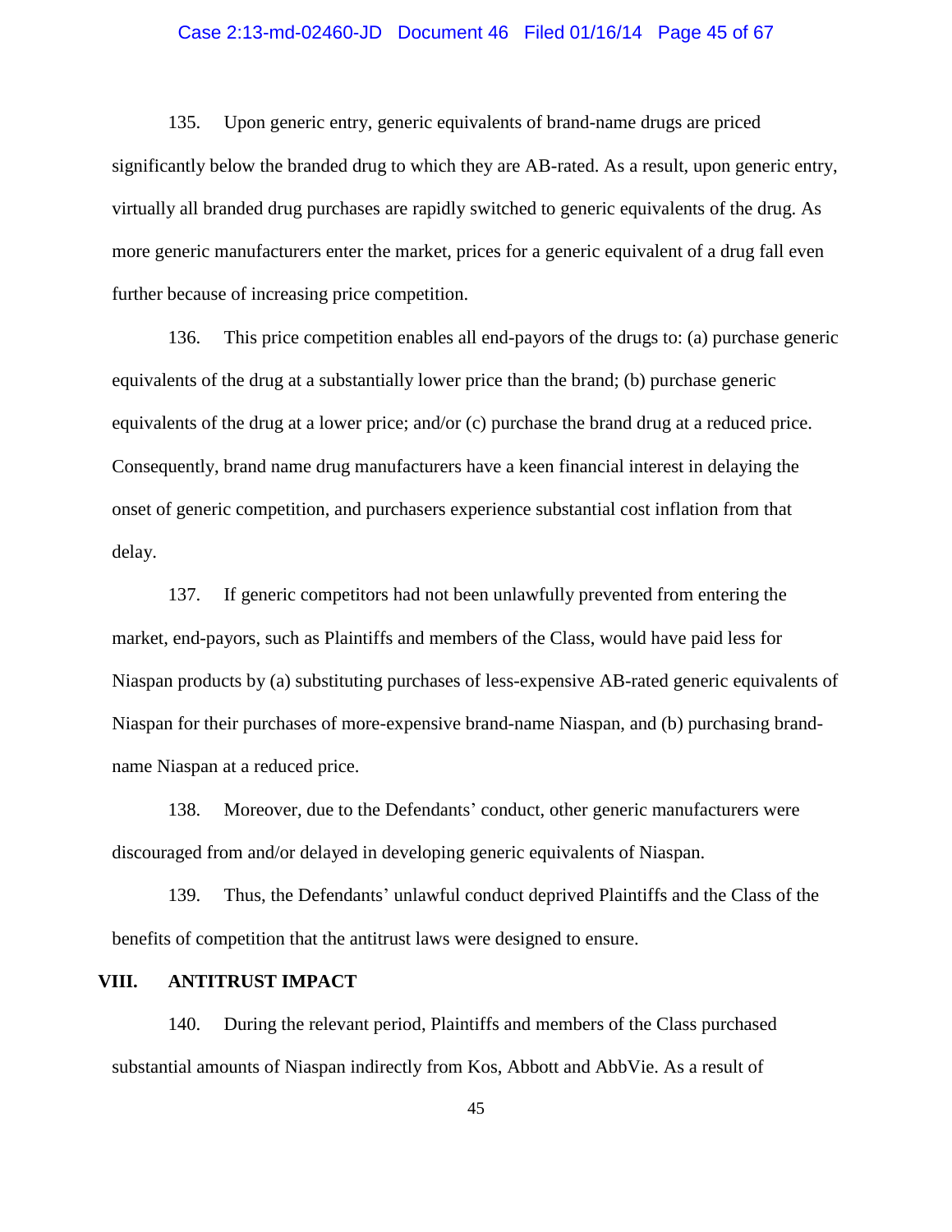135. Upon generic entry, generic equivalents of brand-name drugs are priced significantly below the branded drug to which they are AB-rated. As a result, upon generic entry, virtually all branded drug purchases are rapidly switched to generic equivalents of the drug. As more generic manufacturers enter the market, prices for a generic equivalent of a drug fall even further because of increasing price competition.

136. This price competition enables all end-payors of the drugs to: (a) purchase generic equivalents of the drug at a substantially lower price than the brand; (b) purchase generic equivalents of the drug at a lower price; and/or (c) purchase the brand drug at a reduced price. Consequently, brand name drug manufacturers have a keen financial interest in delaying the onset of generic competition, and purchasers experience substantial cost inflation from that delay.

137. If generic competitors had not been unlawfully prevented from entering the market, end-payors, such as Plaintiffs and members of the Class, would have paid less for Niaspan products by (a) substituting purchases of less-expensive AB-rated generic equivalents of Niaspan for their purchases of more-expensive brand-name Niaspan, and (b) purchasing brand-name Niaspan at a reduced price.

138. Moreover, due to the Defendants' conduct, other generic manufacturers were discouraged from and/or delayed in developing generic equivalents of Niaspan.

139. Thus, the Defendants' unlawful conduct deprived Plaintiffs and the Class of the benefits of competition that the antitrust laws were designed to ensure.

## VIII. ANTITRUST IMPACT

140. During the relevant period, Plaintiffs and members of the Class purchased substantial amounts of Niaspan indirectly from Kos, Abbott and AbbVie. As a result of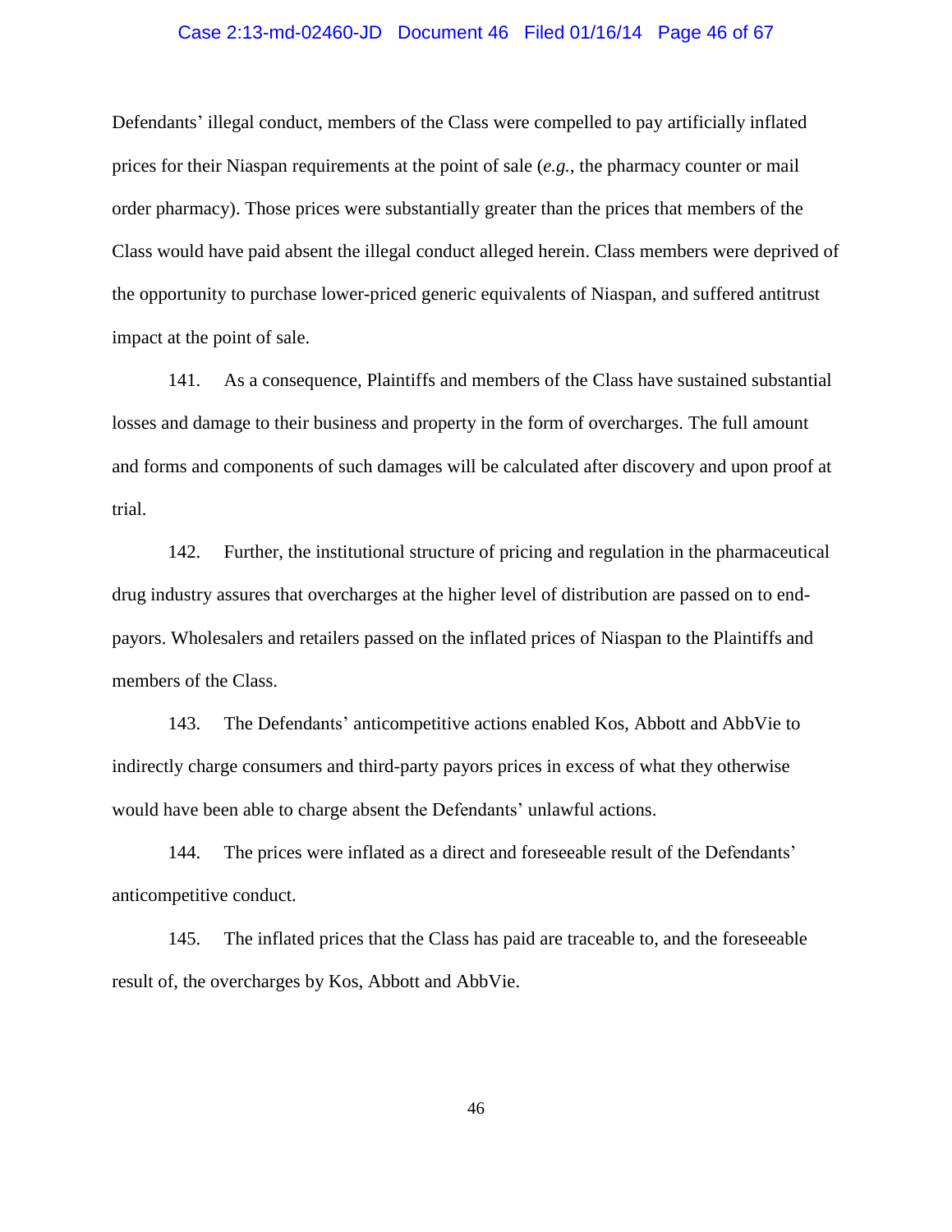Defendants' illegal conduct, members of the Class were compelled to pay artificially inflated prices for their Niaspan requirements at the point of sale (*e.g.*, the pharmacy counter or mail order pharmacy). Those prices were substantially greater than the prices that members of the Class would have paid absent the illegal conduct alleged herein. Class members were deprived of the opportunity to purchase lower-priced generic equivalents of Niaspan, and suffered antitrust impact at the point of sale.

141. As a consequence, Plaintiffs and members of the Class have sustained substantial losses and damage to their business and property in the form of overcharges. The full amount and forms and components of such damages will be calculated after discovery and upon proof at trial.

142. Further, the institutional structure of pricing and regulation in the pharmaceutical drug industry assures that overcharges at the higher level of distribution are passed on to end-payors. Wholesalers and retailers passed on the inflated prices of Niaspan to the Plaintiffs and members of the Class.

143. The Defendants' anticompetitive actions enabled Kos, Abbott and AbbVie to indirectly charge consumers and third-party payors prices in excess of what they otherwise would have been able to charge absent the Defendants' unlawful actions.

144. The prices were inflated as a direct and foreseeable result of the Defendants' anticompetitive conduct.

145. The inflated prices that the Class has paid are traceable to, and the foreseeable result of, the overcharges by Kos, Abbott and AbbVie.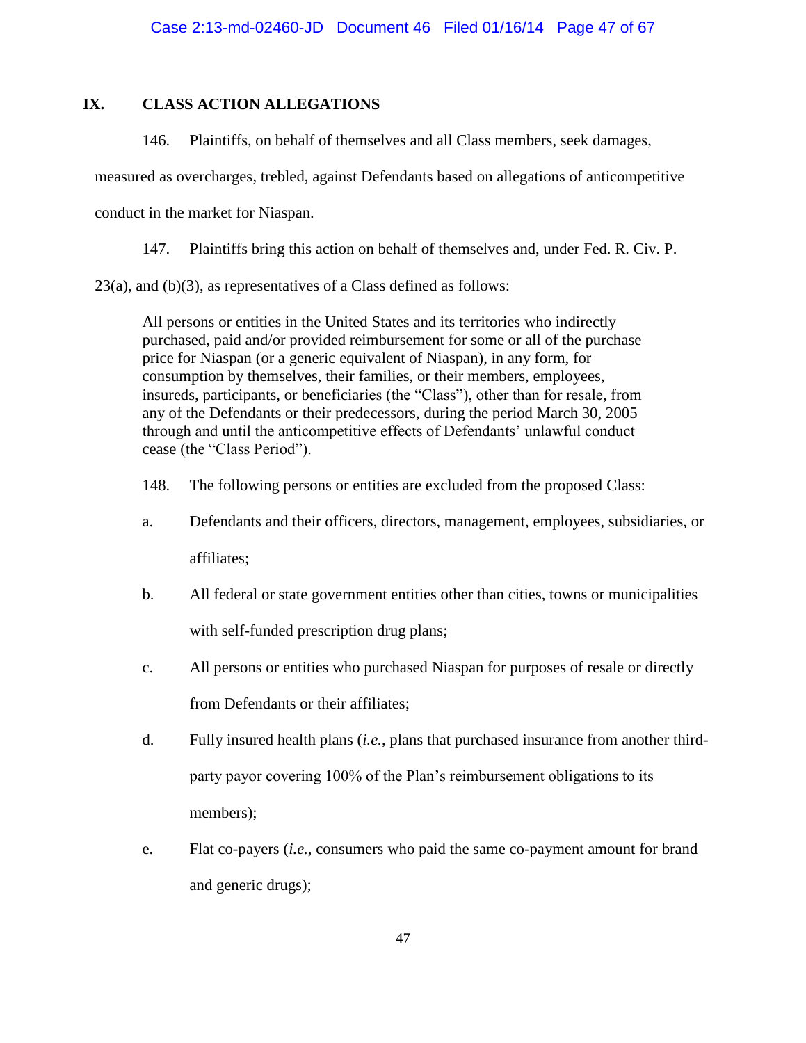## IX. CLASS ACTION ALLEGATIONS

146. Plaintiffs, on behalf of themselves and all Class members, seek damages, measured as overcharges, trebled, against Defendants based on allegations of anticompetitive conduct in the market for Niaspan.

147. Plaintiffs bring this action on behalf of themselves and, under Fed. R. Civ. P. 23(a), and (b)(3), as representatives of a Class defined as follows:

> All persons or entities in the United States and its territories who indirectly purchased, paid and/or provided reimbursement for some or all of the purchase price for Niaspan (or a generic equivalent of Niaspan), in any form, for consumption by themselves, their families, or their members, employees, insureds, participants, or beneficiaries (the "Class"), other than for resale, from any of the Defendants or their predecessors, during the period March 30, 2005 through and until the anticompetitive effects of Defendants' unlawful conduct cease (the "Class Period").

148. The following persons or entities are excluded from the proposed Class:

a. Defendants and their officers, directors, management, employees, subsidiaries, or affiliates;

b. All federal or state government entities other than cities, towns or municipalities with self-funded prescription drug plans;

c. All persons or entities who purchased Niaspan for purposes of resale or directly from Defendants or their affiliates;

d. Fully insured health plans (*i.e.*, plans that purchased insurance from another third-party payor covering 100% of the Plan's reimbursement obligations to its members);

e. Flat co-payers (*i.e.*, consumers who paid the same co-payment amount for brand and generic drugs);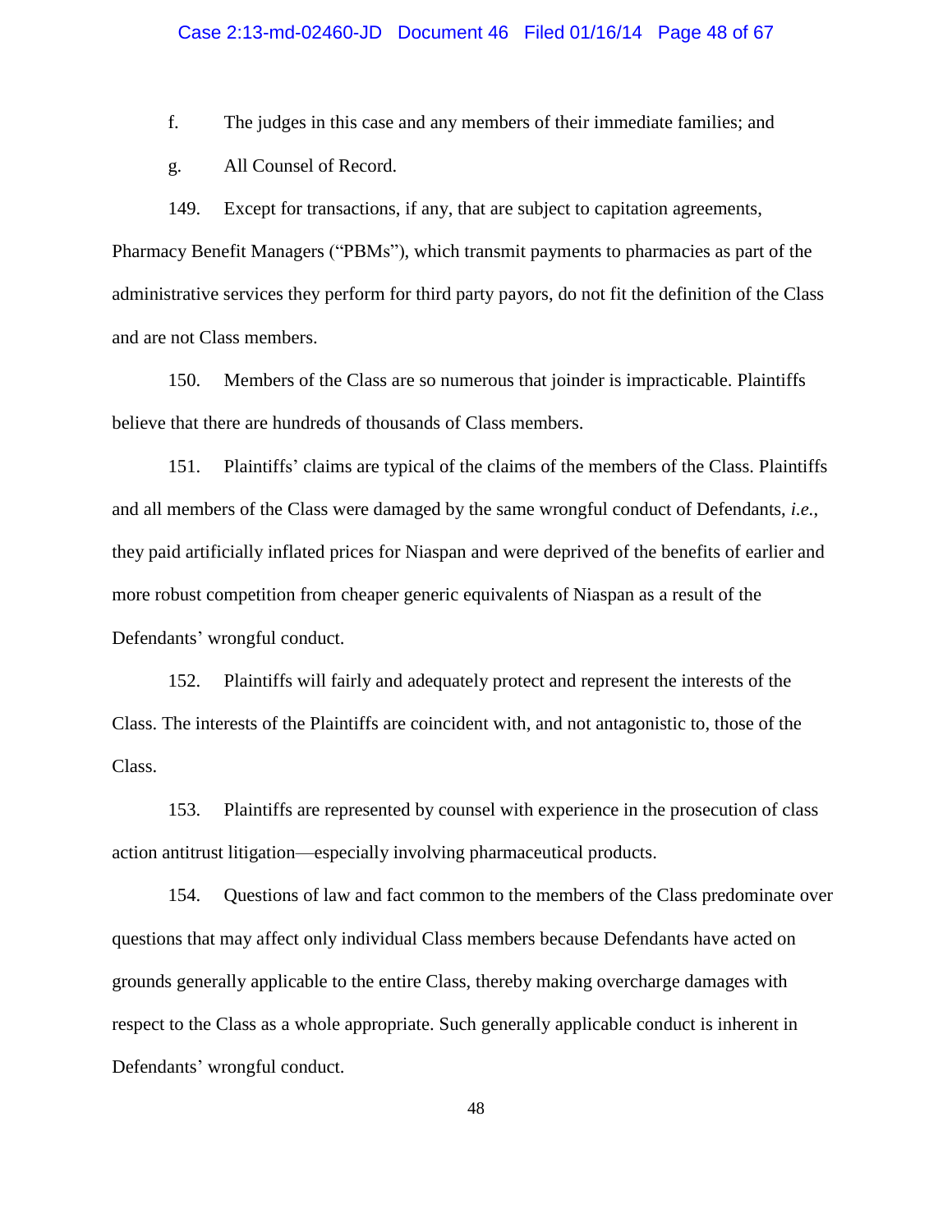f. The judges in this case and any members of their immediate families; and

g. All Counsel of Record.

149. Except for transactions, if any, that are subject to capitation agreements, Pharmacy Benefit Managers ("PBMs"), which transmit payments to pharmacies as part of the administrative services they perform for third party payors, do not fit the definition of the Class and are not Class members.

150. Members of the Class are so numerous that joinder is impracticable. Plaintiffs believe that there are hundreds of thousands of Class members.

151. Plaintiffs' claims are typical of the claims of the members of the Class. Plaintiffs and all members of the Class were damaged by the same wrongful conduct of Defendants, *i.e.*, they paid artificially inflated prices for Niaspan and were deprived of the benefits of earlier and more robust competition from cheaper generic equivalents of Niaspan as a result of the Defendants' wrongful conduct.

152. Plaintiffs will fairly and adequately protect and represent the interests of the Class. The interests of the Plaintiffs are coincident with, and not antagonistic to, those of the Class.

153. Plaintiffs are represented by counsel with experience in the prosecution of class action antitrust litigation—especially involving pharmaceutical products.

154. Questions of law and fact common to the members of the Class predominate over questions that may affect only individual Class members because Defendants have acted on grounds generally applicable to the entire Class, thereby making overcharge damages with respect to the Class as a whole appropriate. Such generally applicable conduct is inherent in Defendants' wrongful conduct.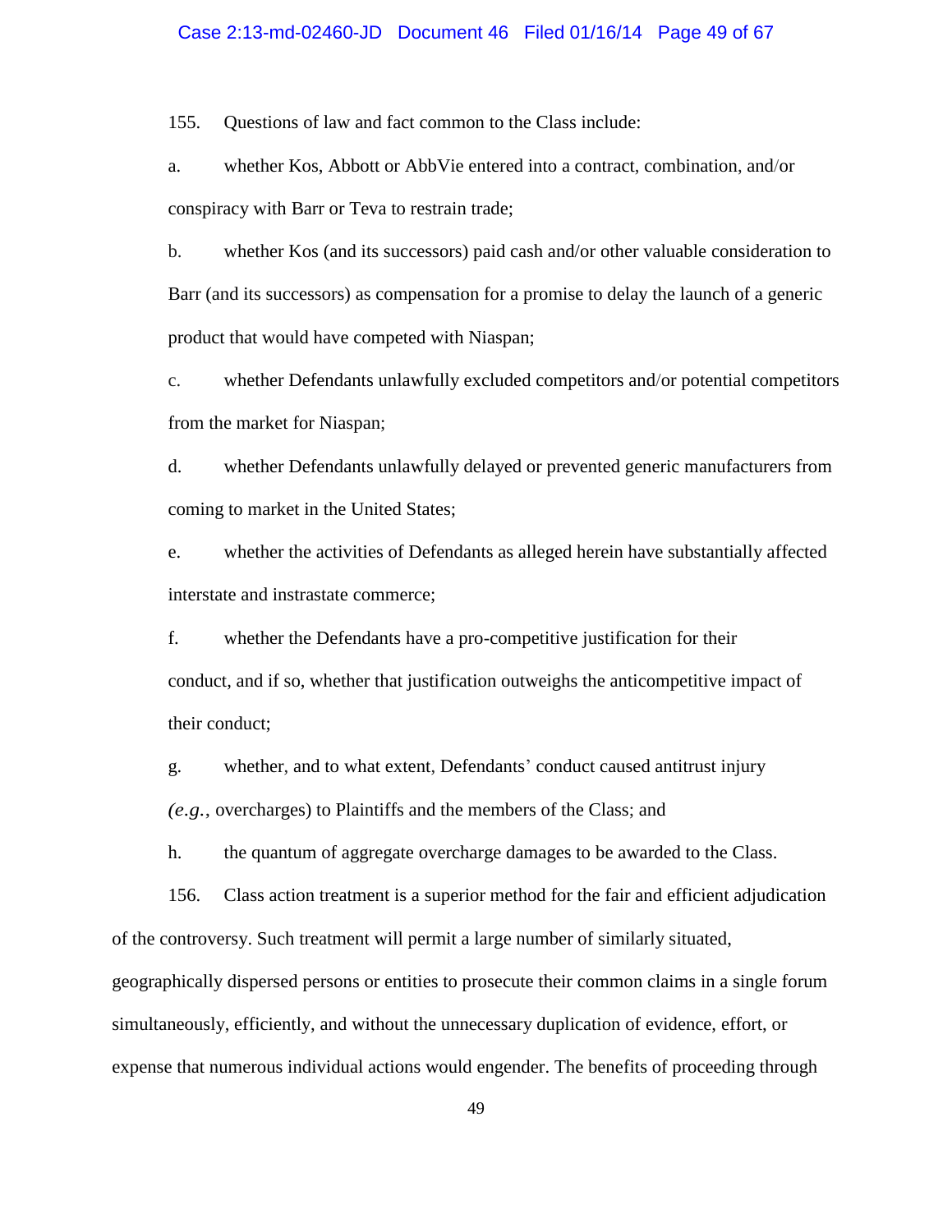155. Questions of law and fact common to the Class include:

a. whether Kos, Abbott or AbbVie entered into a contract, combination, and/or conspiracy with Barr or Teva to restrain trade;

b. whether Kos (and its successors) paid cash and/or other valuable consideration to Barr (and its successors) as compensation for a promise to delay the launch of a generic product that would have competed with Niaspan;

c. whether Defendants unlawfully excluded competitors and/or potential competitors from the market for Niaspan;

d. whether Defendants unlawfully delayed or prevented generic manufacturers from coming to market in the United States;

e. whether the activities of Defendants as alleged herein have substantially affected interstate and instrastate commerce;

f. whether the Defendants have a pro-competitive justification for their conduct, and if so, whether that justification outweighs the anticompetitive impact of their conduct;

g. whether, and to what extent, Defendants' conduct caused antitrust injury (*e.g.*, overcharges) to Plaintiffs and the members of the Class; and

h. the quantum of aggregate overcharge damages to be awarded to the Class.

156. Class action treatment is a superior method for the fair and efficient adjudication of the controversy. Such treatment will permit a large number of similarly situated, geographically dispersed persons or entities to prosecute their common claims in a single forum simultaneously, efficiently, and without the unnecessary duplication of evidence, effort, or expense that numerous individual actions would engender. The benefits of proceeding through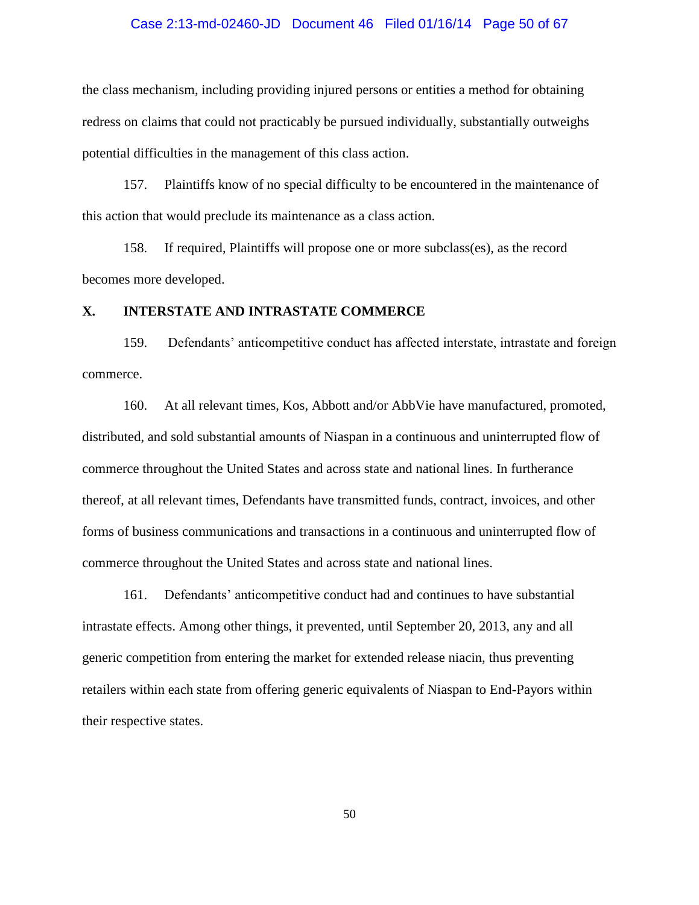the class mechanism, including providing injured persons or entities a method for obtaining redress on claims that could not practicably be pursued individually, substantially outweighs potential difficulties in the management of this class action.

157. Plaintiffs know of no special difficulty to be encountered in the maintenance of this action that would preclude its maintenance as a class action.

158. If required, Plaintiffs will propose one or more subclass(es), as the record becomes more developed.

## X. INTERSTATE AND INTRASTATE COMMERCE

159. Defendants' anticompetitive conduct has affected interstate, intrastate and foreign commerce.

160. At all relevant times, Kos, Abbott and/or AbbVie have manufactured, promoted, distributed, and sold substantial amounts of Niaspan in a continuous and uninterrupted flow of commerce throughout the United States and across state and national lines. In furtherance thereof, at all relevant times, Defendants have transmitted funds, contract, invoices, and other forms of business communications and transactions in a continuous and uninterrupted flow of commerce throughout the United States and across state and national lines.

161. Defendants' anticompetitive conduct had and continues to have substantial intrastate effects. Among other things, it prevented, until September 20, 2013, any and all generic competition from entering the market for extended release niacin, thus preventing retailers within each state from offering generic equivalents of Niaspan to End-Payors within their respective states.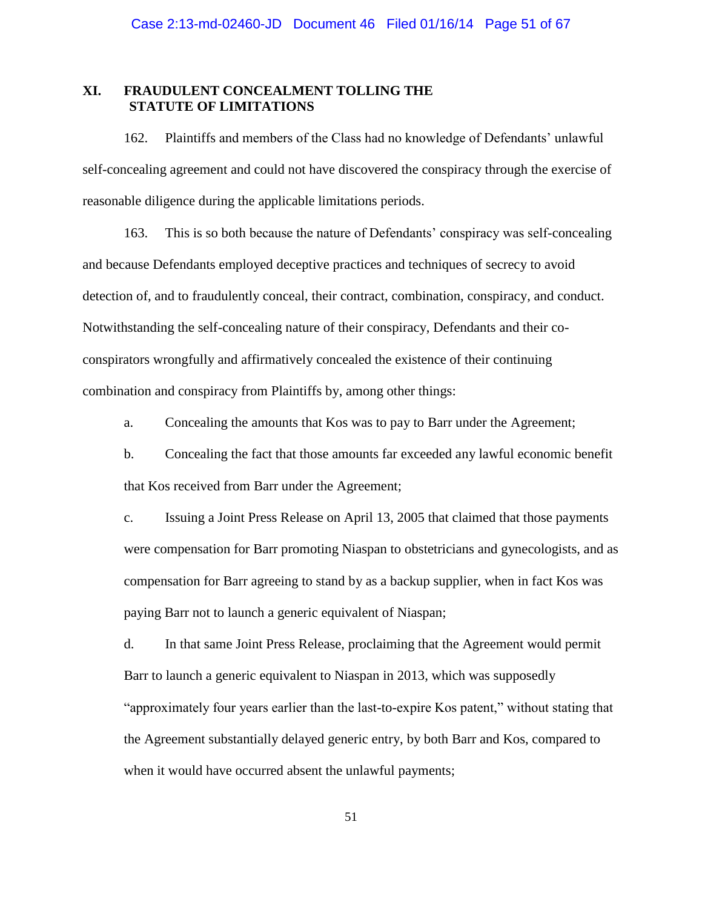## XI. FRAUDULENT CONCEALMENT TOLLING THE STATUTE OF LIMITATIONS

162. Plaintiffs and members of the Class had no knowledge of Defendants' unlawful self-concealing agreement and could not have discovered the conspiracy through the exercise of reasonable diligence during the applicable limitations periods.

163. This is so both because the nature of Defendants' conspiracy was self-concealing and because Defendants employed deceptive practices and techniques of secrecy to avoid detection of, and to fraudulently conceal, their contract, combination, conspiracy, and conduct. Notwithstanding the self-concealing nature of their conspiracy, Defendants and their co-conspirators wrongfully and affirmatively concealed the existence of their continuing combination and conspiracy from Plaintiffs by, among other things:

a. Concealing the amounts that Kos was to pay to Barr under the Agreement;

b. Concealing the fact that those amounts far exceeded any lawful economic benefit that Kos received from Barr under the Agreement;

c. Issuing a Joint Press Release on April 13, 2005 that claimed that those payments were compensation for Barr promoting Niaspan to obstetricians and gynecologists, and as compensation for Barr agreeing to stand by as a backup supplier, when in fact Kos was paying Barr not to launch a generic equivalent of Niaspan;

d. In that same Joint Press Release, proclaiming that the Agreement would permit Barr to launch a generic equivalent to Niaspan in 2013, which was supposedly "approximately four years earlier than the last-to-expire Kos patent," without stating that the Agreement substantially delayed generic entry, by both Barr and Kos, compared to when it would have occurred absent the unlawful payments;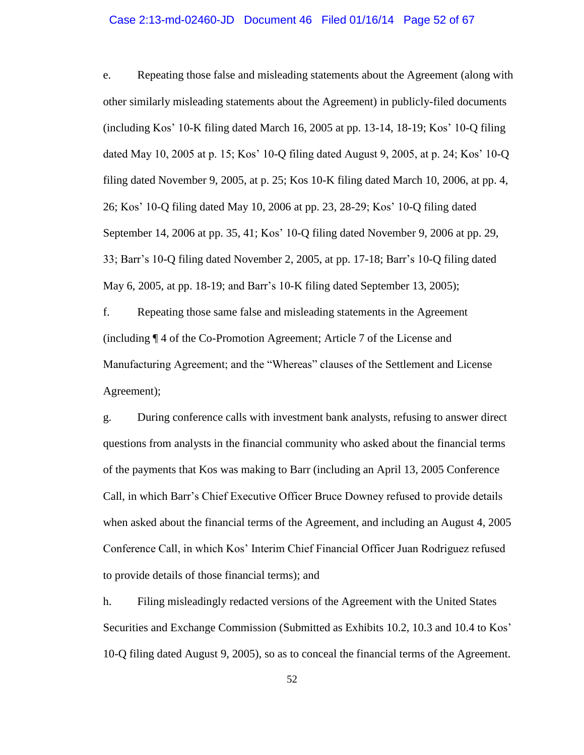e. Repeating those false and misleading statements about the Agreement (along with other similarly misleading statements about the Agreement) in publicly-filed documents (including Kos' 10-K filing dated March 16, 2005 at pp. 13-14, 18-19; Kos' 10-Q filing dated May 10, 2005 at p. 15; Kos' 10-Q filing dated August 9, 2005, at p. 24; Kos' 10-Q filing dated November 9, 2005, at p. 25; Kos 10-K filing dated March 10, 2006, at pp. 4, 26; Kos' 10-Q filing dated May 10, 2006 at pp. 23, 28-29; Kos' 10-Q filing dated September 14, 2006 at pp. 35, 41; Kos' 10-Q filing dated November 9, 2006 at pp. 29, 33; Barr's 10-Q filing dated November 2, 2005, at pp. 17-18; Barr's 10-Q filing dated May 6, 2005, at pp. 18-19; and Barr's 10-K filing dated September 13, 2005);

f. Repeating those same false and misleading statements in the Agreement (including ¶ 4 of the Co-Promotion Agreement; Article 7 of the License and Manufacturing Agreement; and the "Whereas" clauses of the Settlement and License Agreement);

g. During conference calls with investment bank analysts, refusing to answer direct questions from analysts in the financial community who asked about the financial terms of the payments that Kos was making to Barr (including an April 13, 2005 Conference Call, in which Barr's Chief Executive Officer Bruce Downey refused to provide details when asked about the financial terms of the Agreement, and including an August 4, 2005 Conference Call, in which Kos' Interim Chief Financial Officer Juan Rodriguez refused to provide details of those financial terms); and

h. Filing misleadingly redacted versions of the Agreement with the United States Securities and Exchange Commission (Submitted as Exhibits 10.2, 10.3 and 10.4 to Kos' 10-Q filing dated August 9, 2005), so as to conceal the financial terms of the Agreement.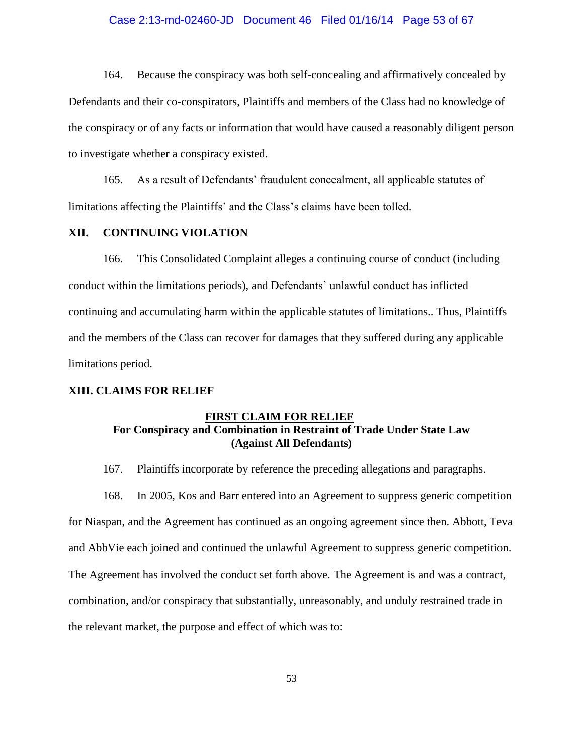164. Because the conspiracy was both self-concealing and affirmatively concealed by Defendants and their co-conspirators, Plaintiffs and members of the Class had no knowledge of the conspiracy or of any facts or information that would have caused a reasonably diligent person to investigate whether a conspiracy existed.

165. As a result of Defendants' fraudulent concealment, all applicable statutes of limitations affecting the Plaintiffs' and the Class's claims have been tolled.

## XII. CONTINUING VIOLATION

166. This Consolidated Complaint alleges a continuing course of conduct (including conduct within the limitations periods), and Defendants' unlawful conduct has inflicted continuing and accumulating harm within the applicable statutes of limitations.. Thus, Plaintiffs and the members of the Class can recover for damages that they suffered during any applicable limitations period.

## XIII. CLAIMS FOR RELIEF

### FIRST CLAIM FOR RELIEF
**For Conspiracy and Combination in Restraint of Trade Under State Law (Against All Defendants)**

167. Plaintiffs incorporate by reference the preceding allegations and paragraphs.

168. In 2005, Kos and Barr entered into an Agreement to suppress generic competition for Niaspan, and the Agreement has continued as an ongoing agreement since then. Abbott, Teva and AbbVie each joined and continued the unlawful Agreement to suppress generic competition. The Agreement has involved the conduct set forth above. The Agreement is and was a contract, combination, and/or conspiracy that substantially, unreasonably, and unduly restrained trade in the relevant market, the purpose and effect of which was to: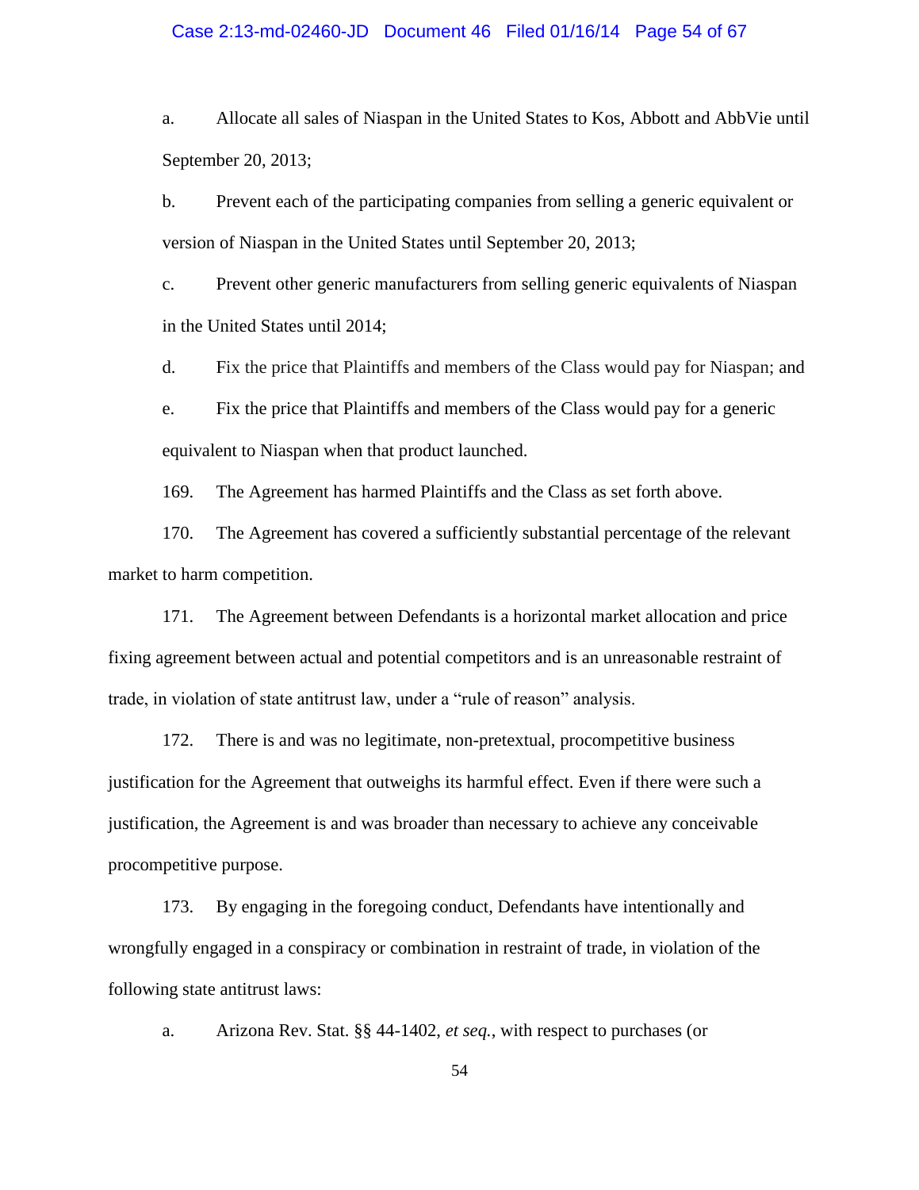a. Allocate all sales of Niaspan in the United States to Kos, Abbott and AbbVie until September 20, 2013;

b. Prevent each of the participating companies from selling a generic equivalent or version of Niaspan in the United States until September 20, 2013;

c. Prevent other generic manufacturers from selling generic equivalents of Niaspan in the United States until 2014;

d. Fix the price that Plaintiffs and members of the Class would pay for Niaspan; and

e. Fix the price that Plaintiffs and members of the Class would pay for a generic equivalent to Niaspan when that product launched.

169. The Agreement has harmed Plaintiffs and the Class as set forth above.

170. The Agreement has covered a sufficiently substantial percentage of the relevant market to harm competition.

171. The Agreement between Defendants is a horizontal market allocation and price fixing agreement between actual and potential competitors and is an unreasonable restraint of trade, in violation of state antitrust law, under a "rule of reason" analysis.

172. There is and was no legitimate, non-pretextual, procompetitive business justification for the Agreement that outweighs its harmful effect. Even if there were such a justification, the Agreement is and was broader than necessary to achieve any conceivable procompetitive purpose.

173. By engaging in the foregoing conduct, Defendants have intentionally and wrongfully engaged in a conspiracy or combination in restraint of trade, in violation of the following state antitrust laws:

a. Arizona Rev. Stat. §§ 44-1402, *et seq.*, with respect to purchases (or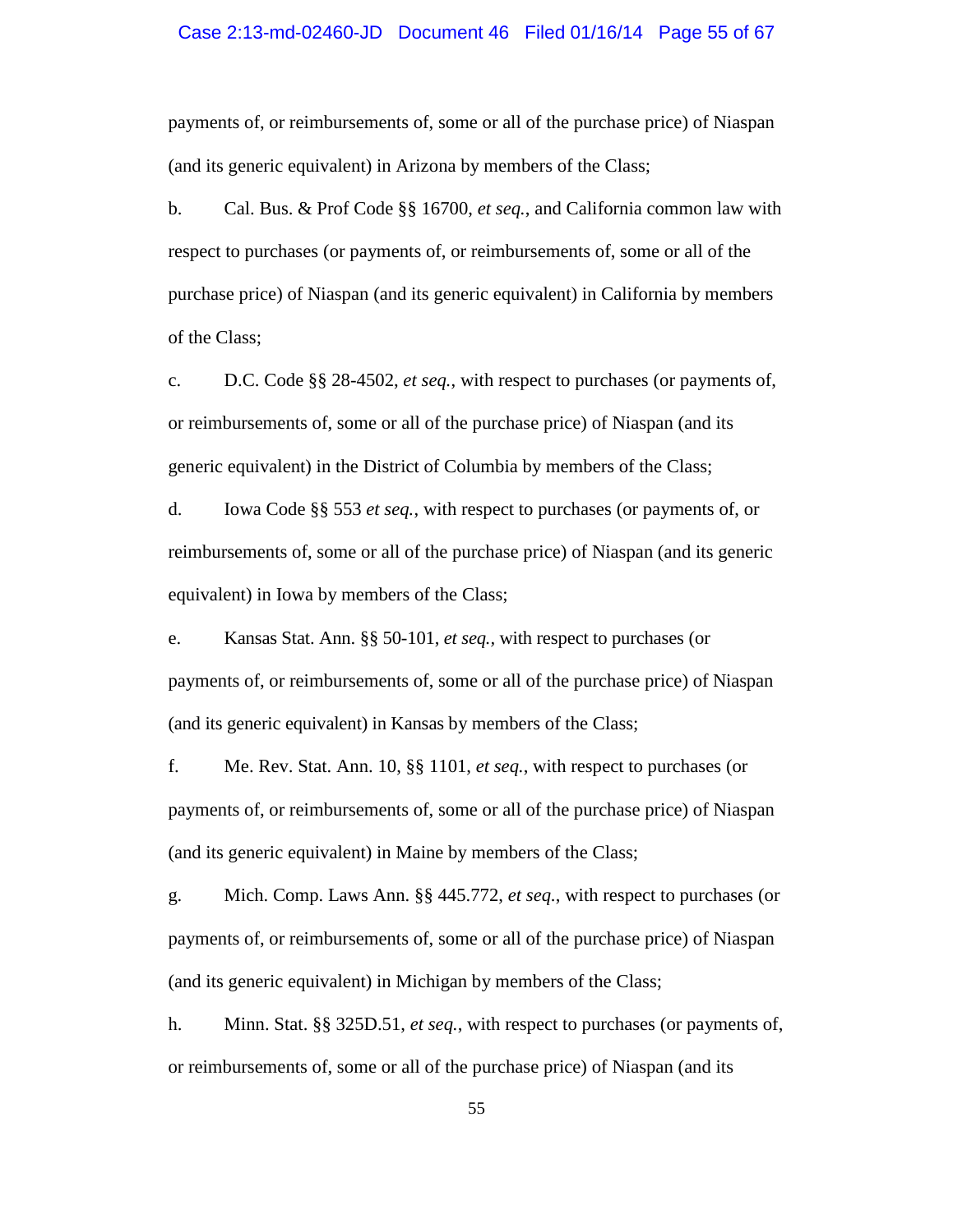payments of, or reimbursements of, some or all of the purchase price) of Niaspan (and its generic equivalent) in Arizona by members of the Class;

b. Cal. Bus. & Prof Code §§ 16700, *et seq.*, and California common law with respect to purchases (or payments of, or reimbursements of, some or all of the purchase price) of Niaspan (and its generic equivalent) in California by members of the Class;

c. D.C. Code §§ 28-4502, *et seq.*, with respect to purchases (or payments of, or reimbursements of, some or all of the purchase price) of Niaspan (and its generic equivalent) in the District of Columbia by members of the Class;

d. Iowa Code §§ 553 *et seq.*, with respect to purchases (or payments of, or reimbursements of, some or all of the purchase price) of Niaspan (and its generic equivalent) in Iowa by members of the Class;

e. Kansas Stat. Ann. §§ 50-101, *et seq.*, with respect to purchases (or payments of, or reimbursements of, some or all of the purchase price) of Niaspan (and its generic equivalent) in Kansas by members of the Class;

f. Me. Rev. Stat. Ann. 10, §§ 1101, *et seq.*, with respect to purchases (or payments of, or reimbursements of, some or all of the purchase price) of Niaspan (and its generic equivalent) in Maine by members of the Class;

g. Mich. Comp. Laws Ann. §§ 445.772, *et seq.*, with respect to purchases (or payments of, or reimbursements of, some or all of the purchase price) of Niaspan (and its generic equivalent) in Michigan by members of the Class;

h. Minn. Stat. §§ 325D.51, *et seq.*, with respect to purchases (or payments of, or reimbursements of, some or all of the purchase price) of Niaspan (and its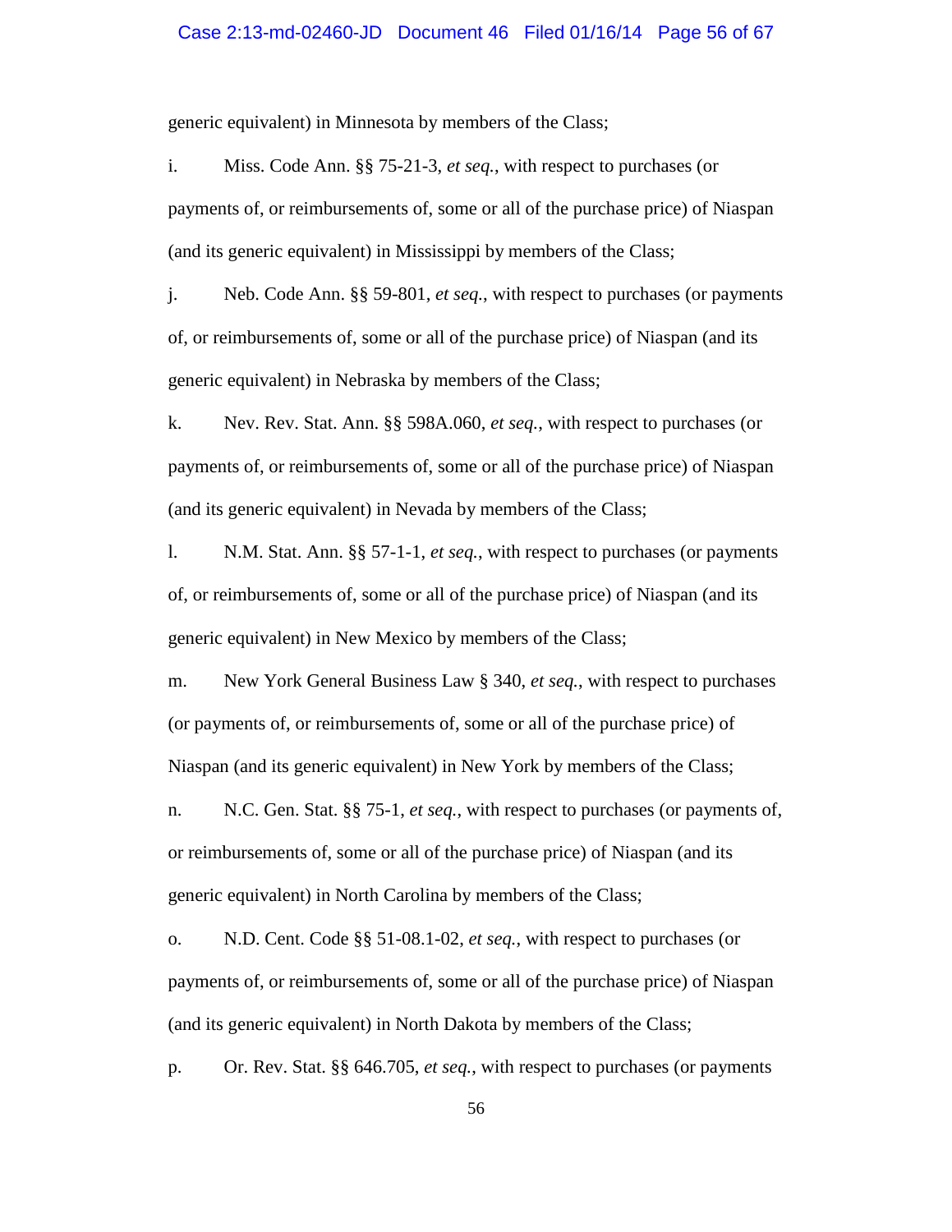generic equivalent) in Minnesota by members of the Class;

i. Miss. Code Ann. §§ 75-21-3, *et seq.*, with respect to purchases (or payments of, or reimbursements of, some or all of the purchase price) of Niaspan (and its generic equivalent) in Mississippi by members of the Class;

j. Neb. Code Ann. §§ 59-801, *et seq.*, with respect to purchases (or payments of, or reimbursements of, some or all of the purchase price) of Niaspan (and its generic equivalent) in Nebraska by members of the Class;

k. Nev. Rev. Stat. Ann. §§ 598A.060, *et seq.*, with respect to purchases (or payments of, or reimbursements of, some or all of the purchase price) of Niaspan (and its generic equivalent) in Nevada by members of the Class;

l. N.M. Stat. Ann. §§ 57-1-1, *et seq.*, with respect to purchases (or payments of, or reimbursements of, some or all of the purchase price) of Niaspan (and its generic equivalent) in New Mexico by members of the Class;

m. New York General Business Law § 340, *et seq.*, with respect to purchases (or payments of, or reimbursements of, some or all of the purchase price) of Niaspan (and its generic equivalent) in New York by members of the Class;

n. N.C. Gen. Stat. §§ 75-1, *et seq.*, with respect to purchases (or payments of, or reimbursements of, some or all of the purchase price) of Niaspan (and its generic equivalent) in North Carolina by members of the Class;

o. N.D. Cent. Code §§ 51-08.1-02, *et seq.*, with respect to purchases (or payments of, or reimbursements of, some or all of the purchase price) of Niaspan (and its generic equivalent) in North Dakota by members of the Class;

p. Or. Rev. Stat. §§ 646.705, *et seq.*, with respect to purchases (or payments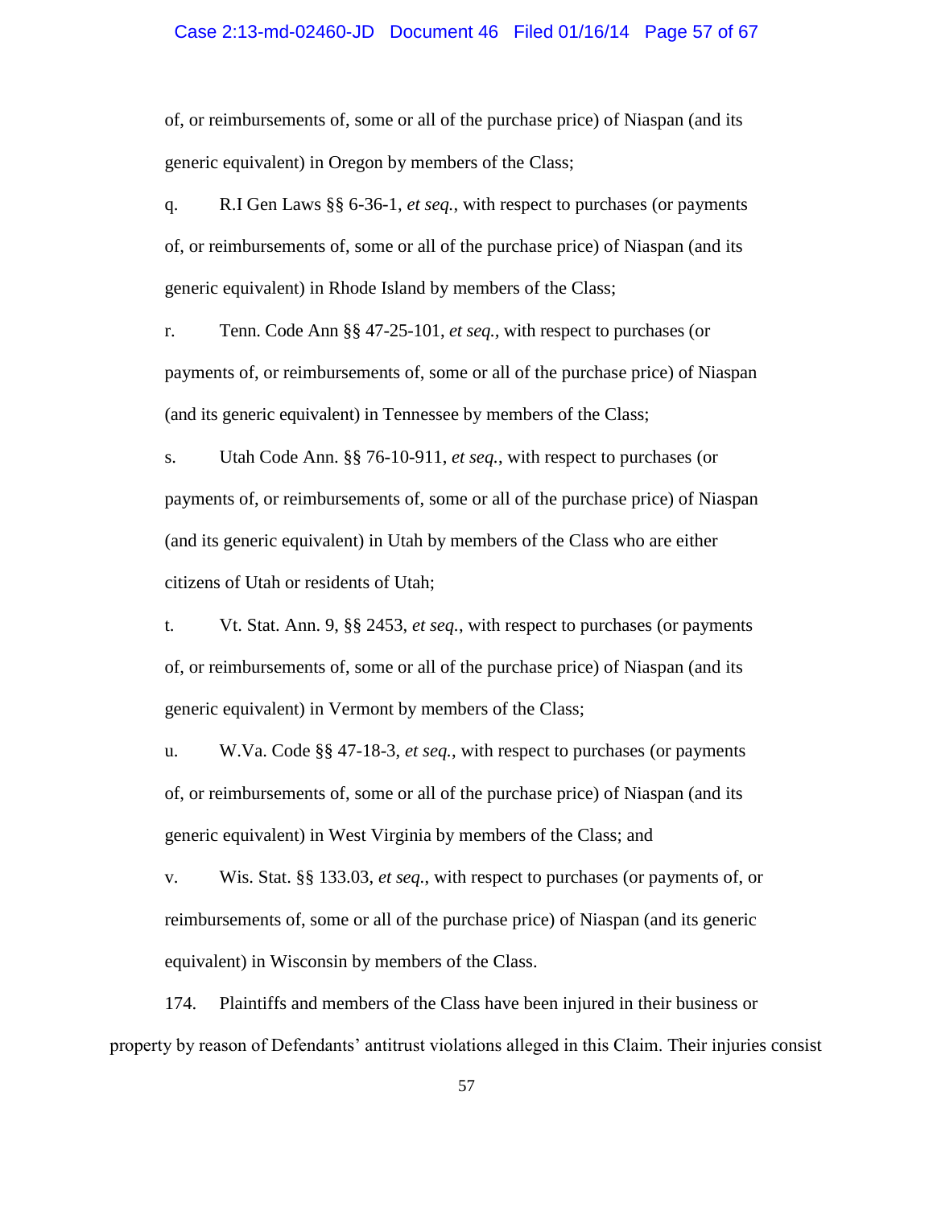of, or reimbursements of, some or all of the purchase price) of Niaspan (and its generic equivalent) in Oregon by members of the Class;

q. R.I Gen Laws §§ 6-36-1, *et seq.*, with respect to purchases (or payments of, or reimbursements of, some or all of the purchase price) of Niaspan (and its generic equivalent) in Rhode Island by members of the Class;

r. Tenn. Code Ann §§ 47-25-101, *et seq.*, with respect to purchases (or payments of, or reimbursements of, some or all of the purchase price) of Niaspan (and its generic equivalent) in Tennessee by members of the Class;

s. Utah Code Ann. §§ 76-10-911, *et seq.*, with respect to purchases (or payments of, or reimbursements of, some or all of the purchase price) of Niaspan (and its generic equivalent) in Utah by members of the Class who are either citizens of Utah or residents of Utah;

t. Vt. Stat. Ann. 9, §§ 2453, *et seq.*, with respect to purchases (or payments of, or reimbursements of, some or all of the purchase price) of Niaspan (and its generic equivalent) in Vermont by members of the Class;

u. W.Va. Code §§ 47-18-3, *et seq.*, with respect to purchases (or payments of, or reimbursements of, some or all of the purchase price) of Niaspan (and its generic equivalent) in West Virginia by members of the Class; and

v. Wis. Stat. §§ 133.03, *et seq.*, with respect to purchases (or payments of, or reimbursements of, some or all of the purchase price) of Niaspan (and its generic equivalent) in Wisconsin by members of the Class.

174. Plaintiffs and members of the Class have been injured in their business or property by reason of Defendants' antitrust violations alleged in this Claim. Their injuries consist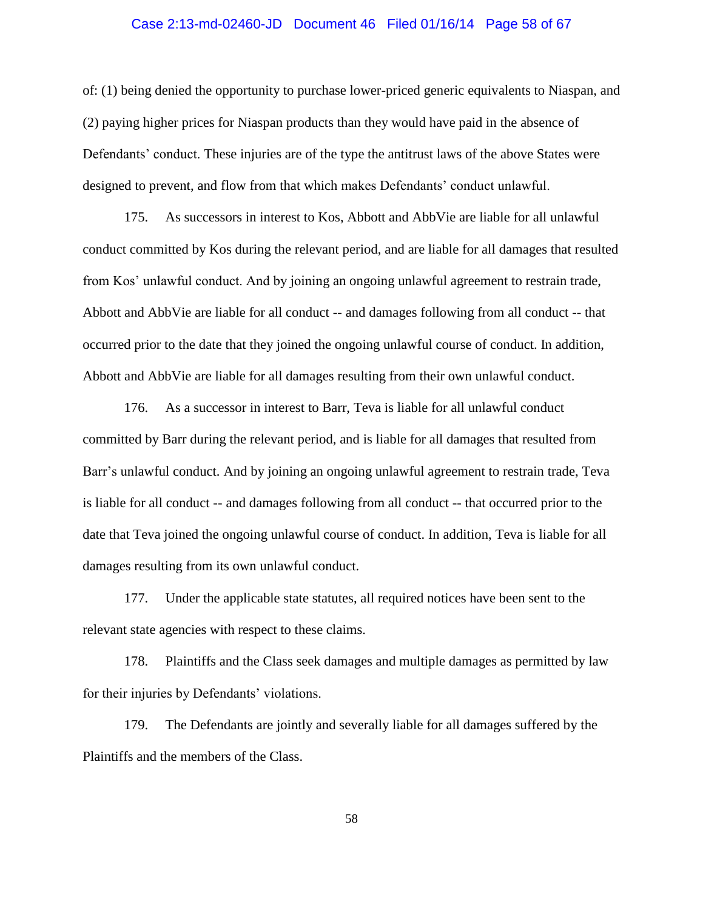of: (1) being denied the opportunity to purchase lower-priced generic equivalents to Niaspan, and (2) paying higher prices for Niaspan products than they would have paid in the absence of Defendants' conduct. These injuries are of the type the antitrust laws of the above States were designed to prevent, and flow from that which makes Defendants' conduct unlawful.

175. As successors in interest to Kos, Abbott and AbbVie are liable for all unlawful conduct committed by Kos during the relevant period, and are liable for all damages that resulted from Kos' unlawful conduct. And by joining an ongoing unlawful agreement to restrain trade, Abbott and AbbVie are liable for all conduct -- and damages following from all conduct -- that occurred prior to the date that they joined the ongoing unlawful course of conduct. In addition, Abbott and AbbVie are liable for all damages resulting from their own unlawful conduct.

176. As a successor in interest to Barr, Teva is liable for all unlawful conduct committed by Barr during the relevant period, and is liable for all damages that resulted from Barr's unlawful conduct. And by joining an ongoing unlawful agreement to restrain trade, Teva is liable for all conduct -- and damages following from all conduct -- that occurred prior to the date that Teva joined the ongoing unlawful course of conduct. In addition, Teva is liable for all damages resulting from its own unlawful conduct.

177. Under the applicable state statutes, all required notices have been sent to the relevant state agencies with respect to these claims.

178. Plaintiffs and the Class seek damages and multiple damages as permitted by law for their injuries by Defendants' violations.

179. The Defendants are jointly and severally liable for all damages suffered by the Plaintiffs and the members of the Class.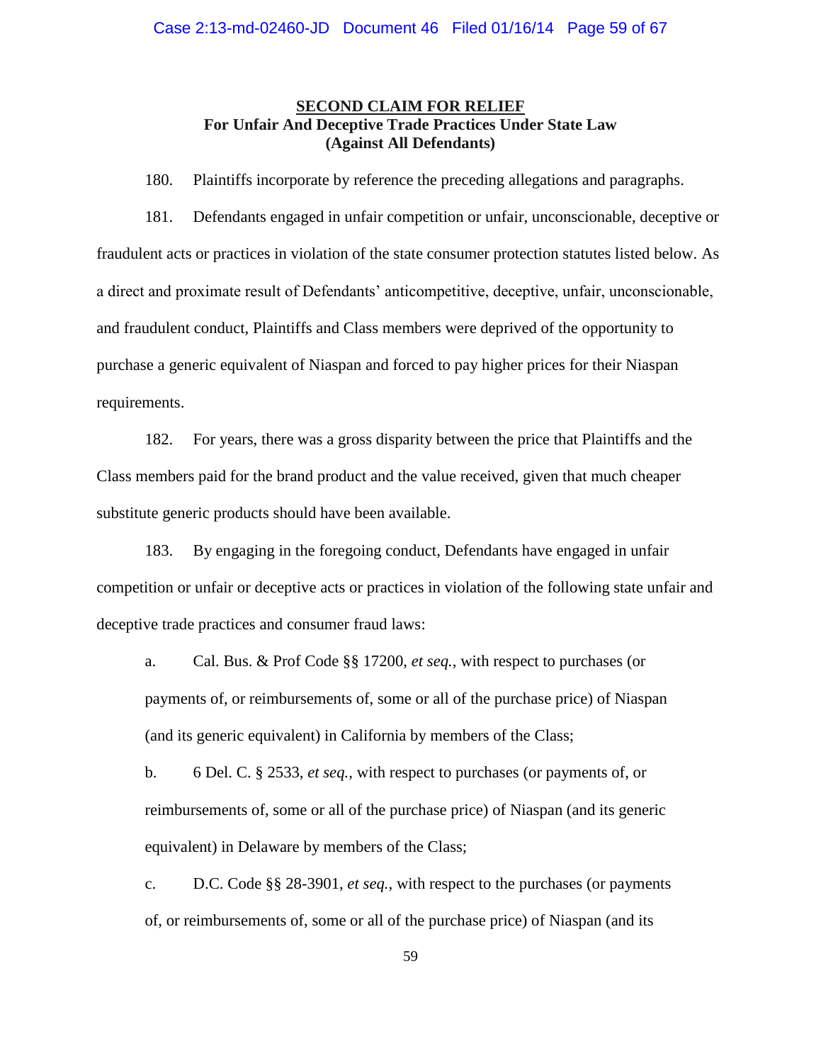**SECOND CLAIM FOR RELIEF**
**For Unfair And Deceptive Trade Practices Under State Law**
**(Against All Defendants)**

180. Plaintiffs incorporate by reference the preceding allegations and paragraphs.

181. Defendants engaged in unfair competition or unfair, unconscionable, deceptive or fraudulent acts or practices in violation of the state consumer protection statutes listed below. As a direct and proximate result of Defendants' anticompetitive, deceptive, unfair, unconscionable, and fraudulent conduct, Plaintiffs and Class members were deprived of the opportunity to purchase a generic equivalent of Niaspan and forced to pay higher prices for their Niaspan requirements.

182. For years, there was a gross disparity between the price that Plaintiffs and the Class members paid for the brand product and the value received, given that much cheaper substitute generic products should have been available.

183. By engaging in the foregoing conduct, Defendants have engaged in unfair competition or unfair or deceptive acts or practices in violation of the following state unfair and deceptive trade practices and consumer fraud laws:

a. Cal. Bus. & Prof Code §§ 17200, *et seq.*, with respect to purchases (or payments of, or reimbursements of, some or all of the purchase price) of Niaspan (and its generic equivalent) in California by members of the Class;

b. 6 Del. C. § 2533, *et seq.*, with respect to purchases (or payments of, or reimbursements of, some or all of the purchase price) of Niaspan (and its generic equivalent) in Delaware by members of the Class;

c. D.C. Code §§ 28-3901, *et seq.*, with respect to the purchases (or payments of, or reimbursements of, some or all of the purchase price) of Niaspan (and its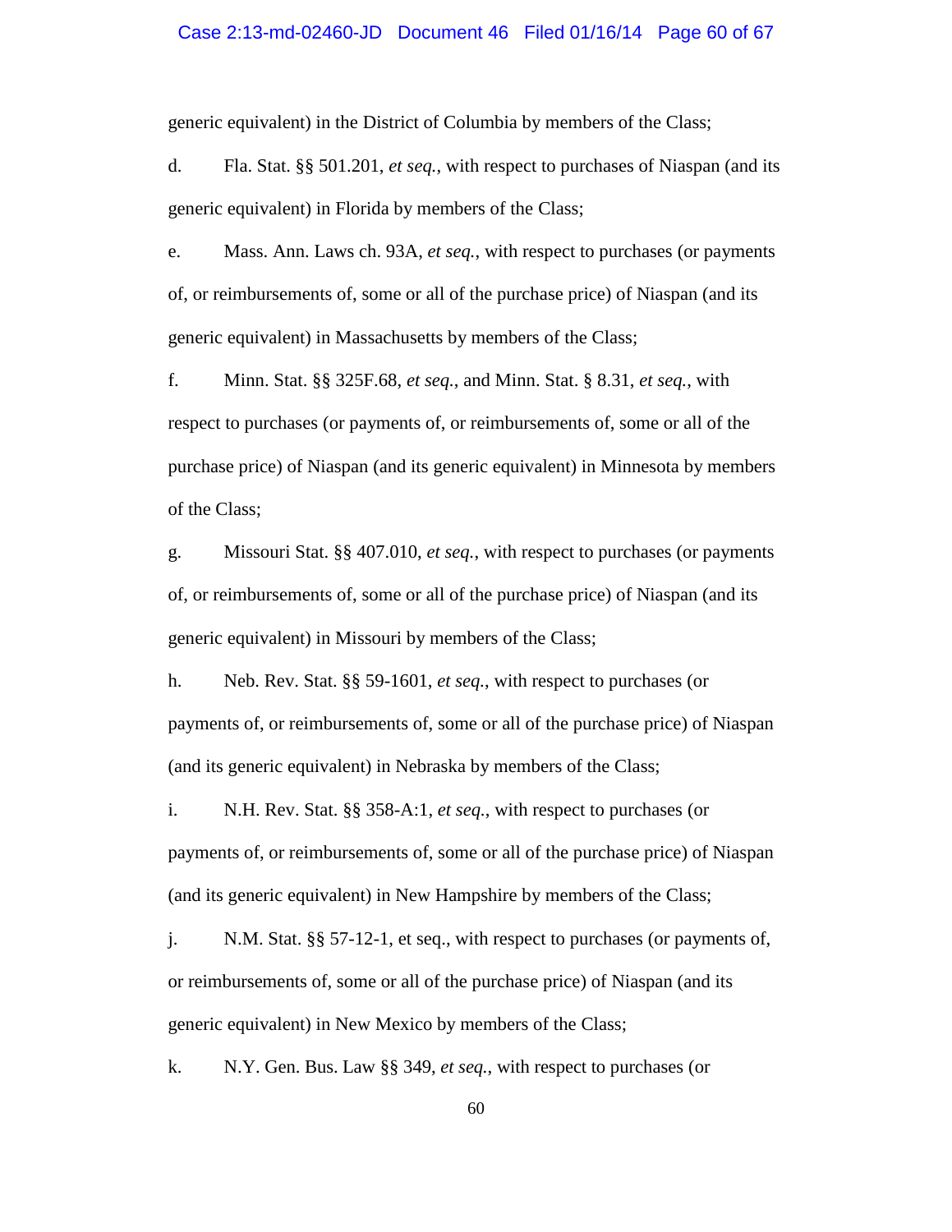generic equivalent) in the District of Columbia by members of the Class;

d. Fla. Stat. §§ 501.201, *et seq.*, with respect to purchases of Niaspan (and its generic equivalent) in Florida by members of the Class;

e. Mass. Ann. Laws ch. 93A, *et seq.*, with respect to purchases (or payments of, or reimbursements of, some or all of the purchase price) of Niaspan (and its generic equivalent) in Massachusetts by members of the Class;

f. Minn. Stat. §§ 325F.68, *et seq.*, and Minn. Stat. § 8.31, *et seq.*, with respect to purchases (or payments of, or reimbursements of, some or all of the purchase price) of Niaspan (and its generic equivalent) in Minnesota by members of the Class;

g. Missouri Stat. §§ 407.010, *et seq.*, with respect to purchases (or payments of, or reimbursements of, some or all of the purchase price) of Niaspan (and its generic equivalent) in Missouri by members of the Class;

h. Neb. Rev. Stat. §§ 59-1601, *et seq.*, with respect to purchases (or payments of, or reimbursements of, some or all of the purchase price) of Niaspan (and its generic equivalent) in Nebraska by members of the Class;

i. N.H. Rev. Stat. §§ 358-A:1, *et seq.*, with respect to purchases (or payments of, or reimbursements of, some or all of the purchase price) of Niaspan (and its generic equivalent) in New Hampshire by members of the Class;

j. N.M. Stat. §§ 57-12-1, et seq., with respect to purchases (or payments of, or reimbursements of, some or all of the purchase price) of Niaspan (and its generic equivalent) in New Mexico by members of the Class;

k. N.Y. Gen. Bus. Law §§ 349, *et seq.*, with respect to purchases (or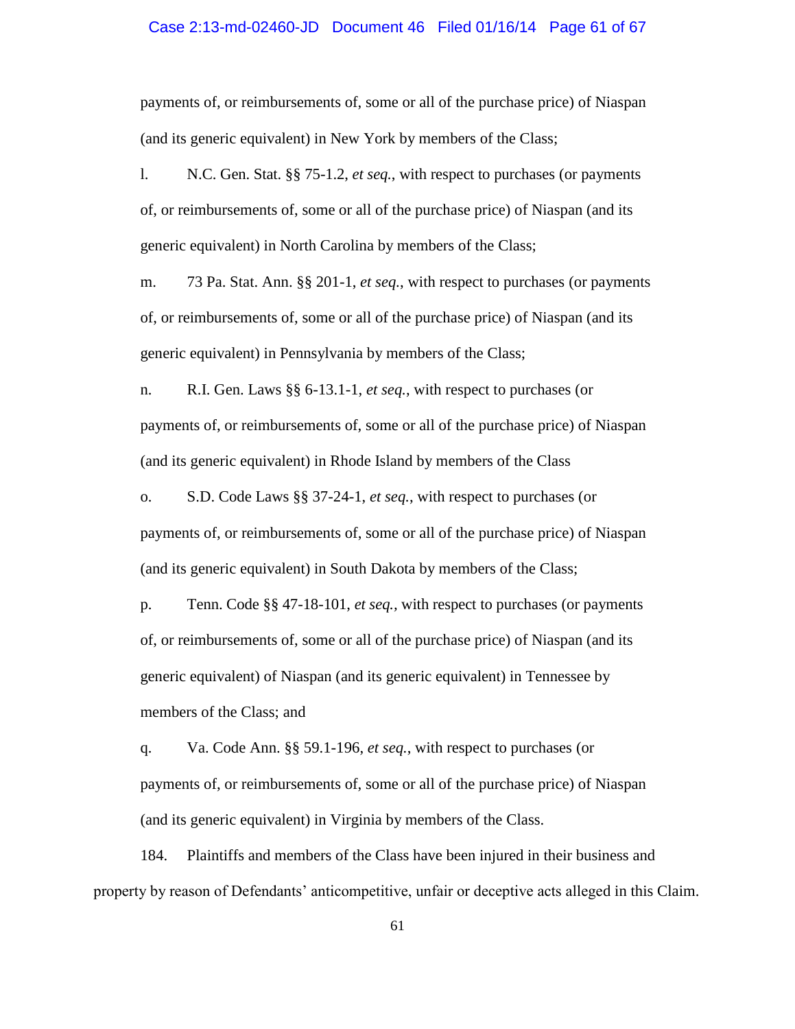payments of, or reimbursements of, some or all of the purchase price) of Niaspan (and its generic equivalent) in New York by members of the Class;

l. N.C. Gen. Stat. §§ 75-1.2, *et seq.*, with respect to purchases (or payments of, or reimbursements of, some or all of the purchase price) of Niaspan (and its generic equivalent) in North Carolina by members of the Class;

m. 73 Pa. Stat. Ann. §§ 201-1, *et seq.*, with respect to purchases (or payments of, or reimbursements of, some or all of the purchase price) of Niaspan (and its generic equivalent) in Pennsylvania by members of the Class;

n. R.I. Gen. Laws §§ 6-13.1-1, *et seq.*, with respect to purchases (or payments of, or reimbursements of, some or all of the purchase price) of Niaspan (and its generic equivalent) in Rhode Island by members of the Class

o. S.D. Code Laws §§ 37-24-1, *et seq.*, with respect to purchases (or payments of, or reimbursements of, some or all of the purchase price) of Niaspan (and its generic equivalent) in South Dakota by members of the Class;

p. Tenn. Code §§ 47-18-101, *et seq.*, with respect to purchases (or payments of, or reimbursements of, some or all of the purchase price) of Niaspan (and its generic equivalent) of Niaspan (and its generic equivalent) in Tennessee by members of the Class; and

q. Va. Code Ann. §§ 59.1-196, *et seq.*, with respect to purchases (or payments of, or reimbursements of, some or all of the purchase price) of Niaspan (and its generic equivalent) in Virginia by members of the Class.

184. Plaintiffs and members of the Class have been injured in their business and property by reason of Defendants' anticompetitive, unfair or deceptive acts alleged in this Claim.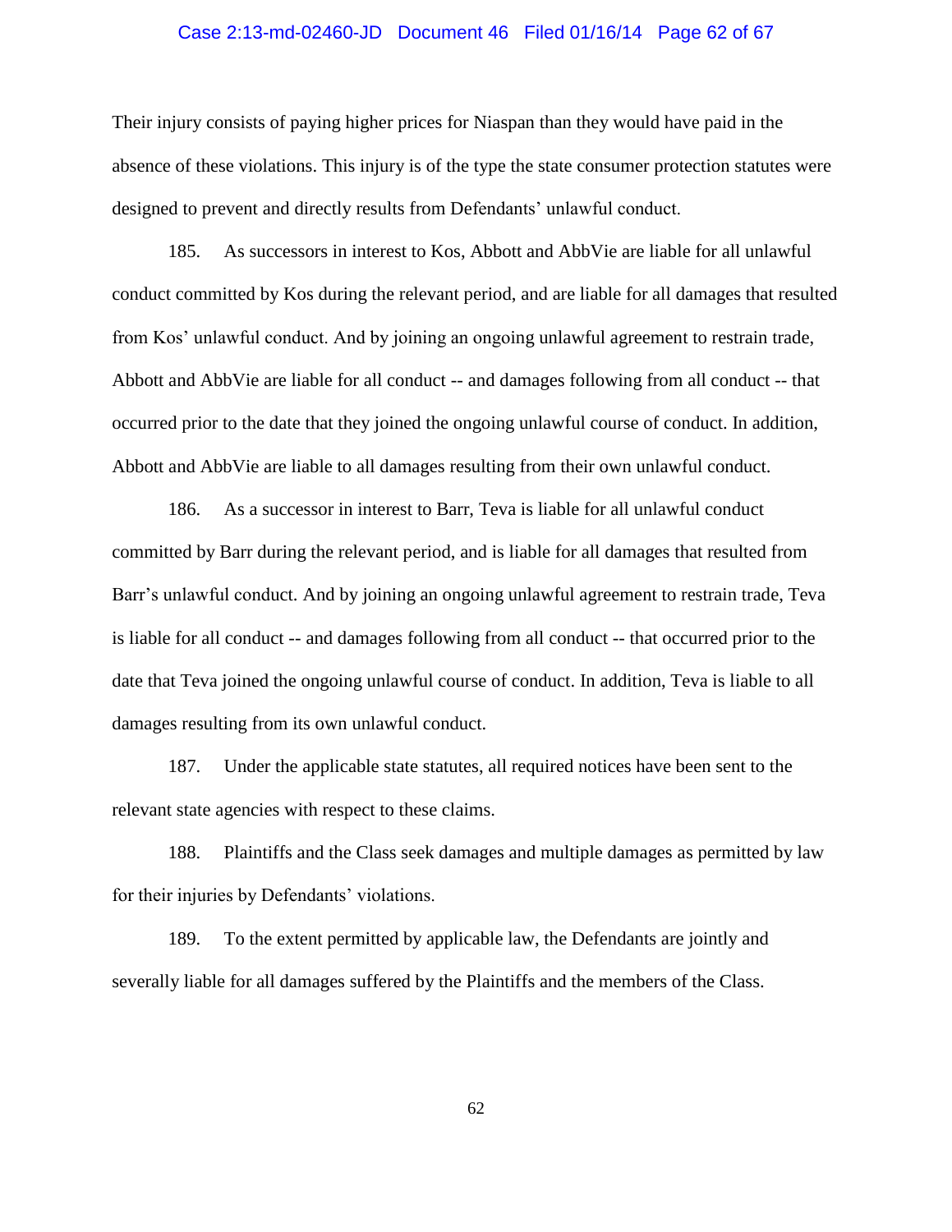Their injury consists of paying higher prices for Niaspan than they would have paid in the absence of these violations. This injury is of the type the state consumer protection statutes were designed to prevent and directly results from Defendants' unlawful conduct.

185. As successors in interest to Kos, Abbott and AbbVie are liable for all unlawful conduct committed by Kos during the relevant period, and are liable for all damages that resulted from Kos' unlawful conduct. And by joining an ongoing unlawful agreement to restrain trade, Abbott and AbbVie are liable for all conduct -- and damages following from all conduct -- that occurred prior to the date that they joined the ongoing unlawful course of conduct. In addition, Abbott and AbbVie are liable to all damages resulting from their own unlawful conduct.

186. As a successor in interest to Barr, Teva is liable for all unlawful conduct committed by Barr during the relevant period, and is liable for all damages that resulted from Barr's unlawful conduct. And by joining an ongoing unlawful agreement to restrain trade, Teva is liable for all conduct -- and damages following from all conduct -- that occurred prior to the date that Teva joined the ongoing unlawful course of conduct. In addition, Teva is liable to all damages resulting from its own unlawful conduct.

187. Under the applicable state statutes, all required notices have been sent to the relevant state agencies with respect to these claims.

188. Plaintiffs and the Class seek damages and multiple damages as permitted by law for their injuries by Defendants' violations.

189. To the extent permitted by applicable law, the Defendants are jointly and severally liable for all damages suffered by the Plaintiffs and the members of the Class.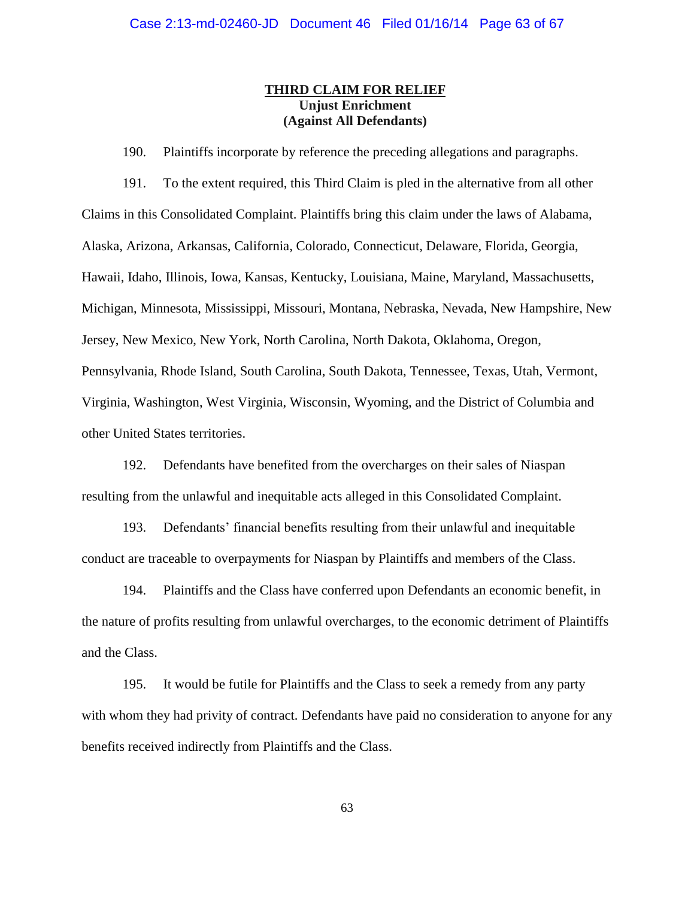## THIRD CLAIM FOR RELIEF

**Unjust Enrichment**
**(Against All Defendants)**

190. Plaintiffs incorporate by reference the preceding allegations and paragraphs.

191. To the extent required, this Third Claim is pled in the alternative from all other Claims in this Consolidated Complaint. Plaintiffs bring this claim under the laws of Alabama, Alaska, Arizona, Arkansas, California, Colorado, Connecticut, Delaware, Florida, Georgia, Hawaii, Idaho, Illinois, Iowa, Kansas, Kentucky, Louisiana, Maine, Maryland, Massachusetts, Michigan, Minnesota, Mississippi, Missouri, Montana, Nebraska, Nevada, New Hampshire, New Jersey, New Mexico, New York, North Carolina, North Dakota, Oklahoma, Oregon, Pennsylvania, Rhode Island, South Carolina, South Dakota, Tennessee, Texas, Utah, Vermont, Virginia, Washington, West Virginia, Wisconsin, Wyoming, and the District of Columbia and other United States territories.

192. Defendants have benefited from the overcharges on their sales of Niaspan resulting from the unlawful and inequitable acts alleged in this Consolidated Complaint.

193. Defendants' financial benefits resulting from their unlawful and inequitable conduct are traceable to overpayments for Niaspan by Plaintiffs and members of the Class.

194. Plaintiffs and the Class have conferred upon Defendants an economic benefit, in the nature of profits resulting from unlawful overcharges, to the economic detriment of Plaintiffs and the Class.

195. It would be futile for Plaintiffs and the Class to seek a remedy from any party with whom they had privity of contract. Defendants have paid no consideration to anyone for any benefits received indirectly from Plaintiffs and the Class.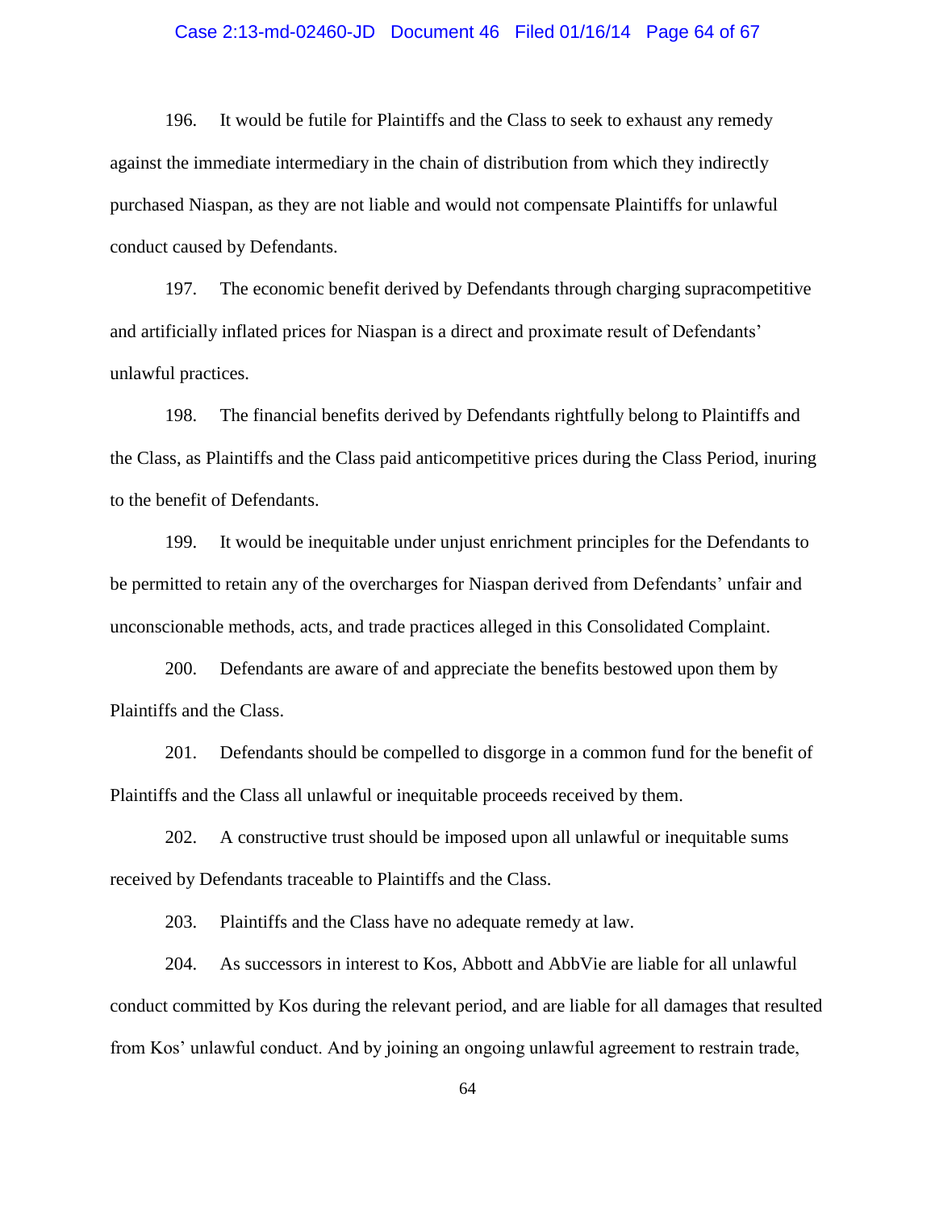196. It would be futile for Plaintiffs and the Class to seek to exhaust any remedy against the immediate intermediary in the chain of distribution from which they indirectly purchased Niaspan, as they are not liable and would not compensate Plaintiffs for unlawful conduct caused by Defendants.

197. The economic benefit derived by Defendants through charging supracompetitive and artificially inflated prices for Niaspan is a direct and proximate result of Defendants' unlawful practices.

198. The financial benefits derived by Defendants rightfully belong to Plaintiffs and the Class, as Plaintiffs and the Class paid anticompetitive prices during the Class Period, inuring to the benefit of Defendants.

199. It would be inequitable under unjust enrichment principles for the Defendants to be permitted to retain any of the overcharges for Niaspan derived from Defendants' unfair and unconscionable methods, acts, and trade practices alleged in this Consolidated Complaint.

200. Defendants are aware of and appreciate the benefits bestowed upon them by Plaintiffs and the Class.

201. Defendants should be compelled to disgorge in a common fund for the benefit of Plaintiffs and the Class all unlawful or inequitable proceeds received by them.

202. A constructive trust should be imposed upon all unlawful or inequitable sums received by Defendants traceable to Plaintiffs and the Class.

203. Plaintiffs and the Class have no adequate remedy at law.

204. As successors in interest to Kos, Abbott and AbbVie are liable for all unlawful conduct committed by Kos during the relevant period, and are liable for all damages that resulted from Kos' unlawful conduct. And by joining an ongoing unlawful agreement to restrain trade,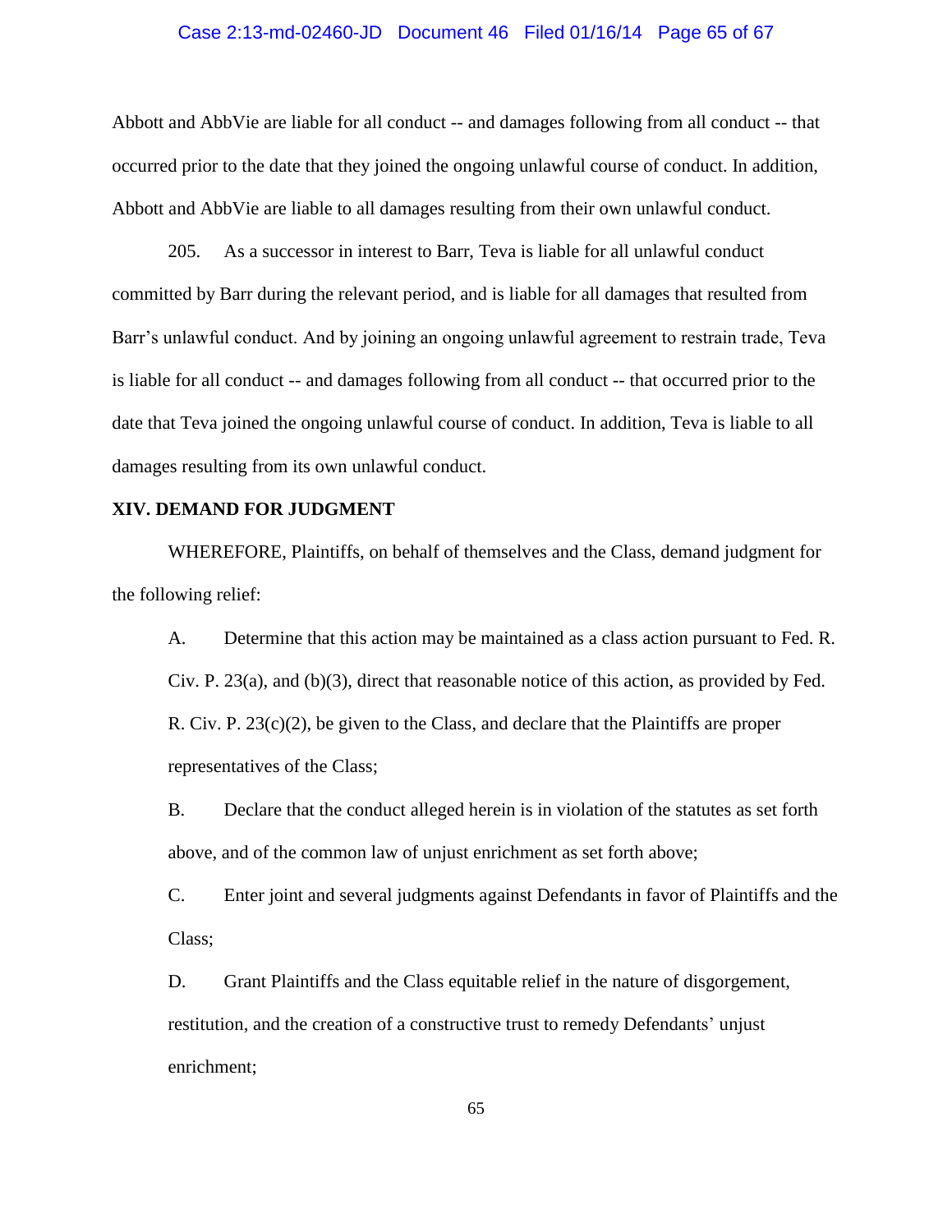Abbott and AbbVie are liable for all conduct -- and damages following from all conduct -- that occurred prior to the date that they joined the ongoing unlawful course of conduct. In addition, Abbott and AbbVie are liable to all damages resulting from their own unlawful conduct.

205. As a successor in interest to Barr, Teva is liable for all unlawful conduct committed by Barr during the relevant period, and is liable for all damages that resulted from Barr's unlawful conduct. And by joining an ongoing unlawful agreement to restrain trade, Teva is liable for all conduct -- and damages following from all conduct -- that occurred prior to the date that Teva joined the ongoing unlawful course of conduct. In addition, Teva is liable to all damages resulting from its own unlawful conduct.

## XIV. DEMAND FOR JUDGMENT

WHEREFORE, Plaintiffs, on behalf of themselves and the Class, demand judgment for the following relief:

A. Determine that this action may be maintained as a class action pursuant to Fed. R. Civ. P. 23(a), and (b)(3), direct that reasonable notice of this action, as provided by Fed. R. Civ. P. 23(c)(2), be given to the Class, and declare that the Plaintiffs are proper representatives of the Class;

B. Declare that the conduct alleged herein is in violation of the statutes as set forth above, and of the common law of unjust enrichment as set forth above;

C. Enter joint and several judgments against Defendants in favor of Plaintiffs and the Class;

D. Grant Plaintiffs and the Class equitable relief in the nature of disgorgement, restitution, and the creation of a constructive trust to remedy Defendants' unjust enrichment;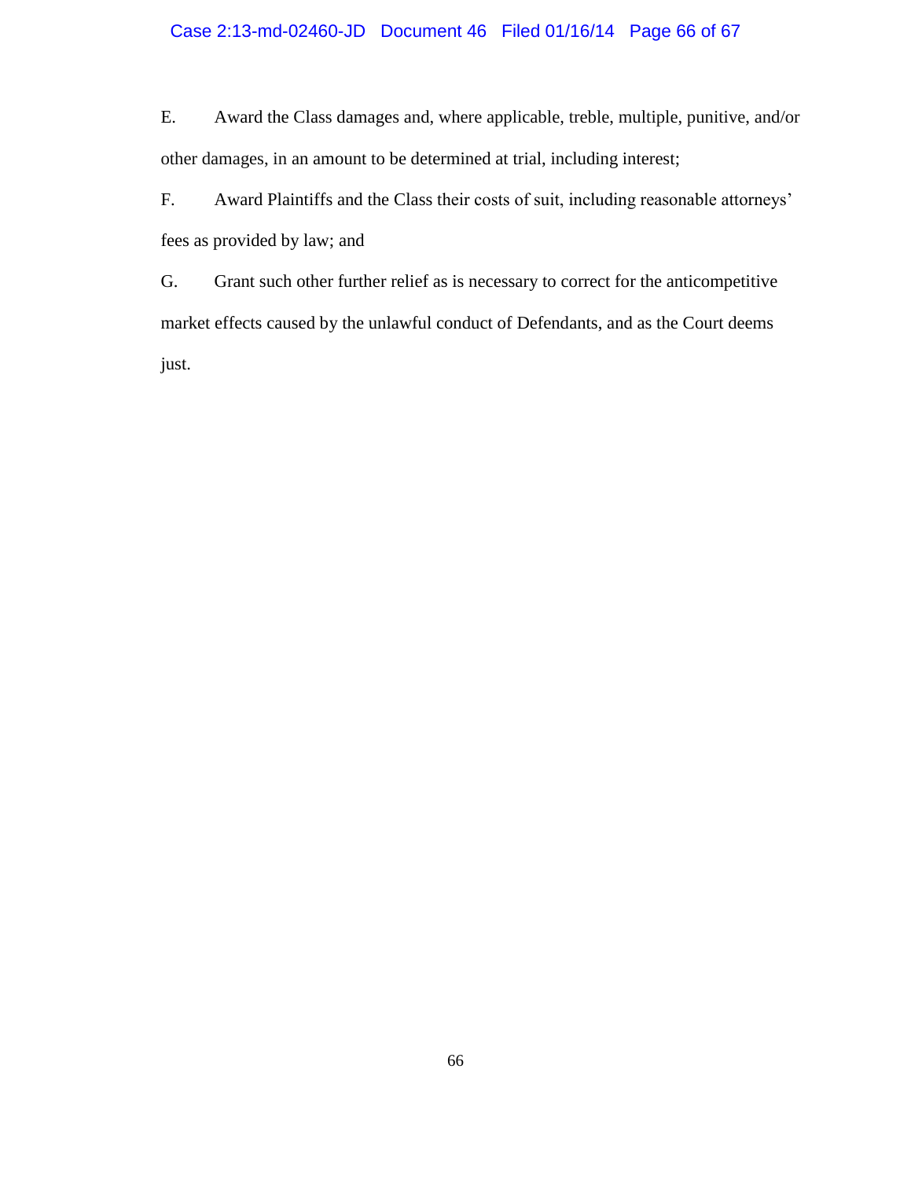E. Award the Class damages and, where applicable, treble, multiple, punitive, and/or other damages, in an amount to be determined at trial, including interest;

F. Award Plaintiffs and the Class their costs of suit, including reasonable attorneys' fees as provided by law; and

G. Grant such other further relief as is necessary to correct for the anticompetitive market effects caused by the unlawful conduct of Defendants, and as the Court deems just.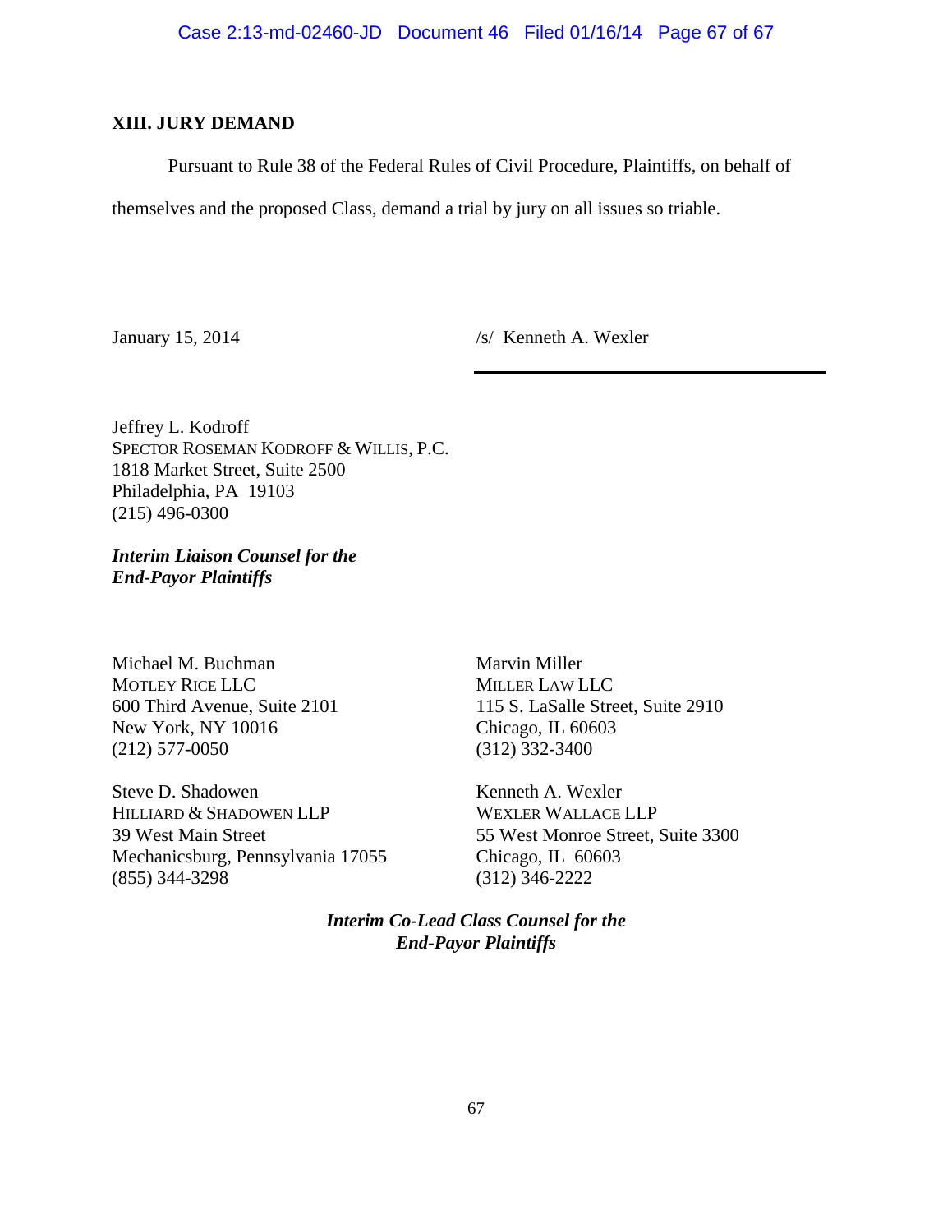## XIII. JURY DEMAND

Pursuant to Rule 38 of the Federal Rules of Civil Procedure, Plaintiffs, on behalf of themselves and the proposed Class, demand a trial by jury on all issues so triable.

January 15, 2014

/s/ Kenneth A. Wexler

Jeffrey L. Kodroff
SPECTOR ROSEMAN KODROFF & WILLIS, P.C.
1818 Market Street, Suite 2500
Philadelphia, PA 19103
(215) 496-0300

***Interim Liaison Counsel for the End-Payor Plaintiffs***

Michael M. Buchman
MOTLEY RICE LLC
600 Third Avenue, Suite 2101
New York, NY 10016
(212) 577-0050

Steve D. Shadowen
HILLIARD & SHADOWEN LLP
39 West Main Street
Mechanicsburg, Pennsylvania 17055
(855) 344-3298

Marvin Miller
MILLER LAW LLC
115 S. LaSalle Street, Suite 2910
Chicago, IL 60603
(312) 332-3400

Kenneth A. Wexler
WEXLER WALLACE LLP
55 West Monroe Street, Suite 3300
Chicago, IL 60603
(312) 346-2222

***Interim Co-Lead Class Counsel for the End-Payor Plaintiffs***